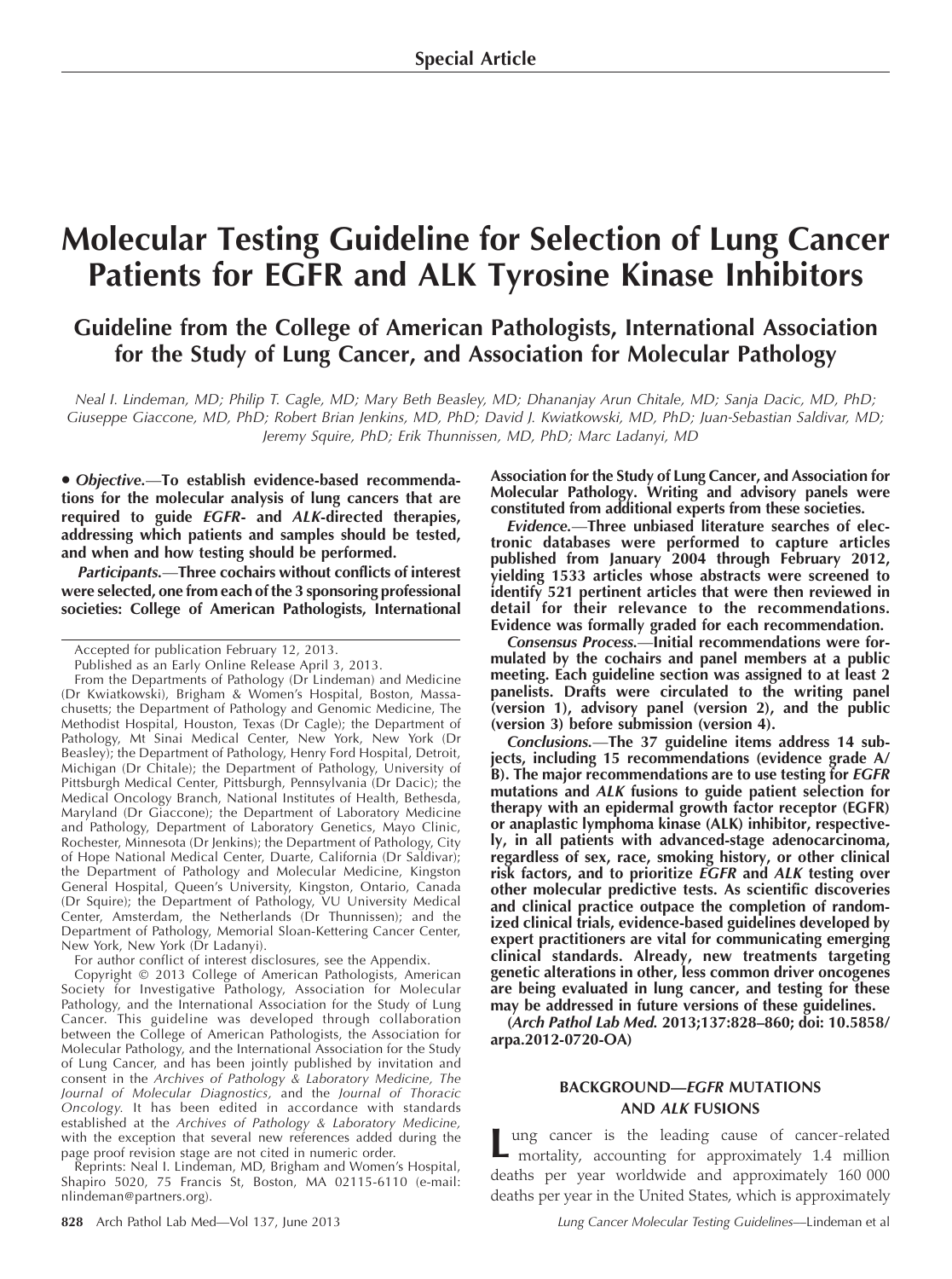Special Article

# Molecular Testing Guideline for Selection of Lung Cancer Patients for EGFR and ALK Tyrosine Kinase Inhibitors

## Guideline from the College of American Pathologists, International Association for the Study of Lung Cancer, and Association for Molecular Pathology

*Neal I. Lindeman, MD; Philip T. Cagle, MD; Mary Beth Beasley, MD; Dhananjay Arun Chitale, MD; Sanja Dacic, MD, PhD; Giuseppe Giaccone, MD, PhD; Robert Brian Jenkins, MD, PhD; David J. Kwiatkowski, MD, PhD; Juan-Sebastian Saldivar, MD; Jeremy Squire, PhD; Erik Thunnissen, MD, PhD; Marc Ladanyi, MD*

• ***Objective.***—**To establish evidence-based recommendations for the molecular analysis of lung cancers that are required to guide *EGFR*- and *ALK*-directed therapies, addressing which patients and samples should be tested, and when and how testing should be performed.**

***Participants.***—**Three cochairs without conflicts of interest were selected, one from each of the 3 sponsoring professional societies: College of American Pathologists, International Association for the Study of Lung Cancer, and Association for Molecular Pathology. Writing and advisory panels were constituted from additional experts from these societies.**

***Evidence.***—**Three unbiased literature searches of electronic databases were performed to capture articles published from January 2004 through February 2012, yielding 1533 articles whose abstracts were screened to identify 521 pertinent articles that were then reviewed in detail for their relevance to the recommendations. Evidence was formally graded for each recommendation.**

***Consensus Process.***—**Initial recommendations were formulated by the cochairs and panel members at a public meeting. Each guideline section was assigned to at least 2 panelists. Drafts were circulated to the writing panel (version 1), advisory panel (version 2), and the public (version 3) before submission (version 4).**

***Conclusions.***—**The 37 guideline items address 14 subjects, including 15 recommendations (evidence grade A/B). The major recommendations are to use testing for *EGFR* mutations and *ALK* fusions to guide patient selection for therapy with an epidermal growth factor receptor (EGFR) or anaplastic lymphoma kinase (ALK) inhibitor, respectively, in all patients with advanced-stage adenocarcinoma, regardless of sex, race, smoking history, or other clinical risk factors, and to prioritize *EGFR* and *ALK* testing over other molecular predictive tests. As scientific discoveries and clinical practice outpace the completion of randomized clinical trials, evidence-based guidelines developed by expert practitioners are vital for communicating emerging clinical standards. Already, new treatments targeting genetic alterations in other, less common driver oncogenes are being evaluated in lung cancer, and testing for these may be addressed in future versions of these guidelines.**

**(*Arch Pathol Lab Med.* 2013;137:828–860; doi: 10.5858/arpa.2012-0720-OA)**

Accepted for publication February 12, 2013.

Published as an Early Online Release April 3, 2013.

From the Departments of Pathology (Dr Lindeman) and Medicine (Dr Kwiatkowski), Brigham & Women's Hospital, Boston, Massachusetts; the Department of Pathology and Genomic Medicine, The Methodist Hospital, Houston, Texas (Dr Cagle); the Department of Pathology, Mt Sinai Medical Center, New York, New York (Dr Beasley); the Department of Pathology, Henry Ford Hospital, Detroit, Michigan (Dr Chitale); the Department of Pathology, University of Pittsburgh Medical Center, Pittsburgh, Pennsylvania (Dr Dacic); the Medical Oncology Branch, National Institutes of Health, Bethesda, Maryland (Dr Giaccone); the Department of Laboratory Medicine and Pathology, Department of Laboratory Genetics, Mayo Clinic, Rochester, Minnesota (Dr Jenkins); the Department of Pathology, City of Hope National Medical Center, Duarte, California (Dr Saldivar); the Department of Pathology and Molecular Medicine, Kingston General Hospital, Queen's University, Kingston, Ontario, Canada (Dr Squire); the Department of Pathology, VU University Medical Center, Amsterdam, the Netherlands (Dr Thunnissen); and the Department of Pathology, Memorial Sloan-Kettering Cancer Center, New York, New York (Dr Ladanyi).

For author conflict of interest disclosures, see the Appendix.

Copyright © 2013 College of American Pathologists, American Society for Investigative Pathology, Association for Molecular Pathology, and the International Association for the Study of Lung Cancer. This guideline was developed through collaboration between the College of American Pathologists, the Association for Molecular Pathology, and the International Association for the Study of Lung Cancer, and has been jointly published by invitation and consent in the *Archives of Pathology & Laboratory Medicine, The Journal of Molecular Diagnostics,* and the *Journal of Thoracic Oncology.* It has been edited in accordance with standards established at the *Archives of Pathology & Laboratory Medicine,* with the exception that several new references added during the page proof revision stage are not cited in numeric order.

Reprints: Neal I. Lindeman, MD, Brigham and Women's Hospital, Shapiro 5020, 75 Francis St, Boston, MA 02115-6110 (e-mail: nlindeman@partners.org).

## BACKGROUND—*EGFR* MUTATIONS AND *ALK* FUSIONS

Lung cancer is the leading cause of cancer-related mortality, accounting for approximately 1.4 million deaths per year worldwide and approximately 160 000 deaths per year in the United States, which is approximately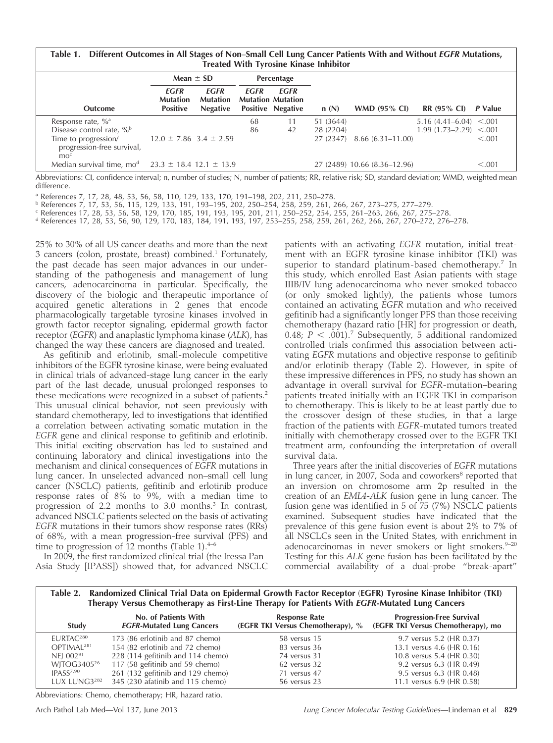**Table 1. Different Outcomes in All Stages of Non–Small Cell Lung Cancer Patients With and Without *EGFR* Mutations, Treated With Tyrosine Kinase Inhibitor**

| Outcome | Mean ± SD | | Percentage | | n (N) | WMD (95% CI) | RR (95% CI) | P Value |
|---|---|---|---|---|---|---|---|---|
| | *EGFR* Mutation Positive | *EGFR* Mutation Negative | *EGFR* Mutation Positive | *EGFR* Mutation Negative | | | | |
| Response rate, %[a] | | | 68 | 11 | 51 (3644) | | 5.16 (4.41–6.04) | <.001 |
| Disease control rate, %[b] | | | 86 | 42 | 28 (2204) | | 1.99 (1.73–2.29) | <.001 |
| Time to progression/progression-free survival, mo[c] | 12.0 ± 7.86 | 3.4 ± 2.59 | | | 27 (2347) | 8.66 (6.31–11.00) | | <.001 |
| Median survival time, mo[d] | 23.3 ± 18.4 | 12.1 ± 13.9 | | | 27 (2489) | 10.66 (8.36–12.96) | | <.001 |

Abbreviations: CI, confidence interval; n, number of studies; N, number of patients; RR, relative risk; SD, standard deviation; WMD, weighted mean difference.

[a] References 7, 17, 28, 48, 53, 56, 58, 110, 129, 133, 170, 191–198, 202, 211, 250–278.
[b] References 7, 17, 53, 56, 115, 129, 133, 191, 193–195, 202, 250–254, 258, 259, 261, 266, 267, 273–275, 277–279.
[c] References 17, 28, 53, 56, 58, 129, 170, 185, 191, 193, 195, 201, 211, 250–252, 254, 255, 261–263, 266, 267, 275–278.
[d] References 17, 28, 53, 56, 90, 129, 170, 183, 184, 191, 193, 197, 253–255, 258, 259, 261, 262, 266, 267, 270–272, 276–278.

25% to 30% of all US cancer deaths and more than the next 3 cancers (colon, prostate, breast) combined.[1] Fortunately, the past decade has seen major advances in our understanding of the pathogenesis and management of lung cancers, adenocarcinoma in particular. Specifically, the discovery of the biologic and therapeutic importance of acquired genetic alterations in 2 genes that encode pharmacologically targetable tyrosine kinases involved in growth factor receptor signaling, epidermal growth factor receptor (*EGFR*) and anaplastic lymphoma kinase (*ALK*), has changed the way these cancers are diagnosed and treated.

As gefitinib and erlotinib, small-molecule competitive inhibitors of the EGFR tyrosine kinase, were being evaluated in clinical trials of advanced-stage lung cancer in the early part of the last decade, unusual prolonged responses to these medications were recognized in a subset of patients.[2] This unusual clinical behavior, not seen previously with standard chemotherapy, led to investigations that identified a correlation between activating somatic mutation in the *EGFR* gene and clinical response to gefitinib and erlotinib. This initial exciting observation has led to sustained and continuing laboratory and clinical investigations into the mechanism and clinical consequences of *EGFR* mutations in lung cancer. In unselected advanced non–small cell lung cancer (NSCLC) patients, gefitinib and erlotinib produce response rates of 8% to 9%, with a median time to progression of 2.2 months to 3.0 months.[3] In contrast, advanced NSCLC patients selected on the basis of activating *EGFR* mutations in their tumors show response rates (RRs) of 68%, with a mean progression-free survival (PFS) and time to progression of 12 months (Table 1).[4–6]

In 2009, the first randomized clinical trial (the Iressa Pan-Asia Study [IPASS]) showed that, for advanced NSCLC patients with an activating *EGFR* mutation, initial treatment with an EGFR tyrosine kinase inhibitor (TKI) was superior to standard platinum-based chemotherapy.[7] In this study, which enrolled East Asian patients with stage IIIB/IV lung adenocarcinoma who never smoked tobacco (or only smoked lightly), the patients whose tumors contained an activating *EGFR* mutation and who received gefitinib had a significantly longer PFS than those receiving chemotherapy (hazard ratio [HR] for progression or death, 0.48; $P < .001$).[7] Subsequently, 5 additional randomized controlled trials confirmed this association between activating *EGFR* mutations and objective response to gefitinib and/or erlotinib therapy (Table 2). However, in spite of these impressive differences in PFS, no study has shown an advantage in overall survival for *EGFR*-mutation–bearing patients treated initially with an EGFR TKI in comparison to chemotherapy. This is likely to be at least partly due to the crossover design of these studies, in that a large fraction of the patients with *EGFR*-mutated tumors treated initially with chemotherapy crossed over to the EGFR TKI treatment arm, confounding the interpretation of overall survival data.

Three years after the initial discoveries of *EGFR* mutations in lung cancer, in 2007, Soda and coworkers[8] reported that an inversion on chromosome arm 2p resulted in the creation of an *EML4-ALK* fusion gene in lung cancer. The fusion gene was identified in 5 of 75 (7%) NSCLC patients examined. Subsequent studies have indicated that the prevalence of this gene fusion event is about 2% to 7% of all NSCLCs seen in the United States, with enrichment in adenocarcinomas in never smokers or light smokers.[9–20] Testing for this *ALK* gene fusion has been facilitated by the commercial availability of a dual-probe "break-apart"

**Table 2. Randomized Clinical Trial Data on Epidermal Growth Factor Receptor (EGFR) Tyrosine Kinase Inhibitor (TKI) Therapy Versus Chemotherapy as First-Line Therapy for Patients With *EGFR*-Mutated Lung Cancers**

| Study | No. of Patients With *EGFR*-Mutated Lung Cancers | Response Rate (EGFR TKI Versus Chemotherapy), % | Progression-Free Survival (EGFR TKI Versus Chemotherapy), mo |
|---|---|---|---|
| EURTAC[280] | 173 (86 erlotinib and 87 chemo) | 58 versus 15 | 9.7 versus 5.2 (HR 0.37) |
| OPTIMAL[281] | 154 (82 erlotinib and 72 chemo) | 83 versus 36 | 13.1 versus 4.6 (HR 0.16) |
| NEJ 002[91] | 228 (114 gefitinib and 114 chemo) | 74 versus 31 | 10.8 versus 5.4 (HR 0.30) |
| WJTOG3405[26] | 117 (58 gefitinib and 59 chemo) | 62 versus 32 | 9.2 versus 6.3 (HR 0.49) |
| IPASS[7,90] | 261 (132 gefitinib and 129 chemo) | 71 versus 47 | 9.5 versus 6.3 (HR 0.48) |
| LUX LUNG3[282] | 345 (230 afatinib and 115 chemo) | 56 versus 23 | 11.1 versus 6.9 (HR 0.58) |

Abbreviations: Chemo, chemotherapy; HR, hazard ratio.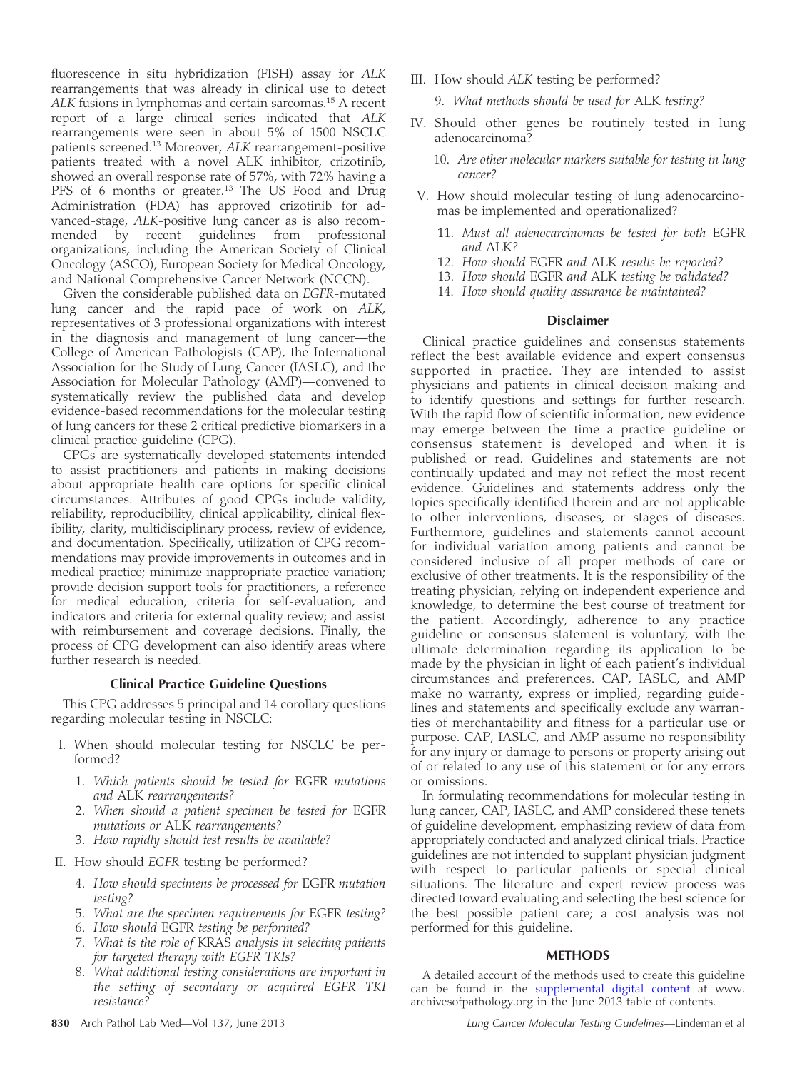fluorescence in situ hybridization (FISH) assay for *ALK* rearrangements that was already in clinical use to detect *ALK* fusions in lymphomas and certain sarcomas.[15] A recent report of a large clinical series indicated that *ALK* rearrangements were seen in about 5% of 1500 NSCLC patients screened.[13] Moreover, *ALK* rearrangement-positive patients treated with a novel ALK inhibitor, crizotinib, showed an overall response rate of 57%, with 72% having a PFS of 6 months or greater.[13] The US Food and Drug Administration (FDA) has approved crizotinib for advanced-stage, *ALK*-positive lung cancer as is also recommended by recent guidelines from professional organizations, including the American Society of Clinical Oncology (ASCO), European Society for Medical Oncology, and National Comprehensive Cancer Network (NCCN).

Given the considerable published data on *EGFR*-mutated lung cancer and the rapid pace of work on *ALK*, representatives of 3 professional organizations with interest in the diagnosis and management of lung cancer—the College of American Pathologists (CAP), the International Association for the Study of Lung Cancer (IASLC), and the Association for Molecular Pathology (AMP)—convened to systematically review the published data and develop evidence-based recommendations for the molecular testing of lung cancers for these 2 critical predictive biomarkers in a clinical practice guideline (CPG).

CPGs are systematically developed statements intended to assist practitioners and patients in making decisions about appropriate health care options for specific clinical circumstances. Attributes of good CPGs include validity, reliability, reproducibility, clinical applicability, clinical flexibility, clarity, multidisciplinary process, review of evidence, and documentation. Specifically, utilization of CPG recommendations may provide improvements in outcomes and in medical practice; minimize inappropriate practice variation; provide decision support tools for practitioners, a reference for medical education, criteria for self-evaluation, and indicators and criteria for external quality review; and assist with reimbursement and coverage decisions. Finally, the process of CPG development can also identify areas where further research is needed.

### Clinical Practice Guideline Questions

This CPG addresses 5 principal and 14 corollary questions regarding molecular testing in NSCLC:

I. When should molecular testing for NSCLC be performed?
   1. *Which patients should be tested for* EGFR *mutations and* ALK *rearrangements?*
   2. *When should a patient specimen be tested for* EGFR *mutations or* ALK *rearrangements?*
   3. *How rapidly should test results be available?*

II. How should *EGFR* testing be performed?
   4. *How should specimens be processed for* EGFR *mutation testing?*
   5. *What are the specimen requirements for* EGFR *testing?*
   6. *How should* EGFR *testing be performed?*
   7. *What is the role of* KRAS *analysis in selecting patients for targeted therapy with EGFR TKIs?*
   8. *What additional testing considerations are important in the setting of secondary or acquired EGFR TKI resistance?*

III. How should *ALK* testing be performed?
   9. *What methods should be used for* ALK *testing?*

IV. Should other genes be routinely tested in lung adenocarcinoma?
   10. *Are other molecular markers suitable for testing in lung cancer?*

V. How should molecular testing of lung adenocarcinomas be implemented and operationalized?
   11. *Must all adenocarcinomas be tested for both* EGFR *and* ALK*?*
   12. *How should* EGFR *and* ALK *results be reported?*
   13. *How should* EGFR *and* ALK *testing be validated?*
   14. *How should quality assurance be maintained?*

### Disclaimer

Clinical practice guidelines and consensus statements reflect the best available evidence and expert consensus supported in practice. They are intended to assist physicians and patients in clinical decision making and to identify questions and settings for further research. With the rapid flow of scientific information, new evidence may emerge between the time a practice guideline or consensus statement is developed and when it is published or read. Guidelines and statements are not continually updated and may not reflect the most recent evidence. Guidelines and statements address only the topics specifically identified therein and are not applicable to other interventions, diseases, or stages of diseases. Furthermore, guidelines and statements cannot account for individual variation among patients and cannot be considered inclusive of all proper methods of care or exclusive of other treatments. It is the responsibility of the treating physician, relying on independent experience and knowledge, to determine the best course of treatment for the patient. Accordingly, adherence to any practice guideline or consensus statement is voluntary, with the ultimate determination regarding its application to be made by the physician in light of each patient's individual circumstances and preferences. CAP, IASLC, and AMP make no warranty, express or implied, regarding guidelines and statements and specifically exclude any warranties of merchantability and fitness for a particular use or purpose. CAP, IASLC, and AMP assume no responsibility for any injury or damage to persons or property arising out of or related to any use of this statement or for any errors or omissions.

In formulating recommendations for molecular testing in lung cancer, CAP, IASLC, and AMP considered these tenets of guideline development, emphasizing review of data from appropriately conducted and analyzed clinical trials. Practice guidelines are not intended to supplant physician judgment with respect to particular patients or special clinical situations. The literature and expert review process was directed toward evaluating and selecting the best science for the best possible patient care; a cost analysis was not performed for this guideline.

## METHODS

A detailed account of the methods used to create this guideline can be found in the supplemental digital content at www.archivesofpathology.org in the June 2013 table of contents.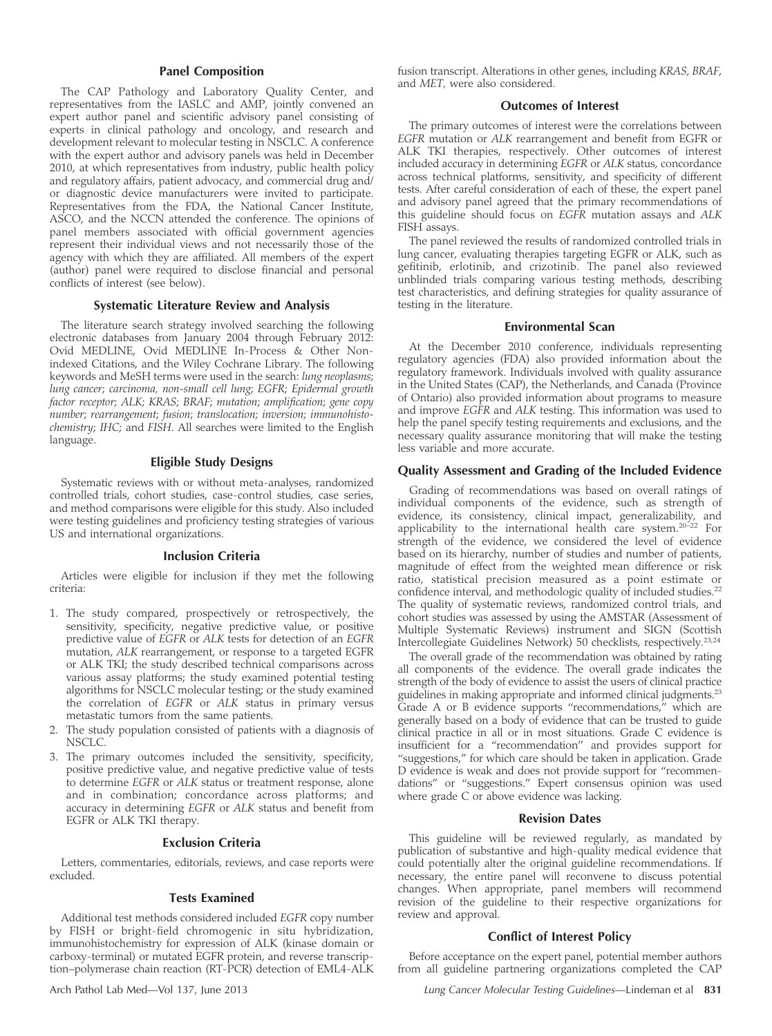### Panel Composition

The CAP Pathology and Laboratory Quality Center, and representatives from the IASLC and AMP, jointly convened an expert author panel and scientific advisory panel consisting of experts in clinical pathology and oncology, and research and development relevant to molecular testing in NSCLC. A conference with the expert author and advisory panels was held in December 2010, at which representatives from industry, public health policy and regulatory affairs, patient advocacy, and commercial drug and/or diagnostic device manufacturers were invited to participate. Representatives from the FDA, the National Cancer Institute, ASCO, and the NCCN attended the conference. The opinions of panel members associated with official government agencies represent their individual views and not necessarily those of the agency with which they are affiliated. All members of the expert (author) panel were required to disclose financial and personal conflicts of interest (see below).

### Systematic Literature Review and Analysis

The literature search strategy involved searching the following electronic databases from January 2004 through February 2012: Ovid MEDLINE, Ovid MEDLINE In-Process & Other Non-indexed Citations, and the Wiley Cochrane Library. The following keywords and MeSH terms were used in the search: *lung neoplasms*; *lung cancer*; *carcinoma, non-small cell lung*; *EGFR*; *Epidermal growth factor receptor*; *ALK*; *KRAS*; *BRAF*; *mutation*; *amplification*; *gene copy number*; *rearrangement*; *fusion*; *translocation*; *inversion*; *immunohistochemistry*; *IHC*; and *FISH*. All searches were limited to the English language.

### Eligible Study Designs

Systematic reviews with or without meta-analyses, randomized controlled trials, cohort studies, case-control studies, case series, and method comparisons were eligible for this study. Also included were testing guidelines and proficiency testing strategies of various US and international organizations.

### Inclusion Criteria

Articles were eligible for inclusion if they met the following criteria:

1. The study compared, prospectively or retrospectively, the sensitivity, specificity, negative predictive value, or positive predictive value of *EGFR* or *ALK* tests for detection of an *EGFR* mutation, *ALK* rearrangement, or response to a targeted EGFR or ALK TKI; the study described technical comparisons across various assay platforms; the study examined potential testing algorithms for NSCLC molecular testing; or the study examined the correlation of *EGFR* or *ALK* status in primary versus metastatic tumors from the same patients.
2. The study population consisted of patients with a diagnosis of NSCLC.
3. The primary outcomes included the sensitivity, specificity, positive predictive value, and negative predictive value of tests to determine *EGFR* or *ALK* status or treatment response, alone and in combination; concordance across platforms; and accuracy in determining *EGFR* or *ALK* status and benefit from EGFR or ALK TKI therapy.

### Exclusion Criteria

Letters, commentaries, editorials, reviews, and case reports were excluded.

### Tests Examined

Additional test methods considered included *EGFR* copy number by FISH or bright-field chromogenic in situ hybridization, immunohistochemistry for expression of ALK (kinase domain or carboxy-terminal) or mutated EGFR protein, and reverse transcription–polymerase chain reaction (RT-PCR) detection of EML4-ALK fusion transcript. Alterations in other genes, including *KRAS*, *BRAF*, and *MET*, were also considered.

### Outcomes of Interest

The primary outcomes of interest were the correlations between *EGFR* mutation or *ALK* rearrangement and benefit from EGFR or ALK TKI therapies, respectively. Other outcomes of interest included accuracy in determining *EGFR* or *ALK* status, concordance across technical platforms, sensitivity, and specificity of different tests. After careful consideration of each of these, the expert panel and advisory panel agreed that the primary recommendations of this guideline should focus on *EGFR* mutation assays and *ALK* FISH assays.

The panel reviewed the results of randomized controlled trials in lung cancer, evaluating therapies targeting EGFR or ALK, such as gefitinib, erlotinib, and crizotinib. The panel also reviewed unblinded trials comparing various testing methods, describing test characteristics, and defining strategies for quality assurance of testing in the literature.

### Environmental Scan

At the December 2010 conference, individuals representing regulatory agencies (FDA) also provided information about the regulatory framework. Individuals involved with quality assurance in the United States (CAP), the Netherlands, and Canada (Province of Ontario) also provided information about programs to measure and improve *EGFR* and *ALK* testing. This information was used to help the panel specify testing requirements and exclusions, and the necessary quality assurance monitoring that will make the testing less variable and more accurate.

### Quality Assessment and Grading of the Included Evidence

Grading of recommendations was based on overall ratings of individual components of the evidence, such as strength of evidence, its consistency, clinical impact, generalizability, and applicability to the international health care system.[20–22] For strength of the evidence, we considered the level of evidence based on its hierarchy, number of studies and number of patients, magnitude of effect from the weighted mean difference or risk ratio, statistical precision measured as a point estimate or confidence interval, and methodologic quality of included studies.[22] The quality of systematic reviews, randomized control trials, and cohort studies was assessed by using the AMSTAR (Assessment of Multiple Systematic Reviews) instrument and SIGN (Scottish Intercollegiate Guidelines Network) 50 checklists, respectively.[23,24]

The overall grade of the recommendation was obtained by rating all components of the evidence. The overall grade indicates the strength of the body of evidence to assist the users of clinical practice guidelines in making appropriate and informed clinical judgments.[23] Grade A or B evidence supports "recommendations," which are generally based on a body of evidence that can be trusted to guide clinical practice in all or in most situations. Grade C evidence is insufficient for a "recommendation" and provides support for "suggestions," for which care should be taken in application. Grade D evidence is weak and does not provide support for "recommendations" or "suggestions." Expert consensus opinion was used where grade C or above evidence was lacking.

### Revision Dates

This guideline will be reviewed regularly, as mandated by publication of substantive and high-quality medical evidence that could potentially alter the original guideline recommendations. If necessary, the entire panel will reconvene to discuss potential changes. When appropriate, panel members will recommend revision of the guideline to their respective organizations for review and approval.

### Conflict of Interest Policy

Before acceptance on the expert panel, potential member authors from all guideline partnering organizations completed the CAP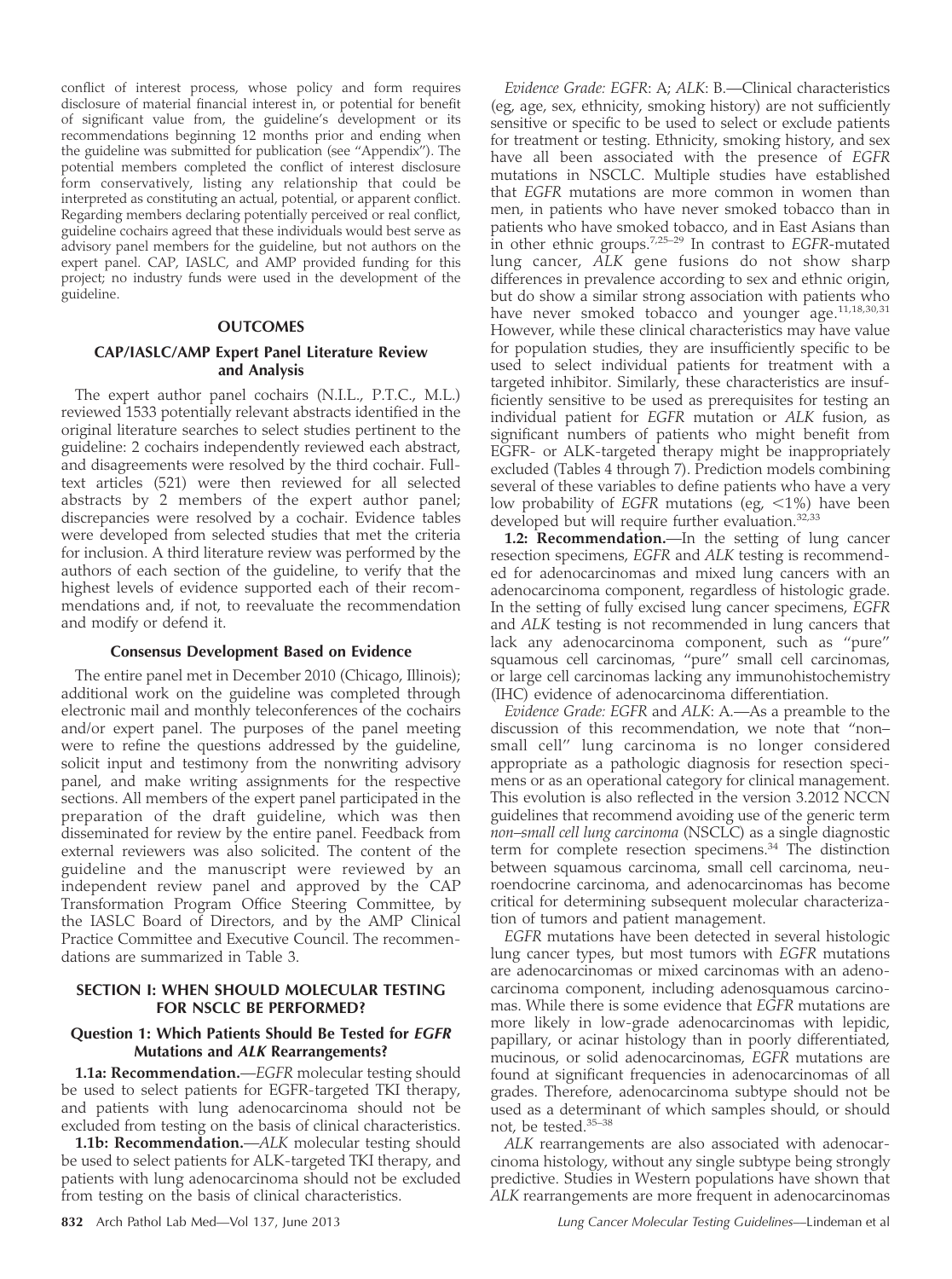conflict of interest process, whose policy and form requires disclosure of material financial interest in, or potential for benefit of significant value from, the guideline's development or its recommendations beginning 12 months prior and ending when the guideline was submitted for publication (see "Appendix"). The potential members completed the conflict of interest disclosure form conservatively, listing any relationship that could be interpreted as constituting an actual, potential, or apparent conflict. Regarding members declaring potentially perceived or real conflict, guideline cochairs agreed that these individuals would best serve as advisory panel members for the guideline, but not authors on the expert panel. CAP, IASLC, and AMP provided funding for this project; no industry funds were used in the development of the guideline.

## OUTCOMES

### CAP/IASLC/AMP Expert Panel Literature Review and Analysis

The expert author panel cochairs (N.I.L., P.T.C., M.L.) reviewed 1533 potentially relevant abstracts identified in the original literature searches to select studies pertinent to the guideline: 2 cochairs independently reviewed each abstract, and disagreements were resolved by the third cochair. Full-text articles (521) were then reviewed for all selected abstracts by 2 members of the expert author panel; discrepancies were resolved by a cochair. Evidence tables were developed from selected studies that met the criteria for inclusion. A third literature review was performed by the authors of each section of the guideline, to verify that the highest levels of evidence supported each of their recommendations and, if not, to reevaluate the recommendation and modify or defend it.

### Consensus Development Based on Evidence

The entire panel met in December 2010 (Chicago, Illinois); additional work on the guideline was completed through electronic mail and monthly teleconferences of the cochairs and/or expert panel. The purposes of the panel meeting were to refine the questions addressed by the guideline, solicit input and testimony from the nonwriting advisory panel, and make writing assignments for the respective sections. All members of the expert panel participated in the preparation of the draft guideline, which was then disseminated for review by the entire panel. Feedback from external reviewers was also solicited. The content of the guideline and the manuscript were reviewed by an independent review panel and approved by the CAP Transformation Program Office Steering Committee, by the IASLC Board of Directors, and by the AMP Clinical Practice Committee and Executive Council. The recommendations are summarized in Table 3.

## SECTION I: WHEN SHOULD MOLECULAR TESTING FOR NSCLC BE PERFORMED?

### Question 1: Which Patients Should Be Tested for *EGFR* Mutations and *ALK* Rearrangements?

**1.1a: Recommendation.**—*EGFR* molecular testing should be used to select patients for EGFR-targeted TKI therapy, and patients with lung adenocarcinoma should not be excluded from testing on the basis of clinical characteristics.

**1.1b: Recommendation.**—*ALK* molecular testing should be used to select patients for ALK-targeted TKI therapy, and patients with lung adenocarcinoma should not be excluded from testing on the basis of clinical characteristics.

*Evidence Grade: EGFR*: A; *ALK*: B.—Clinical characteristics (eg, age, sex, ethnicity, smoking history) are not sufficiently sensitive or specific to be used to select or exclude patients for treatment or testing. Ethnicity, smoking history, and sex have all been associated with the presence of *EGFR* mutations in NSCLC. Multiple studies have established that *EGFR* mutations are more common in women than men, in patients who have never smoked tobacco than in patients who have smoked tobacco, and in East Asians than in other ethnic groups.[7,25–29] In contrast to *EGFR*-mutated lung cancer, *ALK* gene fusions do not show sharp differences in prevalence according to sex and ethnic origin, but do show a similar strong association with patients who have never smoked tobacco and younger age.[11,18,30,31] However, while these clinical characteristics may have value for population studies, they are insufficiently specific to be used to select individual patients for treatment with a targeted inhibitor. Similarly, these characteristics are insufficiently sensitive to be used as prerequisites for testing an individual patient for *EGFR* mutation or *ALK* fusion, as significant numbers of patients who might benefit from EGFR- or ALK-targeted therapy might be inappropriately excluded (Tables 4 through 7). Prediction models combining several of these variables to define patients who have a very low probability of *EGFR* mutations (eg, <1%) have been developed but will require further evaluation.[32,33]

**1.2: Recommendation.**—In the setting of lung cancer resection specimens, *EGFR* and *ALK* testing is recommended for adenocarcinomas and mixed lung cancers with an adenocarcinoma component, regardless of histologic grade. In the setting of fully excised lung cancer specimens, *EGFR* and *ALK* testing is not recommended in lung cancers that lack any adenocarcinoma component, such as "pure" squamous cell carcinomas, "pure" small cell carcinomas, or large cell carcinomas lacking any immunohistochemistry (IHC) evidence of adenocarcinoma differentiation.

*Evidence Grade: EGFR* and *ALK*: A.—As a preamble to the discussion of this recommendation, we note that "non–small cell" lung carcinoma is no longer considered appropriate as a pathologic diagnosis for resection specimens or as an operational category for clinical management. This evolution is also reflected in the version 3.2012 NCCN guidelines that recommend avoiding use of the generic term *non–small cell lung carcinoma* (NSCLC) as a single diagnostic term for complete resection specimens.[34] The distinction between squamous carcinoma, small cell carcinoma, neuroendocrine carcinoma, and adenocarcinomas has become critical for determining subsequent molecular characterization of tumors and patient management.

*EGFR* mutations have been detected in several histologic lung cancer types, but most tumors with *EGFR* mutations are adenocarcinomas or mixed carcinomas with an adenocarcinoma component, including adenosquamous carcinomas. While there is some evidence that *EGFR* mutations are more likely in low-grade adenocarcinomas with lepidic, papillary, or acinar histology than in poorly differentiated, mucinous, or solid adenocarcinomas, *EGFR* mutations are found at significant frequencies in adenocarcinomas of all grades. Therefore, adenocarcinoma subtype should not be used as a determinant of which samples should, or should not, be tested.[35–38]

*ALK* rearrangements are also associated with adenocarcinoma histology, without any single subtype being strongly predictive. Studies in Western populations have shown that *ALK* rearrangements are more frequent in adenocarcinomas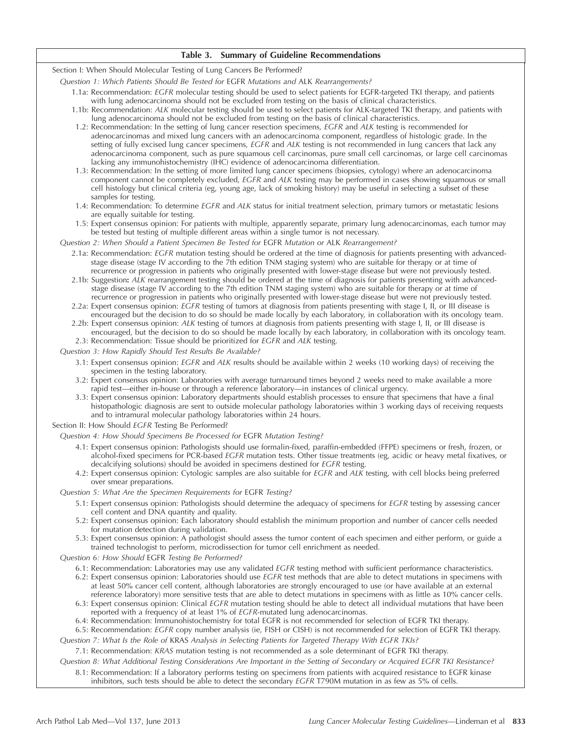**Table 3. Summary of Guideline Recommendations**

Section I: When Should Molecular Testing of Lung Cancers Be Performed?

*Question 1: Which Patients Should Be Tested for* EGFR *Mutations and* ALK *Rearrangements?*

- 1.1a: Recommendation: *EGFR* molecular testing should be used to select patients for EGFR-targeted TKI therapy, and patients with lung adenocarcinoma should not be excluded from testing on the basis of clinical characteristics.
- 1.1b: Recommendation: *ALK* molecular testing should be used to select patients for ALK-targeted TKI therapy, and patients with lung adenocarcinoma should not be excluded from testing on the basis of clinical characteristics.
- 1.2: Recommendation: In the setting of lung cancer resection specimens, *EGFR* and *ALK* testing is recommended for adenocarcinomas and mixed lung cancers with an adenocarcinoma component, regardless of histologic grade. In the setting of fully excised lung cancer specimens, *EGFR* and *ALK* testing is not recommended in lung cancers that lack any adenocarcinoma component, such as pure squamous cell carcinomas, pure small cell carcinomas, or large cell carcinomas lacking any immunohistochemistry (IHC) evidence of adenocarcinoma differentiation.
- 1.3: Recommendation: In the setting of more limited lung cancer specimens (biopsies, cytology) where an adenocarcinoma component cannot be completely excluded, *EGFR* and *ALK* testing may be performed in cases showing squamous or small cell histology but clinical criteria (eg, young age, lack of smoking history) may be useful in selecting a subset of these samples for testing.
- 1.4: Recommendation: To determine *EGFR* and *ALK* status for initial treatment selection, primary tumors or metastatic lesions are equally suitable for testing.
- 1.5: Expert consensus opinion: For patients with multiple, apparently separate, primary lung adenocarcinomas, each tumor may be tested but testing of multiple different areas within a single tumor is not necessary.

*Question 2: When Should a Patient Specimen Be Tested for* EGFR *Mutation or* ALK *Rearrangement?*

- 2.1a: Recommendation: *EGFR* mutation testing should be ordered at the time of diagnosis for patients presenting with advanced-stage disease (stage IV according to the 7th edition TNM staging system) who are suitable for therapy or at time of recurrence or progression in patients who originally presented with lower-stage disease but were not previously tested.
- 2.1b: Suggestion**:** *ALK* rearrangement testing should be ordered at the time of diagnosis for patients presenting with advanced-stage disease (stage IV according to the 7th edition TNM staging system) who are suitable for therapy or at time of recurrence or progression in patients who originally presented with lower-stage disease but were not previously tested.
- 2.2a: Expert consensus opinion: *EGFR* testing of tumors at diagnosis from patients presenting with stage I, II, or III disease is encouraged but the decision to do so should be made locally by each laboratory, in collaboration with its oncology team.
- 2.2b: Expert consensus opinion: *ALK* testing of tumors at diagnosis from patients presenting with stage I, II, or III disease is encouraged, but the decision to do so should be made locally by each laboratory, in collaboration with its oncology team.
- 2.3: Recommendation: Tissue should be prioritized for *EGFR* and *ALK* testing.

*Question 3: How Rapidly Should Test Results Be Available?*

- 3.1: Expert consensus opinion: *EGFR* and *ALK* results should be available within 2 weeks (10 working days) of receiving the specimen in the testing laboratory.
- 3.2: Expert consensus opinion: Laboratories with average turnaround times beyond 2 weeks need to make available a more rapid test—either in-house or through a reference laboratory—in instances of clinical urgency.
- 3.3: Expert consensus opinion: Laboratory departments should establish processes to ensure that specimens that have a final histopathologic diagnosis are sent to outside molecular pathology laboratories within 3 working days of receiving requests and to intramural molecular pathology laboratories within 24 hours.

Section II: How Should *EGFR* Testing Be Performed?

*Question 4: How Should Specimens Be Processed for* EGFR *Mutation Testing?*

- 4.1: Expert consensus opinion: Pathologists should use formalin-fixed, paraffin-embedded (FFPE) specimens or fresh, frozen, or alcohol-fixed specimens for PCR-based *EGFR* mutation tests. Other tissue treatments (eg, acidic or heavy metal fixatives, or decalcifying solutions) should be avoided in specimens destined for *EGFR* testing.
- 4.2: Expert consensus opinion: Cytologic samples are also suitable for *EGFR* and *ALK* testing, with cell blocks being preferred over smear preparations.

*Question 5: What Are the Specimen Requirements for* EGFR *Testing?*

- 5.1: Expert consensus opinion: Pathologists should determine the adequacy of specimens for *EGFR* testing by assessing cancer cell content and DNA quantity and quality.
- 5.2: Expert consensus opinion: Each laboratory should establish the minimum proportion and number of cancer cells needed for mutation detection during validation.
- 5.3: Expert consensus opinion: A pathologist should assess the tumor content of each specimen and either perform, or guide a trained technologist to perform, microdissection for tumor cell enrichment as needed.

*Question 6: How Should* EGFR *Testing Be Performed?*

- 6.1: Recommendation: Laboratories may use any validated *EGFR* testing method with sufficient performance characteristics.
- 6.2: Expert consensus opinion: Laboratories should use *EGFR* test methods that are able to detect mutations in specimens with at least 50% cancer cell content, although laboratories are strongly encouraged to use (or have available at an external reference laboratory) more sensitive tests that are able to detect mutations in specimens with as little as 10% cancer cells.
- 6.3: Expert consensus opinion: Clinical *EGFR* mutation testing should be able to detect all individual mutations that have been reported with a frequency of at least 1% of *EGFR*-mutated lung adenocarcinomas.
- 6.4: Recommendation: Immunohistochemistry for total EGFR is not recommended for selection of EGFR TKI therapy.
- 6.5: Recommendation: *EGFR* copy number analysis (ie, FISH or CISH) is not recommended for selection of EGFR TKI therapy.

*Question 7: What Is the Role of* KRAS *Analysis in Selecting Patients for Targeted Therapy With EGFR TKIs?*

- 7.1: Recommendation: *KRAS* mutation testing is not recommended as a sole determinant of EGFR TKI therapy.

*Question 8: What Additional Testing Considerations Are Important in the Setting of Secondary or Acquired EGFR TKI Resistance?*

- 8.1: Recommendation: If a laboratory performs testing on specimens from patients with acquired resistance to EGFR kinase inhibitors, such tests should be able to detect the secondary *EGFR* T790M mutation in as few as 5% of cells.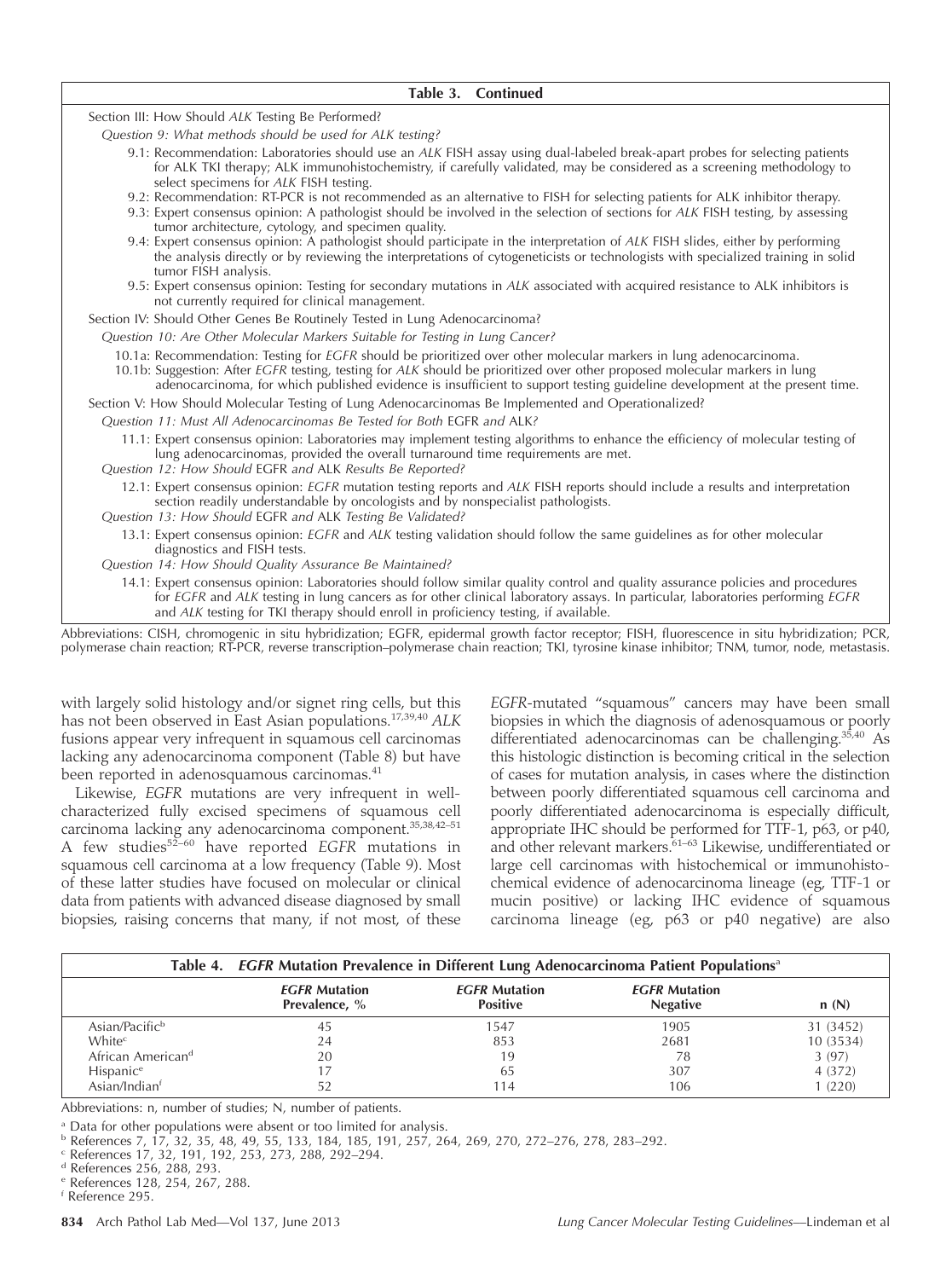**Table 3. Continued**

Section III: How Should *ALK* Testing Be Performed?

*Question 9: What methods should be used for ALK testing?*

9.1: Recommendation: Laboratories should use an *ALK* FISH assay using dual-labeled break-apart probes for selecting patients for ALK TKI therapy; ALK immunohistochemistry, if carefully validated, may be considered as a screening methodology to select specimens for *ALK* FISH testing.

9.2: Recommendation: RT-PCR is not recommended as an alternative to FISH for selecting patients for ALK inhibitor therapy.

9.3: Expert consensus opinion: A pathologist should be involved in the selection of sections for *ALK* FISH testing, by assessing tumor architecture, cytology, and specimen quality.

9.4: Expert consensus opinion: A pathologist should participate in the interpretation of *ALK* FISH slides, either by performing the analysis directly or by reviewing the interpretations of cytogeneticists or technologists with specialized training in solid tumor FISH analysis.

9.5: Expert consensus opinion: Testing for secondary mutations in *ALK* associated with acquired resistance to ALK inhibitors is not currently required for clinical management.

Section IV: Should Other Genes Be Routinely Tested in Lung Adenocarcinoma?

*Question 10: Are Other Molecular Markers Suitable for Testing in Lung Cancer?*

10.1a: Recommendation: Testing for *EGFR* should be prioritized over other molecular markers in lung adenocarcinoma.

10.1b: Suggestion: After *EGFR* testing, testing for *ALK* should be prioritized over other proposed molecular markers in lung adenocarcinoma, for which published evidence is insufficient to support testing guideline development at the present time.

Section V: How Should Molecular Testing of Lung Adenocarcinomas Be Implemented and Operationalized?

*Question 11: Must All Adenocarcinomas Be Tested for Both EGFR and ALK?*

11.1: Expert consensus opinion: Laboratories may implement testing algorithms to enhance the efficiency of molecular testing of lung adenocarcinomas, provided the overall turnaround time requirements are met.

*Question 12: How Should EGFR and ALK Results Be Reported?*

12.1: Expert consensus opinion: *EGFR* mutation testing reports and *ALK* FISH reports should include a results and interpretation section readily understandable by oncologists and by nonspecialist pathologists.

*Question 13: How Should EGFR and ALK Testing Be Validated?*

13.1: Expert consensus opinion: *EGFR* and *ALK* testing validation should follow the same guidelines as for other molecular diagnostics and FISH tests.

*Question 14: How Should Quality Assurance Be Maintained?*

14.1: Expert consensus opinion: Laboratories should follow similar quality control and quality assurance policies and procedures for *EGFR* and *ALK* testing in lung cancers as for other clinical laboratory assays. In particular, laboratories performing *EGFR* and *ALK* testing for TKI therapy should enroll in proficiency testing, if available.

Abbreviations: CISH, chromogenic in situ hybridization; EGFR, epidermal growth factor receptor; FISH, fluorescence in situ hybridization; PCR, polymerase chain reaction; RT-PCR, reverse transcription–polymerase chain reaction; TKI, tyrosine kinase inhibitor; TNM, tumor, node, metastasis.

with largely solid histology and/or signet ring cells, but this has not been observed in East Asian populations.[17,39,40] *ALK* fusions appear very infrequent in squamous cell carcinomas lacking any adenocarcinoma component (Table 8) but have been reported in adenosquamous carcinomas.[41]

Likewise, *EGFR* mutations are very infrequent in well-characterized fully excised specimens of squamous cell carcinoma lacking any adenocarcinoma component.[35,38,42–51] A few studies[52–60] have reported *EGFR* mutations in squamous cell carcinoma at a low frequency (Table 9). Most of these latter studies have focused on molecular or clinical data from patients with advanced disease diagnosed by small biopsies, raising concerns that many, if not most, of these *EGFR*-mutated "squamous" cancers may have been small biopsies in which the diagnosis of adenosquamous or poorly differentiated adenocarcinomas can be challenging.[35,40] As this histologic distinction is becoming critical in the selection of cases for mutation analysis, in cases where the distinction between poorly differentiated squamous cell carcinoma and poorly differentiated adenocarcinoma is especially difficult, appropriate IHC should be performed for TTF-1, p63, or p40, and other relevant markers.[61–63] Likewise, undifferentiated or large cell carcinomas with histochemical or immunohistochemical evidence of adenocarcinoma lineage (eg, TTF-1 or mucin positive) or lacking IHC evidence of squamous carcinoma lineage (eg, p63 or p40 negative) are also

**Table 4. *EGFR* Mutation Prevalence in Different Lung Adenocarcinoma Patient Populations[a]**

| | *EGFR* Mutation Prevalence, % | *EGFR* Mutation Positive | *EGFR* Mutation Negative | n (N) |
|---|---|---|---|---|
| Asian/Pacific[b] | 45 | 1547 | 1905 | 31 (3452) |
| White[c] | 24 | 853 | 2681 | 10 (3534) |
| African American[d] | 20 | 19 | 78 | 3 (97) |
| Hispanic[e] | 17 | 65 | 307 | 4 (372) |
| Asian/Indian[f] | 52 | 114 | 106 | 1 (220) |

Abbreviations: n, number of studies; N, number of patients.

[a] Data for other populations were absent or too limited for analysis.
[b] References 7, 17, 32, 35, 48, 49, 55, 133, 184, 185, 191, 257, 264, 269, 270, 272–276, 278, 283–292.
[c] References 17, 32, 191, 192, 253, 273, 288, 292–294.
[d] References 256, 288, 293.
[e] References 128, 254, 267, 288.
[f] Reference 295.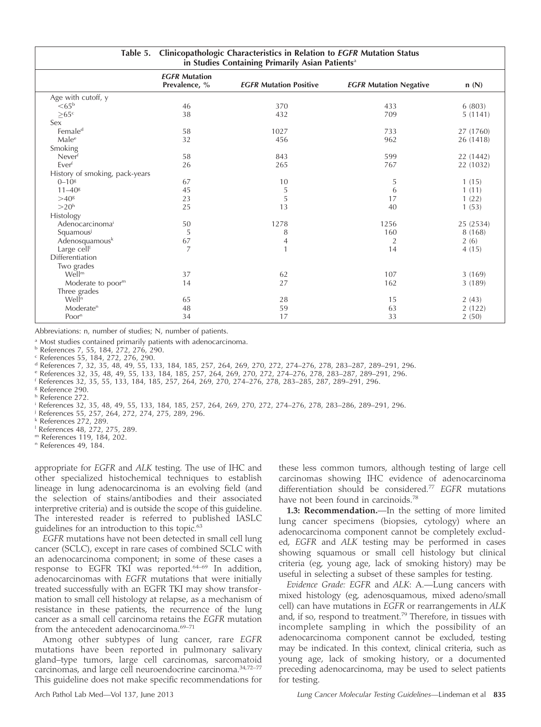**Table 5. Clinicopathologic Characteristics in Relation to *EGFR* Mutation Status in Studies Containing Primarily Asian Patients[a]**

| | *EGFR* Mutation Prevalence, % | *EGFR* Mutation Positive | *EGFR* Mutation Negative | n (N) |
|---|---|---|---|---|
| Age with cutoff, y | | | | |
| <65[b] | 46 | 370 | 433 | 6 (803) |
| ≥65[c] | 38 | 432 | 709 | 5 (1141) |
| Sex | | | | |
| Female[d] | 58 | 1027 | 733 | 27 (1760) |
| Male[e] | 32 | 456 | 962 | 26 (1418) |
| Smoking | | | | |
| Never[f] | 58 | 843 | 599 | 22 (1442) |
| Ever[f] | 26 | 265 | 767 | 22 (1032) |
| History of smoking, pack-years | | | | |
| 0–10[g] | 67 | 10 | 5 | 1 (15) |
| 11–40[g] | 45 | 5 | 6 | 1 (11) |
| >40[g] | 23 | 5 | 17 | 1 (22) |
| >20[h] | 25 | 13 | 40 | 1 (53) |
| Histology | | | | |
| Adenocarcinoma[i] | 50 | 1278 | 1256 | 25 (2534) |
| Squamous[j] | 5 | 8 | 160 | 8 (168) |
| Adenosquamous[k] | 67 | 4 | 2 | 2 (6) |
| Large cell[l] | 7 | 1 | 14 | 4 (15) |
| Differentiation | | | | |
| Two grades | | | | |
| Well[m] | 37 | 62 | 107 | 3 (169) |
| Moderate to poor[m] | 14 | 27 | 162 | 3 (189) |
| Three grades | | | | |
| Well[n] | 65 | 28 | 15 | 2 (43) |
| Moderate[n] | 48 | 59 | 63 | 2 (122) |
| Poor[n] | 34 | 17 | 33 | 2 (50) |

Abbreviations: n, number of studies; N, number of patients.

[a] Most studies contained primarily patients with adenocarcinoma.
[b] References 7, 55, 184, 272, 276, 290.
[c] References 55, 184, 272, 276, 290.
[d] References 7, 32, 35, 48, 49, 55, 133, 184, 185, 257, 264, 269, 270, 272, 274–276, 278, 283–287, 289–291, 296.
[e] References 32, 35, 48, 49, 55, 133, 184, 185, 257, 264, 269, 270, 272, 274–276, 278, 283–287, 289–291, 296.
[f] References 32, 35, 55, 133, 184, 185, 257, 264, 269, 270, 274–276, 278, 283–285, 287, 289–291, 296.
[g] Reference 290.
[h] Reference 272.
[i] References 32, 35, 48, 49, 55, 133, 184, 185, 257, 264, 269, 270, 272, 274–276, 278, 283–286, 289–291, 296.
[j] References 55, 257, 264, 272, 274, 275, 289, 296.
[k] References 272, 289.
[l] References 48, 272, 275, 289.
[m] References 119, 184, 202.
[n] References 49, 184.

appropriate for *EGFR* and *ALK* testing. The use of IHC and other specialized histochemical techniques to establish lineage in lung adenocarcinoma is an evolving field (and the selection of stains/antibodies and their associated interpretive criteria) and is outside the scope of this guideline. The interested reader is referred to published IASLC guidelines for an introduction to this topic.[63]

*EGFR* mutations have not been detected in small cell lung cancer (SCLC), except in rare cases of combined SCLC with an adenocarcinoma component; in some of these cases a response to EGFR TKI was reported.[64–69] In addition, adenocarcinomas with *EGFR* mutations that were initially treated successfully with an EGFR TKI may show transformation to small cell histology at relapse, as a mechanism of resistance in these patients, the recurrence of the lung cancer as a small cell carcinoma retains the *EGFR* mutation from the antecedent adenocarcinoma.[69–71]

Among other subtypes of lung cancer, rare *EGFR* mutations have been reported in pulmonary salivary gland–type tumors, large cell carcinomas, sarcomatoid carcinomas, and large cell neuroendocrine carcinoma.[34,72–77] This guideline does not make specific recommendations for these less common tumors, although testing of large cell carcinomas showing IHC evidence of adenocarcinoma differentiation should be considered.[77] *EGFR* mutations have not been found in carcinoids.[78]

**1.3: Recommendation.**—In the setting of more limited lung cancer specimens (biopsies, cytology) where an adenocarcinoma component cannot be completely excluded, *EGFR* and *ALK* testing may be performed in cases showing squamous or small cell histology but clinical criteria (eg, young age, lack of smoking history) may be useful in selecting a subset of these samples for testing.

*Evidence Grade: EGFR* and *ALK*: A.—Lung cancers with mixed histology (eg, adenosquamous, mixed adeno/small cell) can have mutations in *EGFR* or rearrangements in *ALK* and, if so, respond to treatment.[79] Therefore, in tissues with incomplete sampling in which the possibility of an adenocarcinoma component cannot be excluded, testing may be indicated. In this context, clinical criteria, such as young age, lack of smoking history, or a documented preceding adenocarcinoma, may be used to select patients for testing.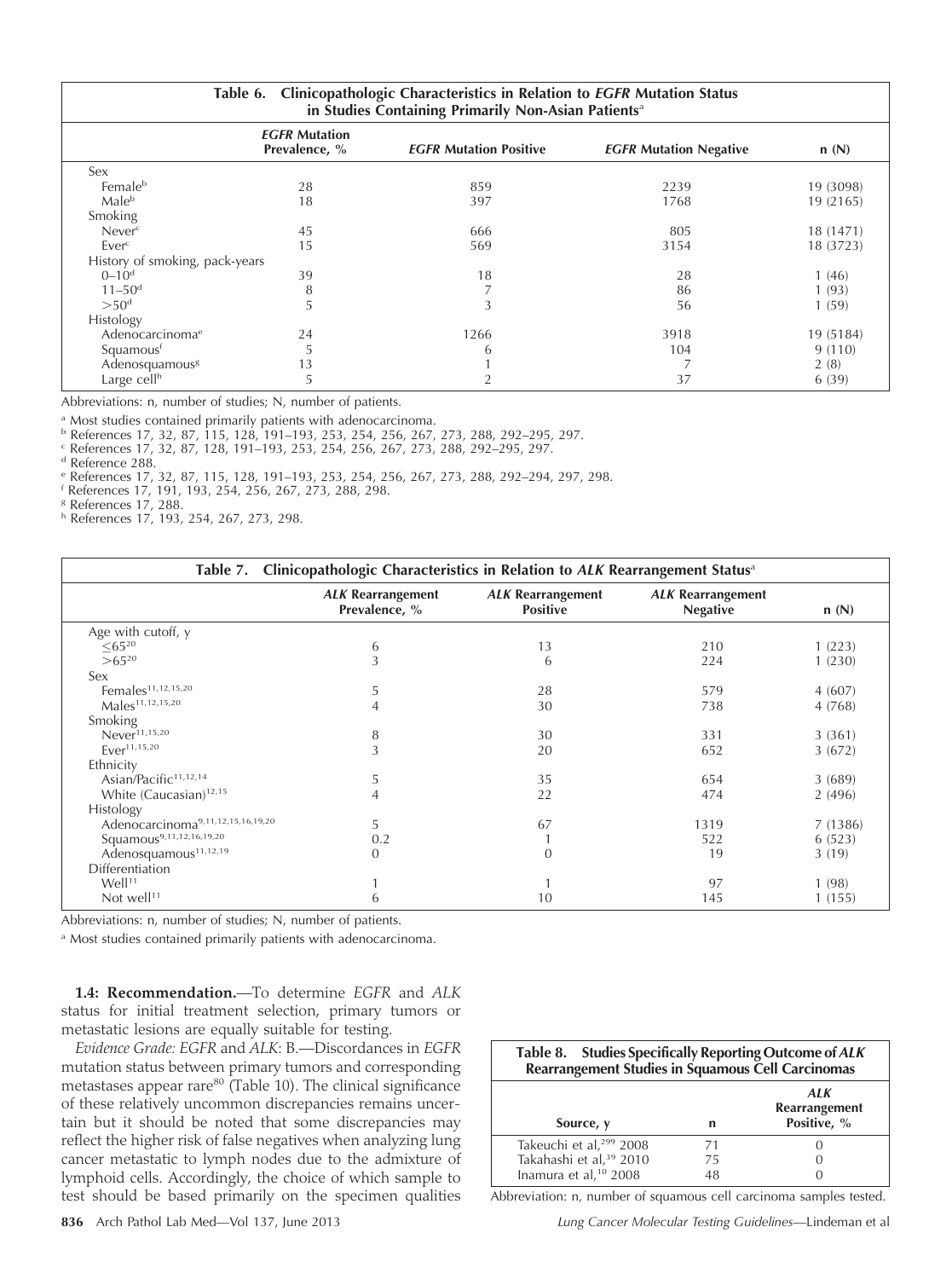**Table 6. Clinicopathologic Characteristics in Relation to *EGFR* Mutation Status in Studies Containing Primarily Non-Asian Patients[a]**

| | *EGFR* Mutation Prevalence, % | *EGFR* Mutation Positive | *EGFR* Mutation Negative | n (N) |
|---|---|---|---|---|
| Sex | | | | |
| Female[b] | 28 | 859 | 2239 | 19 (3098) |
| Male[b] | 18 | 397 | 1768 | 19 (2165) |
| Smoking | | | | |
| Never[c] | 45 | 666 | 805 | 18 (1471) |
| Ever[c] | 15 | 569 | 3154 | 18 (3723) |
| History of smoking, pack-years | | | | |
| 0–10[d] | 39 | 18 | 28 | 1 (46) |
| 11–50[d] | 8 | 7 | 86 | 1 (93) |
| >50[d] | 5 | 3 | 56 | 1 (59) |
| Histology | | | | |
| Adenocarcinoma[e] | 24 | 1266 | 3918 | 19 (5184) |
| Squamous[f] | 5 | 6 | 104 | 9 (110) |
| Adenosquamous[g] | 13 | 1 | 7 | 2 (8) |
| Large cell[h] | 5 | 2 | 37 | 6 (39) |

Abbreviations: n, number of studies; N, number of patients.

[a] Most studies contained primarily patients with adenocarcinoma.
[b] References 17, 32, 87, 115, 128, 191–193, 253, 254, 256, 267, 273, 288, 292–295, 297.
[c] References 17, 32, 87, 128, 191–193, 253, 254, 256, 267, 273, 288, 292–295, 297.
[d] Reference 288.
[e] References 17, 32, 87, 115, 128, 191–193, 253, 254, 256, 267, 273, 288, 292–294, 297, 298.
[f] References 17, 191, 193, 254, 256, 267, 273, 288, 298.
[g] References 17, 288.
[h] References 17, 193, 254, 267, 273, 298.

**Table 7. Clinicopathologic Characteristics in Relation to *ALK* Rearrangement Status[a]**

| | *ALK* Rearrangement Prevalence, % | *ALK* Rearrangement Positive | *ALK* Rearrangement Negative | n (N) |
|---|---|---|---|---|
| Age with cutoff, y | | | | |
| ≤65[20] | 6 | 13 | 210 | 1 (223) |
| >65[20] | 3 | 6 | 224 | 1 (230) |
| Sex | | | | |
| Females[11,12,15,20] | 5 | 28 | 579 | 4 (607) |
| Males[11,12,15,20] | 4 | 30 | 738 | 4 (768) |
| Smoking | | | | |
| Never[11,15,20] | 8 | 30 | 331 | 3 (361) |
| Ever[11,15,20] | 3 | 20 | 652 | 3 (672) |
| Ethnicity | | | | |
| Asian/Pacific[11,12,14] | 5 | 35 | 654 | 3 (689) |
| White (Caucasian)[12,15] | 4 | 22 | 474 | 2 (496) |
| Histology | | | | |
| Adenocarcinoma[9,11,12,15,16,19,20] | 5 | 67 | 1319 | 7 (1386) |
| Squamous[9,11,12,16,19,20] | 0.2 | 1 | 522 | 6 (523) |
| Adenosquamous[11,12,19] | 0 | 0 | 19 | 3 (19) |
| Differentiation | | | | |
| Well[11] | 1 | 1 | 97 | 1 (98) |
| Not well[11] | 6 | 10 | 145 | 1 (155) |

Abbreviations: n, number of studies; N, number of patients.

[a] Most studies contained primarily patients with adenocarcinoma.

**1.4: Recommendation.**—To determine *EGFR* and *ALK* status for initial treatment selection, primary tumors or metastatic lesions are equally suitable for testing.

*Evidence Grade: EGFR* and *ALK*: B.—Discordances in *EGFR* mutation status between primary tumors and corresponding metastases appear rare[80] (Table 10). The clinical significance of these relatively uncommon discrepancies remains uncertain but it should be noted that some discrepancies may reflect the higher risk of false negatives when analyzing lung cancer metastatic to lymph nodes due to the admixture of lymphoid cells. Accordingly, the choice of which sample to test should be based primarily on the specimen qualities

**Table 8. Studies Specifically Reporting Outcome of *ALK* Rearrangement Studies in Squamous Cell Carcinomas**

| Source, y | n | *ALK* Rearrangement Positive, % |
|---|---|---|
| Takeuchi et al,[299] 2008 | 71 | 0 |
| Takahashi et al,[39] 2010 | 75 | 0 |
| Inamura et al,[10] 2008 | 48 | 0 |

Abbreviation: n, number of squamous cell carcinoma samples tested.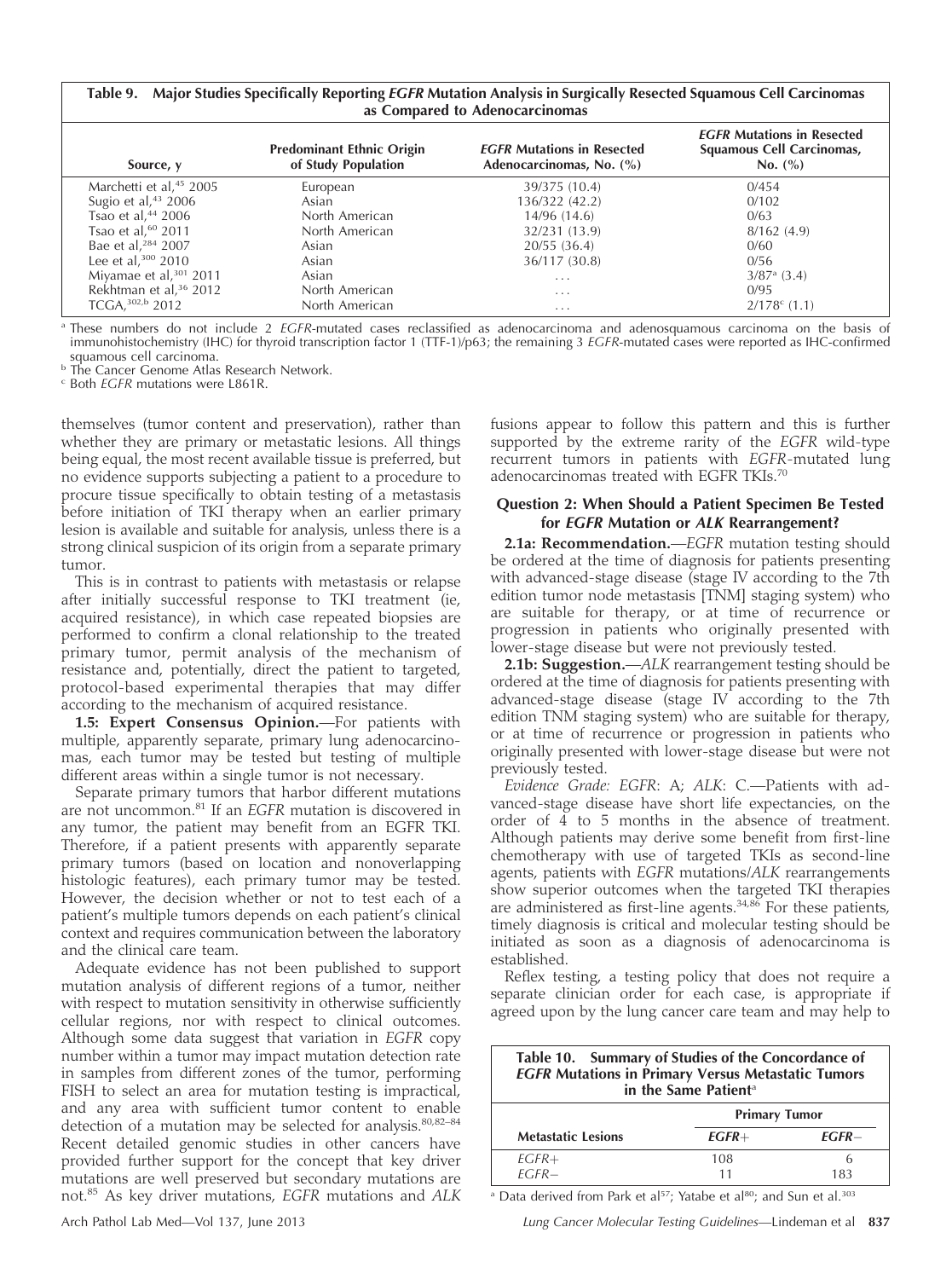**Table 9. Major Studies Specifically Reporting *EGFR* Mutation Analysis in Surgically Resected Squamous Cell Carcinomas as Compared to Adenocarcinomas**

| Source, y | Predominant Ethnic Origin of Study Population | *EGFR* Mutations in Resected Adenocarcinomas, No. (%) | *EGFR* Mutations in Resected Squamous Cell Carcinomas, No. (%) |
|---|---|---|---|
| Marchetti et al,[45] 2005 | European | 39/375 (10.4) | 0/454 |
| Sugio et al,[43] 2006 | Asian | 136/322 (42.2) | 0/102 |
| Tsao et al,[44] 2006 | North American | 14/96 (14.6) | 0/63 |
| Tsao et al,[60] 2011 | North American | 32/231 (13.9) | 8/162 (4.9) |
| Bae et al,[284] 2007 | Asian | 20/55 (36.4) | 0/60 |
| Lee et al,[300] 2010 | Asian | 36/117 (30.8) | 0/56 |
| Miyamae et al,[301] 2011 | Asian | . . . | 3/87[a] (3.4) |
| Rekhtman et al,[36] 2012 | North American | . . . | 0/95 |
| TCGA,[302,b] 2012 | North American | . . . | 2/178[c] (1.1) |

[a] These numbers do not include 2 *EGFR*-mutated cases reclassified as adenocarcinoma and adenosquamous carcinoma on the basis of immunohistochemistry (IHC) for thyroid transcription factor 1 (TTF-1)/p63; the remaining 3 *EGFR*-mutated cases were reported as IHC-confirmed squamous cell carcinoma.

[b] The Cancer Genome Atlas Research Network.

[c] Both *EGFR* mutations were L861R.

themselves (tumor content and preservation), rather than whether they are primary or metastatic lesions. All things being equal, the most recent available tissue is preferred, but no evidence supports subjecting a patient to a procedure to procure tissue specifically to obtain testing of a metastasis before initiation of TKI therapy when an earlier primary lesion is available and suitable for analysis, unless there is a strong clinical suspicion of its origin from a separate primary tumor.

This is in contrast to patients with metastasis or relapse after initially successful response to TKI treatment (ie, acquired resistance), in which case repeated biopsies are performed to confirm a clonal relationship to the treated primary tumor, permit analysis of the mechanism of resistance and, potentially, direct the patient to targeted, protocol-based experimental therapies that may differ according to the mechanism of acquired resistance.

**1.5: Expert Consensus Opinion.**—For patients with multiple, apparently separate, primary lung adenocarcinomas, each tumor may be tested but testing of multiple different areas within a single tumor is not necessary.

Separate primary tumors that harbor different mutations are not uncommon.[81] If an *EGFR* mutation is discovered in any tumor, the patient may benefit from an EGFR TKI. Therefore, if a patient presents with apparently separate primary tumors (based on location and nonoverlapping histologic features), each primary tumor may be tested. However, the decision whether or not to test each of a patient's multiple tumors depends on each patient's clinical context and requires communication between the laboratory and the clinical care team.

Adequate evidence has not been published to support mutation analysis of different regions of a tumor, neither with respect to mutation sensitivity in otherwise sufficiently cellular regions, nor with respect to clinical outcomes. Although some data suggest that variation in *EGFR* copy number within a tumor may impact mutation detection rate in samples from different zones of the tumor, performing FISH to select an area for mutation testing is impractical, and any area with sufficient tumor content to enable detection of a mutation may be selected for analysis.[80,82–84] Recent detailed genomic studies in other cancers have provided further support for the concept that key driver mutations are well preserved but secondary mutations are not.[85] As key driver mutations, *EGFR* mutations and *ALK* fusions appear to follow this pattern and this is further supported by the extreme rarity of the *EGFR* wild-type recurrent tumors in patients with *EGFR*-mutated lung adenocarcinomas treated with EGFR TKIs.[70]

### Question 2: When Should a Patient Specimen Be Tested for *EGFR* Mutation or *ALK* Rearrangement?

**2.1a: Recommendation.**—*EGFR* mutation testing should be ordered at the time of diagnosis for patients presenting with advanced-stage disease (stage IV according to the 7th edition tumor node metastasis [TNM] staging system) who are suitable for therapy, or at time of recurrence or progression in patients who originally presented with lower-stage disease but were not previously tested.

**2.1b: Suggestion.**—*ALK* rearrangement testing should be ordered at the time of diagnosis for patients presenting with advanced-stage disease (stage IV according to the 7th edition TNM staging system) who are suitable for therapy, or at time of recurrence or progression in patients who originally presented with lower-stage disease but were not previously tested.

*Evidence Grade: EGFR*: A; *ALK*: C.—Patients with advanced-stage disease have short life expectancies, on the order of 4 to 5 months in the absence of treatment. Although patients may derive some benefit from first-line chemotherapy with use of targeted TKIs as second-line agents, patients with *EGFR* mutations/*ALK* rearrangements show superior outcomes when the targeted TKI therapies are administered as first-line agents.[34,86] For these patients, timely diagnosis is critical and molecular testing should be initiated as soon as a diagnosis of adenocarcinoma is established.

Reflex testing, a testing policy that does not require a separate clinician order for each case, is appropriate if agreed upon by the lung cancer care team and may help to

**Table 10. Summary of Studies of the Concordance of *EGFR* Mutations in Primary Versus Metastatic Tumors in the Same Patient[a]**

| | Primary Tumor | |
|---|---|---|
| **Metastatic Lesions** | ***EGFR*+** | ***EGFR*−** |
| *EGFR*+ | 108 | 6 |
| *EGFR*− | 11 | 183 |

[a] Data derived from Park et al[57]; Yatabe et al[80]; and Sun et al.[303]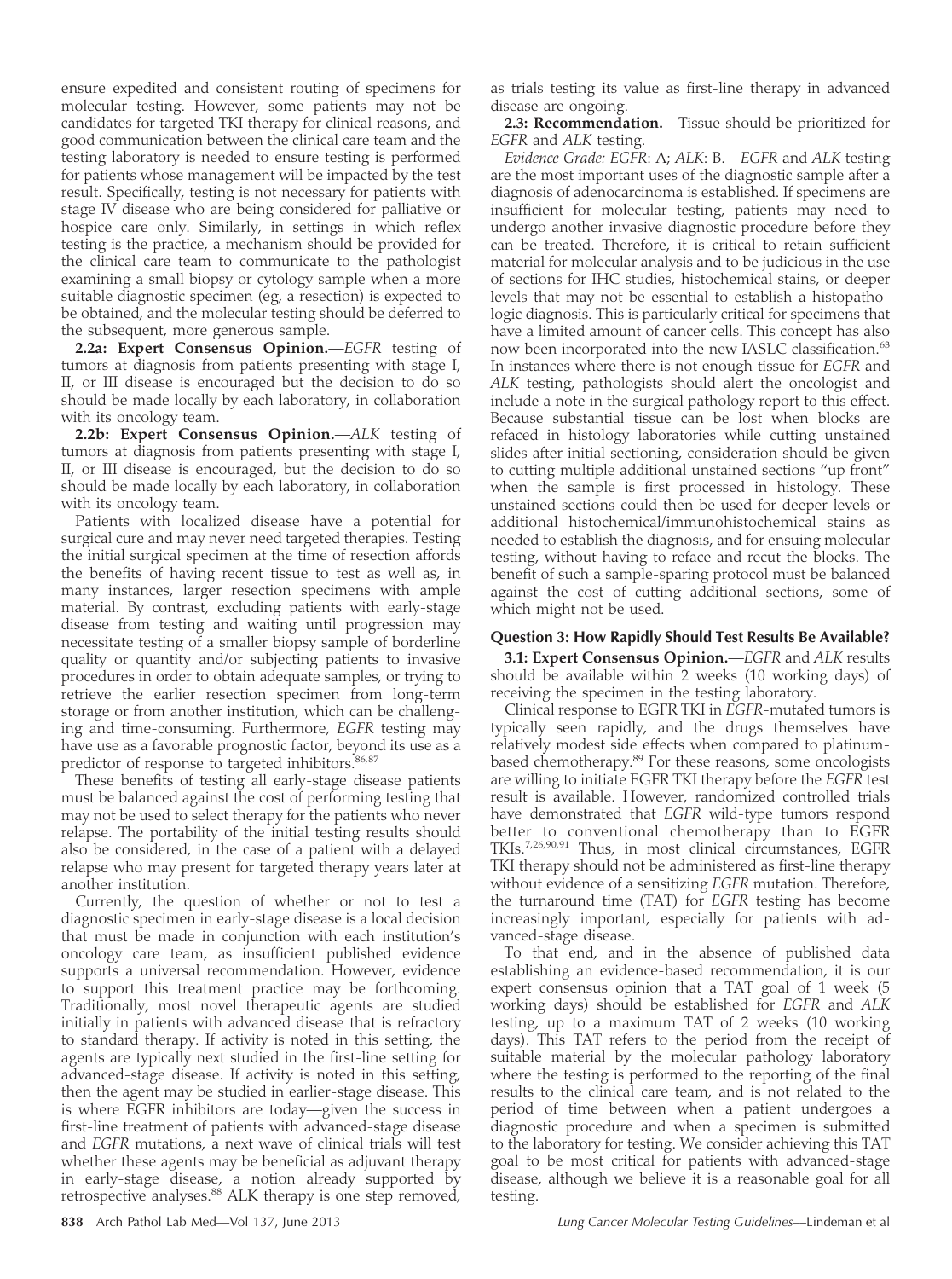ensure expedited and consistent routing of specimens for molecular testing. However, some patients may not be candidates for targeted TKI therapy for clinical reasons, and good communication between the clinical care team and the testing laboratory is needed to ensure testing is performed for patients whose management will be impacted by the test result. Specifically, testing is not necessary for patients with stage IV disease who are being considered for palliative or hospice care only. Similarly, in settings in which reflex testing is the practice, a mechanism should be provided for the clinical care team to communicate to the pathologist examining a small biopsy or cytology sample when a more suitable diagnostic specimen (eg, a resection) is expected to be obtained, and the molecular testing should be deferred to the subsequent, more generous sample.

**2.2a: Expert Consensus Opinion.**—*EGFR* testing of tumors at diagnosis from patients presenting with stage I, II, or III disease is encouraged but the decision to do so should be made locally by each laboratory, in collaboration with its oncology team.

**2.2b: Expert Consensus Opinion.**—*ALK* testing of tumors at diagnosis from patients presenting with stage I, II, or III disease is encouraged, but the decision to do so should be made locally by each laboratory, in collaboration with its oncology team.

Patients with localized disease have a potential for surgical cure and may never need targeted therapies. Testing the initial surgical specimen at the time of resection affords the benefits of having recent tissue to test as well as, in many instances, larger resection specimens with ample material. By contrast, excluding patients with early-stage disease from testing and waiting until progression may necessitate testing of a smaller biopsy sample of borderline quality or quantity and/or subjecting patients to invasive procedures in order to obtain adequate samples, or trying to retrieve the earlier resection specimen from long-term storage or from another institution, which can be challenging and time-consuming. Furthermore, *EGFR* testing may have use as a favorable prognostic factor, beyond its use as a predictor of response to targeted inhibitors.[86,87]

These benefits of testing all early-stage disease patients must be balanced against the cost of performing testing that may not be used to select therapy for the patients who never relapse. The portability of the initial testing results should also be considered, in the case of a patient with a delayed relapse who may present for targeted therapy years later at another institution.

Currently, the question of whether or not to test a diagnostic specimen in early-stage disease is a local decision that must be made in conjunction with each institution's oncology care team, as insufficient published evidence supports a universal recommendation. However, evidence to support this treatment practice may be forthcoming. Traditionally, most novel therapeutic agents are studied initially in patients with advanced disease that is refractory to standard therapy. If activity is noted in this setting, the agents are typically next studied in the first-line setting for advanced-stage disease. If activity is noted in this setting, then the agent may be studied in earlier-stage disease. This is where EGFR inhibitors are today—given the success in first-line treatment of patients with advanced-stage disease and *EGFR* mutations, a next wave of clinical trials will test whether these agents may be beneficial as adjuvant therapy in early-stage disease, a notion already supported by retrospective analyses.[88] ALK therapy is one step removed, as trials testing its value as first-line therapy in advanced disease are ongoing.

**2.3: Recommendation.**—Tissue should be prioritized for *EGFR* and *ALK* testing.

*Evidence Grade: EGFR*: A; *ALK*: B.—*EGFR* and *ALK* testing are the most important uses of the diagnostic sample after a diagnosis of adenocarcinoma is established. If specimens are insufficient for molecular testing, patients may need to undergo another invasive diagnostic procedure before they can be treated. Therefore, it is critical to retain sufficient material for molecular analysis and to be judicious in the use of sections for IHC studies, histochemical stains, or deeper levels that may not be essential to establish a histopathologic diagnosis. This is particularly critical for specimens that have a limited amount of cancer cells. This concept has also now been incorporated into the new IASLC classification.[63] In instances where there is not enough tissue for *EGFR* and *ALK* testing, pathologists should alert the oncologist and include a note in the surgical pathology report to this effect. Because substantial tissue can be lost when blocks are refaced in histology laboratories while cutting unstained slides after initial sectioning, consideration should be given to cutting multiple additional unstained sections "up front" when the sample is first processed in histology. These unstained sections could then be used for deeper levels or additional histochemical/immunohistochemical stains as needed to establish the diagnosis, and for ensuing molecular testing, without having to reface and recut the blocks. The benefit of such a sample-sparing protocol must be balanced against the cost of cutting additional sections, some of which might not be used.

### Question 3: How Rapidly Should Test Results Be Available?

**3.1: Expert Consensus Opinion.**—*EGFR* and *ALK* results should be available within 2 weeks (10 working days) of receiving the specimen in the testing laboratory.

Clinical response to EGFR TKI in *EGFR*-mutated tumors is typically seen rapidly, and the drugs themselves have relatively modest side effects when compared to platinum-based chemotherapy.[89] For these reasons, some oncologists are willing to initiate EGFR TKI therapy before the *EGFR* test result is available. However, randomized controlled trials have demonstrated that *EGFR* wild-type tumors respond better to conventional chemotherapy than to EGFR TKIs.[7,26,90,91] Thus, in most clinical circumstances, EGFR TKI therapy should not be administered as first-line therapy without evidence of a sensitizing *EGFR* mutation. Therefore, the turnaround time (TAT) for *EGFR* testing has become increasingly important, especially for patients with advanced-stage disease.

To that end, and in the absence of published data establishing an evidence-based recommendation, it is our expert consensus opinion that a TAT goal of 1 week (5 working days) should be established for *EGFR* and *ALK* testing, up to a maximum TAT of 2 weeks (10 working days). This TAT refers to the period from the receipt of suitable material by the molecular pathology laboratory where the testing is performed to the reporting of the final results to the clinical care team, and is not related to the period of time between when a patient undergoes a diagnostic procedure and when a specimen is submitted to the laboratory for testing. We consider achieving this TAT goal to be most critical for patients with advanced-stage disease, although we believe it is a reasonable goal for all testing.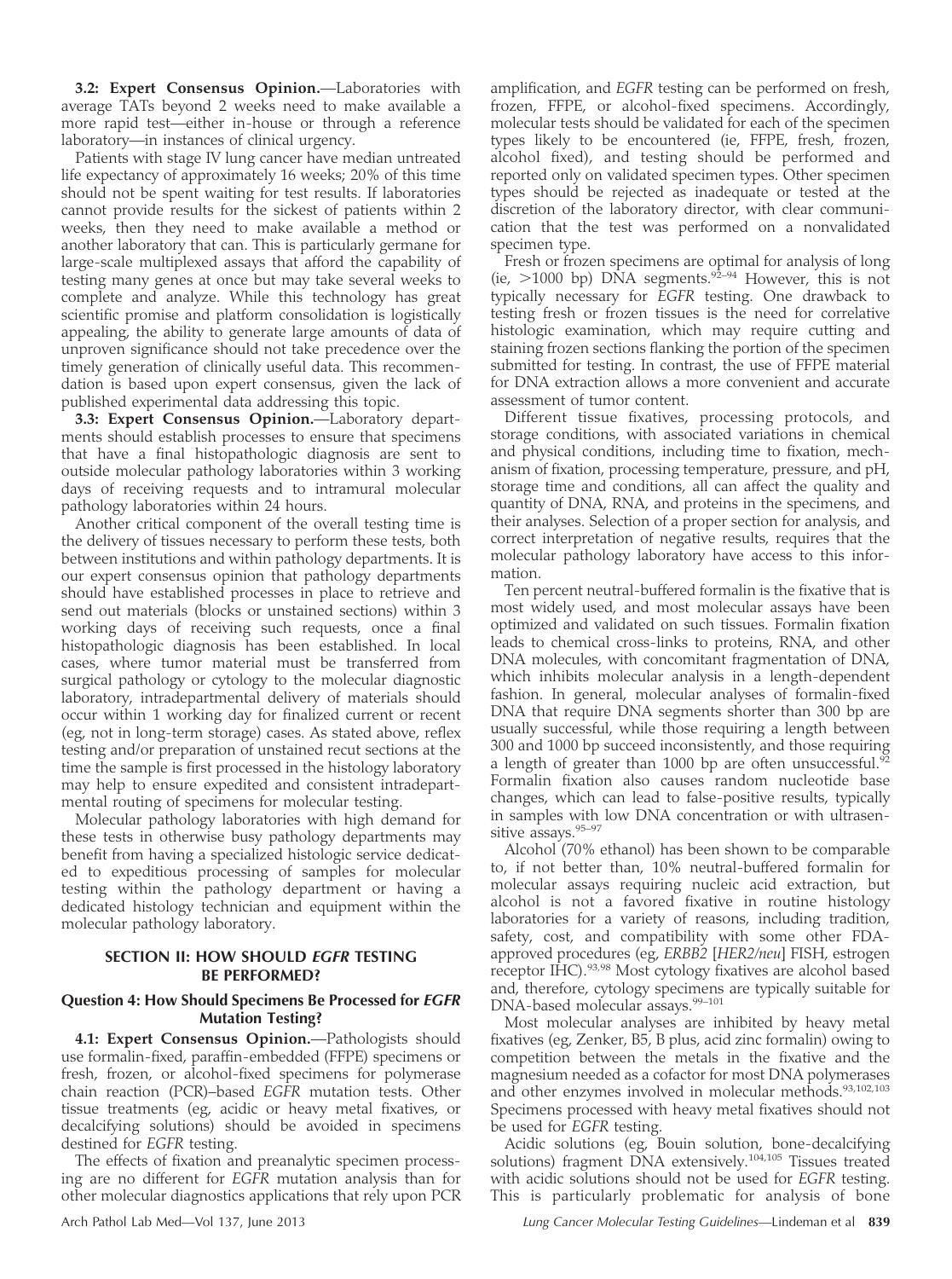**3.2: Expert Consensus Opinion.**—Laboratories with average TATs beyond 2 weeks need to make available a more rapid test—either in-house or through a reference laboratory—in instances of clinical urgency.

Patients with stage IV lung cancer have median untreated life expectancy of approximately 16 weeks; 20% of this time should not be spent waiting for test results. If laboratories cannot provide results for the sickest of patients within 2 weeks, then they need to make available a method or another laboratory that can. This is particularly germane for large-scale multiplexed assays that afford the capability of testing many genes at once but may take several weeks to complete and analyze. While this technology has great scientific promise and platform consolidation is logistically appealing, the ability to generate large amounts of data of unproven significance should not take precedence over the timely generation of clinically useful data. This recommendation is based upon expert consensus, given the lack of published experimental data addressing this topic.

**3.3: Expert Consensus Opinion.**—Laboratory departments should establish processes to ensure that specimens that have a final histopathologic diagnosis are sent to outside molecular pathology laboratories within 3 working days of receiving requests and to intramural molecular pathology laboratories within 24 hours.

Another critical component of the overall testing time is the delivery of tissues necessary to perform these tests, both between institutions and within pathology departments. It is our expert consensus opinion that pathology departments should have established processes in place to retrieve and send out materials (blocks or unstained sections) within 3 working days of receiving such requests, once a final histopathologic diagnosis has been established. In local cases, where tumor material must be transferred from surgical pathology or cytology to the molecular diagnostic laboratory, intradepartmental delivery of materials should occur within 1 working day for finalized current or recent (eg, not in long-term storage) cases. As stated above, reflex testing and/or preparation of unstained recut sections at the time the sample is first processed in the histology laboratory may help to ensure expedited and consistent intradepartmental routing of specimens for molecular testing.

Molecular pathology laboratories with high demand for these tests in otherwise busy pathology departments may benefit from having a specialized histologic service dedicated to expeditious processing of samples for molecular testing within the pathology department or having a dedicated histology technician and equipment within the molecular pathology laboratory.

## SECTION II: HOW SHOULD *EGFR* TESTING BE PERFORMED?

### Question 4: How Should Specimens Be Processed for *EGFR* Mutation Testing?

**4.1: Expert Consensus Opinion.**—Pathologists should use formalin-fixed, paraffin-embedded (FFPE) specimens or fresh, frozen, or alcohol-fixed specimens for polymerase chain reaction (PCR)–based *EGFR* mutation tests. Other tissue treatments (eg, acidic or heavy metal fixatives, or decalcifying solutions) should be avoided in specimens destined for *EGFR* testing.

The effects of fixation and preanalytic specimen processing are no different for *EGFR* mutation analysis than for other molecular diagnostics applications that rely upon PCR amplification, and *EGFR* testing can be performed on fresh, frozen, FFPE, or alcohol-fixed specimens. Accordingly, molecular tests should be validated for each of the specimen types likely to be encountered (ie, FFPE, fresh, frozen, alcohol fixed), and testing should be performed and reported only on validated specimen types. Other specimen types should be rejected as inadequate or tested at the discretion of the laboratory director, with clear communication that the test was performed on a nonvalidated specimen type.

Fresh or frozen specimens are optimal for analysis of long (ie, >1000 bp) DNA segments.[92–94] However, this is not typically necessary for *EGFR* testing. One drawback to testing fresh or frozen tissues is the need for correlative histologic examination, which may require cutting and staining frozen sections flanking the portion of the specimen submitted for testing. In contrast, the use of FFPE material for DNA extraction allows a more convenient and accurate assessment of tumor content.

Different tissue fixatives, processing protocols, and storage conditions, with associated variations in chemical and physical conditions, including time to fixation, mechanism of fixation, processing temperature, pressure, and pH, storage time and conditions, all can affect the quality and quantity of DNA, RNA, and proteins in the specimens, and their analyses. Selection of a proper section for analysis, and correct interpretation of negative results, requires that the molecular pathology laboratory have access to this information.

Ten percent neutral-buffered formalin is the fixative that is most widely used, and most molecular assays have been optimized and validated on such tissues. Formalin fixation leads to chemical cross-links to proteins, RNA, and other DNA molecules, with concomitant fragmentation of DNA, which inhibits molecular analysis in a length-dependent fashion. In general, molecular analyses of formalin-fixed DNA that require DNA segments shorter than 300 bp are usually successful, while those requiring a length between 300 and 1000 bp succeed inconsistently, and those requiring a length of greater than 1000 bp are often unsuccessful.[92] Formalin fixation also causes random nucleotide base changes, which can lead to false-positive results, typically in samples with low DNA concentration or with ultrasensitive assays.[95–97]

Alcohol (70% ethanol) has been shown to be comparable to, if not better than, 10% neutral-buffered formalin for molecular assays requiring nucleic acid extraction, but alcohol is not a favored fixative in routine histology laboratories for a variety of reasons, including tradition, safety, cost, and compatibility with some other FDA-approved procedures (eg, *ERBB2* [*HER2/neu*] FISH, estrogen receptor IHC).[93,98] Most cytology fixatives are alcohol based and, therefore, cytology specimens are typically suitable for DNA-based molecular assays.[99–101]

Most molecular analyses are inhibited by heavy metal fixatives (eg, Zenker, B5, B plus, acid zinc formalin) owing to competition between the metals in the fixative and the magnesium needed as a cofactor for most DNA polymerases and other enzymes involved in molecular methods.[93,102,103] Specimens processed with heavy metal fixatives should not be used for *EGFR* testing.

Acidic solutions (eg, Bouin solution, bone-decalcifying solutions) fragment DNA extensively.[104,105] Tissues treated with acidic solutions should not be used for *EGFR* testing. This is particularly problematic for analysis of bone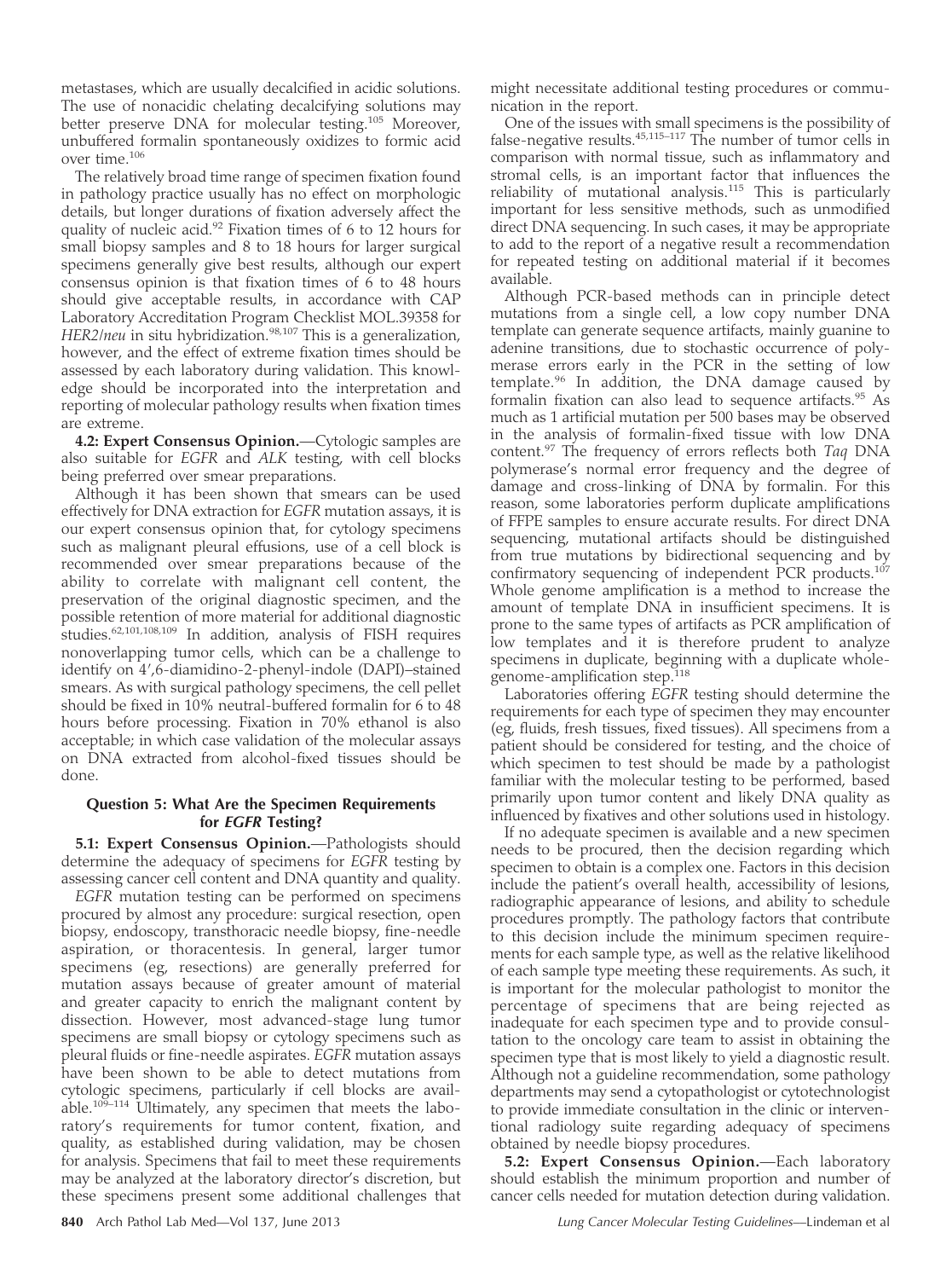metastases, which are usually decalcified in acidic solutions. The use of nonacidic chelating decalcifying solutions may better preserve DNA for molecular testing.[105] Moreover, unbuffered formalin spontaneously oxidizes to formic acid over time.[106]

The relatively broad time range of specimen fixation found in pathology practice usually has no effect on morphologic details, but longer durations of fixation adversely affect the quality of nucleic acid.[92] Fixation times of 6 to 12 hours for small biopsy samples and 8 to 18 hours for larger surgical specimens generally give best results, although our expert consensus opinion is that fixation times of 6 to 48 hours should give acceptable results, in accordance with CAP Laboratory Accreditation Program Checklist MOL.39358 for *HER2/neu* in situ hybridization.[98,107] This is a generalization, however, and the effect of extreme fixation times should be assessed by each laboratory during validation. This knowledge should be incorporated into the interpretation and reporting of molecular pathology results when fixation times are extreme.

**4.2: Expert Consensus Opinion.**—Cytologic samples are also suitable for *EGFR* and *ALK* testing, with cell blocks being preferred over smear preparations.

Although it has been shown that smears can be used effectively for DNA extraction for *EGFR* mutation assays, it is our expert consensus opinion that, for cytology specimens such as malignant pleural effusions, use of a cell block is recommended over smear preparations because of the ability to correlate with malignant cell content, the preservation of the original diagnostic specimen, and the possible retention of more material for additional diagnostic studies.[62,101,108,109] In addition, analysis of FISH requires nonoverlapping tumor cells, which can be a challenge to identify on 4′,6-diamidino-2-phenyl-indole (DAPI)–stained smears. As with surgical pathology specimens, the cell pellet should be fixed in 10% neutral-buffered formalin for 6 to 48 hours before processing. Fixation in 70% ethanol is also acceptable; in which case validation of the molecular assays on DNA extracted from alcohol-fixed tissues should be done.

### Question 5: What Are the Specimen Requirements for *EGFR* Testing?

**5.1: Expert Consensus Opinion.**—Pathologists should determine the adequacy of specimens for *EGFR* testing by assessing cancer cell content and DNA quantity and quality.

*EGFR* mutation testing can be performed on specimens procured by almost any procedure: surgical resection, open biopsy, endoscopy, transthoracic needle biopsy, fine-needle aspiration, or thoracentesis. In general, larger tumor specimens (eg, resections) are generally preferred for mutation assays because of greater amount of material and greater capacity to enrich the malignant content by dissection. However, most advanced-stage lung tumor specimens are small biopsy or cytology specimens such as pleural fluids or fine-needle aspirates. *EGFR* mutation assays have been shown to be able to detect mutations from cytologic specimens, particularly if cell blocks are available.[109–114] Ultimately, any specimen that meets the laboratory's requirements for tumor content, fixation, and quality, as established during validation, may be chosen for analysis. Specimens that fail to meet these requirements may be analyzed at the laboratory director's discretion, but these specimens present some additional challenges that might necessitate additional testing procedures or communication in the report.

One of the issues with small specimens is the possibility of false-negative results.[45,115–117] The number of tumor cells in comparison with normal tissue, such as inflammatory and stromal cells, is an important factor that influences the reliability of mutational analysis.[115] This is particularly important for less sensitive methods, such as unmodified direct DNA sequencing. In such cases, it may be appropriate to add to the report of a negative result a recommendation for repeated testing on additional material if it becomes available.

Although PCR-based methods can in principle detect mutations from a single cell, a low copy number DNA template can generate sequence artifacts, mainly guanine to adenine transitions, due to stochastic occurrence of polymerase errors early in the PCR in the setting of low template.[96] In addition, the DNA damage caused by formalin fixation can also lead to sequence artifacts.[95] As much as 1 artificial mutation per 500 bases may be observed in the analysis of formalin-fixed tissue with low DNA content.[97] The frequency of errors reflects both *Taq* DNA polymerase's normal error frequency and the degree of damage and cross-linking of DNA by formalin. For this reason, some laboratories perform duplicate amplifications of FFPE samples to ensure accurate results. For direct DNA sequencing, mutational artifacts should be distinguished from true mutations by bidirectional sequencing and by confirmatory sequencing of independent PCR products.[107] Whole genome amplification is a method to increase the amount of template DNA in insufficient specimens. It is prone to the same types of artifacts as PCR amplification of low templates and it is therefore prudent to analyze specimens in duplicate, beginning with a duplicate whole-genome-amplification step.[118]

Laboratories offering *EGFR* testing should determine the requirements for each type of specimen they may encounter (eg, fluids, fresh tissues, fixed tissues). All specimens from a patient should be considered for testing, and the choice of which specimen to test should be made by a pathologist familiar with the molecular testing to be performed, based primarily upon tumor content and likely DNA quality as influenced by fixatives and other solutions used in histology.

If no adequate specimen is available and a new specimen needs to be procured, then the decision regarding which specimen to obtain is a complex one. Factors in this decision include the patient's overall health, accessibility of lesions, radiographic appearance of lesions, and ability to schedule procedures promptly. The pathology factors that contribute to this decision include the minimum specimen requirements for each sample type, as well as the relative likelihood of each sample type meeting these requirements. As such, it is important for the molecular pathologist to monitor the percentage of specimens that are being rejected as inadequate for each specimen type and to provide consultation to the oncology care team to assist in obtaining the specimen type that is most likely to yield a diagnostic result. Although not a guideline recommendation, some pathology departments may send a cytopathologist or cytotechnologist to provide immediate consultation in the clinic or interventional radiology suite regarding adequacy of specimens obtained by needle biopsy procedures.

**5.2: Expert Consensus Opinion.**—Each laboratory should establish the minimum proportion and number of cancer cells needed for mutation detection during validation.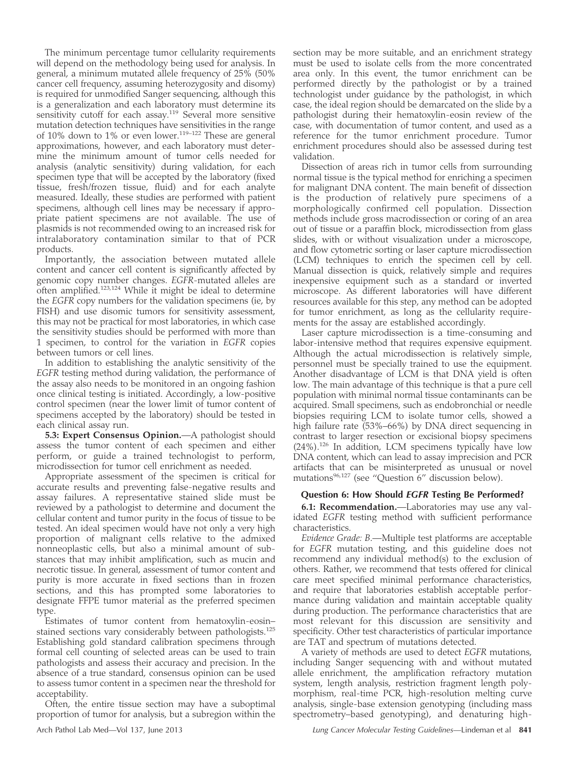The minimum percentage tumor cellularity requirements will depend on the methodology being used for analysis. In general, a minimum mutated allele frequency of 25% (50% cancer cell frequency, assuming heterozygosity and disomy) is required for unmodified Sanger sequencing, although this is a generalization and each laboratory must determine its sensitivity cutoff for each assay.[119] Several more sensitive mutation detection techniques have sensitivities in the range of 10% down to 1% or even lower.[119–122] These are general approximations, however, and each laboratory must determine the minimum amount of tumor cells needed for analysis (analytic sensitivity) during validation, for each specimen type that will be accepted by the laboratory (fixed tissue, fresh/frozen tissue, fluid) and for each analyte measured. Ideally, these studies are performed with patient specimens, although cell lines may be necessary if appropriate patient specimens are not available. The use of plasmids is not recommended owing to an increased risk for intralaboratory contamination similar to that of PCR products.

Importantly, the association between mutated allele content and cancer cell content is significantly affected by genomic copy number changes. *EGFR*-mutated alleles are often amplified.[123,124] While it might be ideal to determine the *EGFR* copy numbers for the validation specimens (ie, by FISH) and use disomic tumors for sensitivity assessment, this may not be practical for most laboratories, in which case the sensitivity studies should be performed with more than 1 specimen, to control for the variation in *EGFR* copies between tumors or cell lines.

In addition to establishing the analytic sensitivity of the *EGFR* testing method during validation, the performance of the assay also needs to be monitored in an ongoing fashion once clinical testing is initiated. Accordingly, a low-positive control specimen (near the lower limit of tumor content of specimens accepted by the laboratory) should be tested in each clinical assay run.

**5.3: Expert Consensus Opinion.**—A pathologist should assess the tumor content of each specimen and either perform, or guide a trained technologist to perform, microdissection for tumor cell enrichment as needed.

Appropriate assessment of the specimen is critical for accurate results and preventing false-negative results and assay failures. A representative stained slide must be reviewed by a pathologist to determine and document the cellular content and tumor purity in the focus of tissue to be tested. An ideal specimen would have not only a very high proportion of malignant cells relative to the admixed nonneoplastic cells, but also a minimal amount of substances that may inhibit amplification, such as mucin and necrotic tissue. In general, assessment of tumor content and purity is more accurate in fixed sections than in frozen sections, and this has prompted some laboratories to designate FFPE tumor material as the preferred specimen type.

Estimates of tumor content from hematoxylin-eosin–stained sections vary considerably between pathologists.[125] Establishing gold standard calibration specimens through formal cell counting of selected areas can be used to train pathologists and assess their accuracy and precision. In the absence of a true standard, consensus opinion can be used to assess tumor content in a specimen near the threshold for acceptability.

Often, the entire tissue section may have a suboptimal proportion of tumor for analysis, but a subregion within the section may be more suitable, and an enrichment strategy must be used to isolate cells from the more concentrated area only. In this event, the tumor enrichment can be performed directly by the pathologist or by a trained technologist under guidance by the pathologist, in which case, the ideal region should be demarcated on the slide by a pathologist during their hematoxylin-eosin review of the case, with documentation of tumor content, and used as a reference for the tumor enrichment procedure. Tumor enrichment procedures should also be assessed during test validation.

Dissection of areas rich in tumor cells from surrounding normal tissue is the typical method for enriching a specimen for malignant DNA content. The main benefit of dissection is the production of relatively pure specimens of a morphologically confirmed cell population. Dissection methods include gross macrodissection or coring of an area out of tissue or a paraffin block, microdissection from glass slides, with or without visualization under a microscope, and flow cytometric sorting or laser capture microdissection (LCM) techniques to enrich the specimen cell by cell. Manual dissection is quick, relatively simple and requires inexpensive equipment such as a standard or inverted microscope. As different laboratories will have different resources available for this step, any method can be adopted for tumor enrichment, as long as the cellularity requirements for the assay are established accordingly.

Laser capture microdissection is a time-consuming and labor-intensive method that requires expensive equipment. Although the actual microdissection is relatively simple, personnel must be specially trained to use the equipment. Another disadvantage of LCM is that DNA yield is often low. The main advantage of this technique is that a pure cell population with minimal normal tissue contaminants can be acquired. Small specimens, such as endobronchial or needle biopsies requiring LCM to isolate tumor cells, showed a high failure rate (53%–66%) by DNA direct sequencing in contrast to larger resection or excisional biopsy specimens (24%).[126] In addition, LCM specimens typically have low DNA content, which can lead to assay imprecision and PCR artifacts that can be misinterpreted as unusual or novel mutations[96,127] (see "Question 6" discussion below).

### Question 6: How Should *EGFR* Testing Be Performed?

**6.1: Recommendation.**—Laboratories may use any validated *EGFR* testing method with sufficient performance characteristics.

*Evidence Grade: B.*—Multiple test platforms are acceptable for *EGFR* mutation testing, and this guideline does not recommend any individual method(s) to the exclusion of others. Rather, we recommend that tests offered for clinical care meet specified minimal performance characteristics, and require that laboratories establish acceptable performance during validation and maintain acceptable quality during production. The performance characteristics that are most relevant for this discussion are sensitivity and specificity. Other test characteristics of particular importance are TAT and spectrum of mutations detected.

A variety of methods are used to detect *EGFR* mutations, including Sanger sequencing with and without mutated allele enrichment, the amplification refractory mutation system, length analysis, restriction fragment length polymorphism, real-time PCR, high-resolution melting curve analysis, single-base extension genotyping (including mass spectrometry–based genotyping), and denaturing high-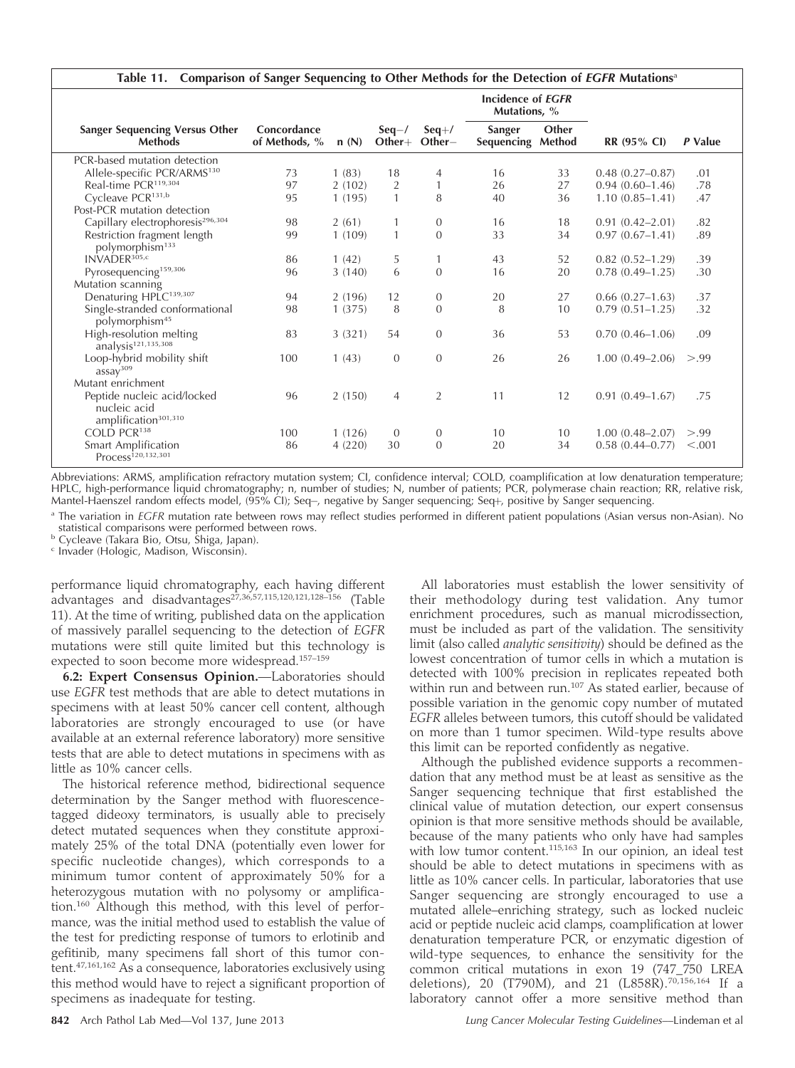**Table 11. Comparison of Sanger Sequencing to Other Methods for the Detection of *EGFR* Mutations**[a]

| Sanger Sequencing Versus Other Methods | Concordance of Methods, % | n (N) | Seq−/ Other+ | Seq+/ Other− | Incidence of *EGFR* Mutations, % | | RR (95% CI) | *P* Value |
|---|---|---|---|---|---|---|---|---|
| | | | | | Sanger Sequencing | Other Method | | |
| PCR-based mutation detection | | | | | | | | |
| Allele-specific PCR/ARMS[130] | 73 | 1 (83) | 18 | 4 | 16 | 33 | 0.48 (0.27–0.87) | .01 |
| Real-time PCR[119,304] | 97 | 2 (102) | 2 | 1 | 26 | 27 | 0.94 (0.60–1.46) | .78 |
| Cycleave PCR[131,b] | 95 | 1 (195) | 1 | 8 | 40 | 36 | 1.10 (0.85–1.41) | .47 |
| Post-PCR mutation detection | | | | | | | | |
| Capillary electrophoresis[296,304] | 98 | 2 (61) | 1 | 0 | 16 | 18 | 0.91 (0.42–2.01) | .82 |
| Restriction fragment length polymorphism[133] | 99 | 1 (109) | 1 | 0 | 33 | 34 | 0.97 (0.67–1.41) | .89 |
| INVADER[305,c] | 86 | 1 (42) | 5 | 1 | 43 | 52 | 0.82 (0.52–1.29) | .39 |
| Pyrosequencing[159,306] | 96 | 3 (140) | 6 | 0 | 16 | 20 | 0.78 (0.49–1.25) | .30 |
| Mutation scanning | | | | | | | | |
| Denaturing HPLC[139,307] | 94 | 2 (196) | 12 | 0 | 20 | 27 | 0.66 (0.27–1.63) | .37 |
| Single-stranded conformational polymorphism[45] | 98 | 1 (375) | 8 | 0 | 8 | 10 | 0.79 (0.51–1.25) | .32 |
| High-resolution melting analysis[121,135,308] | 83 | 3 (321) | 54 | 0 | 36 | 53 | 0.70 (0.46–1.06) | .09 |
| Loop-hybrid mobility shift assay[309] | 100 | 1 (43) | 0 | 0 | 26 | 26 | 1.00 (0.49–2.06) | >.99 |
| Mutant enrichment | | | | | | | | |
| Peptide nucleic acid/locked nucleic acid amplification[301,310] | 96 | 2 (150) | 4 | 2 | 11 | 12 | 0.91 (0.49–1.67) | .75 |
| COLD PCR[138] | 100 | 1 (126) | 0 | 0 | 10 | 10 | 1.00 (0.48–2.07) | >.99 |
| Smart Amplification Process[120,132,301] | 86 | 4 (220) | 30 | 0 | 20 | 34 | 0.58 (0.44–0.77) | <.001 |

Abbreviations: ARMS, amplification refractory mutation system; CI, confidence interval; COLD, coamplification at low denaturation temperature; HPLC, high-performance liquid chromatography; n, number of studies; N, number of patients; PCR, polymerase chain reaction; RR, relative risk, Mantel-Haenszel random effects model, (95% CI); Seq−, negative by Sanger sequencing; Seq+, positive by Sanger sequencing.

[a] The variation in *EGFR* mutation rate between rows may reflect studies performed in different patient populations (Asian versus non-Asian). No statistical comparisons were performed between rows.

[b] Cycleave (Takara Bio, Otsu, Shiga, Japan).

[c] Invader (Hologic, Madison, Wisconsin).

performance liquid chromatography, each having different advantages and disadvantages[27,36,57,115,120,121,128–156] (Table 11). At the time of writing, published data on the application of massively parallel sequencing to the detection of *EGFR* mutations were still quite limited but this technology is expected to soon become more widespread.[157–159]

**6.2: Expert Consensus Opinion.**—Laboratories should use *EGFR* test methods that are able to detect mutations in specimens with at least 50% cancer cell content, although laboratories are strongly encouraged to use (or have available at an external reference laboratory) more sensitive tests that are able to detect mutations in specimens with as little as 10% cancer cells.

The historical reference method, bidirectional sequence determination by the Sanger method with fluorescence-tagged dideoxy terminators, is usually able to precisely detect mutated sequences when they constitute approximately 25% of the total DNA (potentially even lower for specific nucleotide changes), which corresponds to a minimum tumor content of approximately 50% for a heterozygous mutation with no polysomy or amplification.[160] Although this method, with this level of performance, was the initial method used to establish the value of the test for predicting response of tumors to erlotinib and gefitinib, many specimens fall short of this tumor content.[47,161,162] As a consequence, laboratories exclusively using this method would have to reject a significant proportion of specimens as inadequate for testing.

All laboratories must establish the lower sensitivity of their methodology during test validation. Any tumor enrichment procedures, such as manual microdissection, must be included as part of the validation. The sensitivity limit (also called *analytic sensitivity*) should be defined as the lowest concentration of tumor cells in which a mutation is detected with 100% precision in replicates repeated both within run and between run.[107] As stated earlier, because of possible variation in the genomic copy number of mutated *EGFR* alleles between tumors, this cutoff should be validated on more than 1 tumor specimen. Wild-type results above this limit can be reported confidently as negative.

Although the published evidence supports a recommendation that any method must be at least as sensitive as the Sanger sequencing technique that first established the clinical value of mutation detection, our expert consensus opinion is that more sensitive methods should be available, because of the many patients who only have had samples with low tumor content.[115,163] In our opinion, an ideal test should be able to detect mutations in specimens with as little as 10% cancer cells. In particular, laboratories that use Sanger sequencing are strongly encouraged to use a mutated allele–enriching strategy, such as locked nucleic acid or peptide nucleic acid clamps, coamplification at lower denaturation temperature PCR, or enzymatic digestion of wild-type sequences, to enhance the sensitivity for the common critical mutations in exon 19 (747_750 LREA deletions), 20 (T790M), and 21 (L858R).[70,156,164] If a laboratory cannot offer a more sensitive method than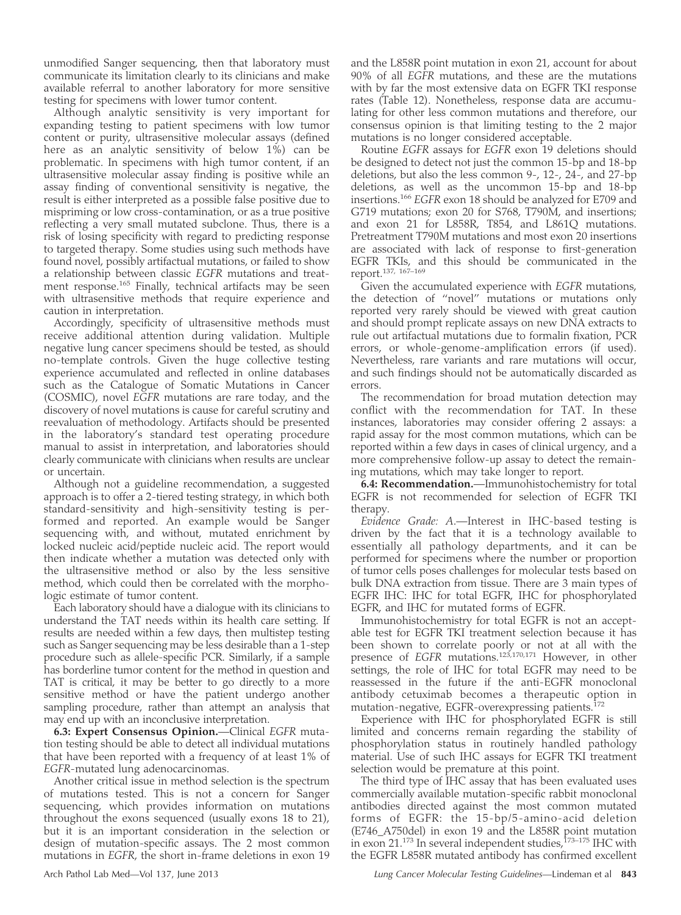unmodified Sanger sequencing, then that laboratory must communicate its limitation clearly to its clinicians and make available referral to another laboratory for more sensitive testing for specimens with lower tumor content.

Although analytic sensitivity is very important for expanding testing to patient specimens with low tumor content or purity, ultrasensitive molecular assays (defined here as an analytic sensitivity of below 1%) can be problematic. In specimens with high tumor content, if an ultrasensitive molecular assay finding is positive while an assay finding of conventional sensitivity is negative, the result is either interpreted as a possible false positive due to mispriming or low cross-contamination, or as a true positive reflecting a very small mutated subclone. Thus, there is a risk of losing specificity with regard to predicting response to targeted therapy. Some studies using such methods have found novel, possibly artifactual mutations, or failed to show a relationship between classic *EGFR* mutations and treatment response.[165] Finally, technical artifacts may be seen with ultrasensitive methods that require experience and caution in interpretation.

Accordingly, specificity of ultrasensitive methods must receive additional attention during validation. Multiple negative lung cancer specimens should be tested, as should no-template controls. Given the huge collective testing experience accumulated and reflected in online databases such as the Catalogue of Somatic Mutations in Cancer (COSMIC), novel *EGFR* mutations are rare today, and the discovery of novel mutations is cause for careful scrutiny and reevaluation of methodology. Artifacts should be presented in the laboratory's standard test operating procedure manual to assist in interpretation, and laboratories should clearly communicate with clinicians when results are unclear or uncertain.

Although not a guideline recommendation, a suggested approach is to offer a 2-tiered testing strategy, in which both standard-sensitivity and high-sensitivity testing is performed and reported. An example would be Sanger sequencing with, and without, mutated enrichment by locked nucleic acid/peptide nucleic acid. The report would then indicate whether a mutation was detected only with the ultrasensitive method or also by the less sensitive method, which could then be correlated with the morphologic estimate of tumor content.

Each laboratory should have a dialogue with its clinicians to understand the TAT needs within its health care setting. If results are needed within a few days, then multistep testing such as Sanger sequencing may be less desirable than a 1-step procedure such as allele-specific PCR. Similarly, if a sample has borderline tumor content for the method in question and TAT is critical, it may be better to go directly to a more sensitive method or have the patient undergo another sampling procedure, rather than attempt an analysis that may end up with an inconclusive interpretation.

**6.3: Expert Consensus Opinion.**—Clinical *EGFR* mutation testing should be able to detect all individual mutations that have been reported with a frequency of at least 1% of *EGFR*-mutated lung adenocarcinomas.

Another critical issue in method selection is the spectrum of mutations tested. This is not a concern for Sanger sequencing, which provides information on mutations throughout the exons sequenced (usually exons 18 to 21), but it is an important consideration in the selection or design of mutation-specific assays. The 2 most common mutations in *EGFR*, the short in-frame deletions in exon 19 and the L858R point mutation in exon 21, account for about 90% of all *EGFR* mutations, and these are the mutations with by far the most extensive data on EGFR TKI response rates (Table 12). Nonetheless, response data are accumulating for other less common mutations and therefore, our consensus opinion is that limiting testing to the 2 major mutations is no longer considered acceptable.

Routine *EGFR* assays for *EGFR* exon 19 deletions should be designed to detect not just the common 15-bp and 18-bp deletions, but also the less common 9-, 12-, 24-, and 27-bp deletions, as well as the uncommon 15-bp and 18-bp insertions.[166] *EGFR* exon 18 should be analyzed for E709 and G719 mutations; exon 20 for S768, T790M, and insertions; and exon 21 for L858R, T854, and L861Q mutations. Pretreatment T790M mutations and most exon 20 insertions are associated with lack of response to first-generation EGFR TKIs, and this should be communicated in the report.[137, 167–169]

Given the accumulated experience with *EGFR* mutations, the detection of "novel" mutations or mutations only reported very rarely should be viewed with great caution and should prompt replicate assays on new DNA extracts to rule out artifactual mutations due to formalin fixation, PCR errors, or whole-genome-amplification errors (if used). Nevertheless, rare variants and rare mutations will occur, and such findings should not be automatically discarded as errors.

The recommendation for broad mutation detection may conflict with the recommendation for TAT. In these instances, laboratories may consider offering 2 assays: a rapid assay for the most common mutations, which can be reported within a few days in cases of clinical urgency, and a more comprehensive follow-up assay to detect the remaining mutations, which may take longer to report.

**6.4: Recommendation.**—Immunohistochemistry for total EGFR is not recommended for selection of EGFR TKI therapy.

*Evidence Grade: A.*—Interest in IHC-based testing is driven by the fact that it is a technology available to essentially all pathology departments, and it can be performed for specimens where the number or proportion of tumor cells poses challenges for molecular tests based on bulk DNA extraction from tissue. There are 3 main types of EGFR IHC: IHC for total EGFR, IHC for phosphorylated EGFR, and IHC for mutated forms of EGFR.

Immunohistochemistry for total EGFR is not an acceptable test for EGFR TKI treatment selection because it has been shown to correlate poorly or not at all with the presence of *EGFR* mutations.[123,170,171] However, in other settings, the role of IHC for total EGFR may need to be reassessed in the future if the anti-EGFR monoclonal antibody cetuximab becomes a therapeutic option in mutation-negative, EGFR-overexpressing patients.[172]

Experience with IHC for phosphorylated EGFR is still limited and concerns remain regarding the stability of phosphorylation status in routinely handled pathology material. Use of such IHC assays for EGFR TKI treatment selection would be premature at this point.

The third type of IHC assay that has been evaluated uses commercially available mutation-specific rabbit monoclonal antibodies directed against the most common mutated forms of EGFR: the 15-bp/5-amino-acid deletion (E746_A750del) in exon 19 and the L858R point mutation in exon 21.[173] In several independent studies,[173–175] IHC with the EGFR L858R mutated antibody has confirmed excellent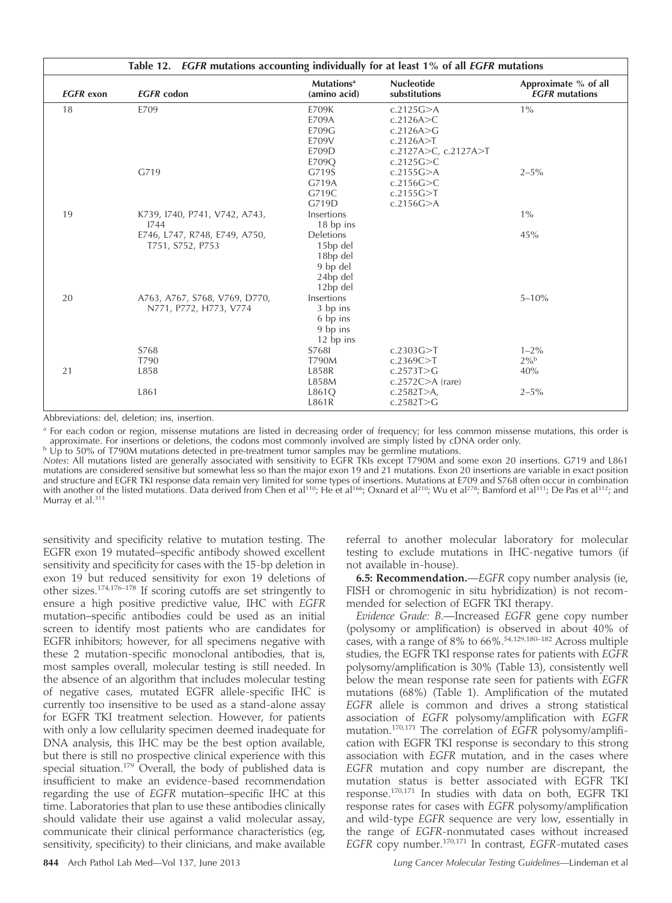**Table 12. *EGFR* mutations accounting individually for at least 1% of all *EGFR* mutations**

| *EGFR* exon | *EGFR* codon | Mutations[a] (amino acid) | Nucleotide substitutions | Approximate % of all *EGFR* mutations |
|---|---|---|---|---|
| 18 | E709 | E709K | c.2125G>A | 1% |
| | | E709A | c.2126A>C | |
| | | E709G | c.2126A>G | |
| | | E709V | c.2126A>T | |
| | | E709D | c.2127A>C, c.2127A>T | |
| | | E709Q | c.2125G>C | |
| | G719 | G719S | c.2155G>A | 2–5% |
| | | G719A | c.2156G>C | |
| | | G719C | c.2155G>T | |
| | | G719D | c.2156G>A | |
| 19 | K739, I740, P741, V742, A743, I744 | Insertions 18 bp ins | | 1% |
| | E746, L747, R748, E749, A750, T751, S752, P753 | Deletions 15bp del 18bp del 9 bp del 24bp del 12bp del | | 45% |
| 20 | A763, A767, S768, V769, D770, N771, P772, H773, V774 | Insertions 3 bp ins 6 bp ins 9 bp ins 12 bp ins | | 5–10% |
| | S768 | S768I | c.2303G>T | 1–2% |
| | T790 | T790M | c.2369C>T | 2%[b] |
| 21 | L858 | L858R | c.2573T>G | 40% |
| | | L858M | c.2572C>A (rare) | |
| | L861 | L861Q | c.2582T>A, | 2–5% |
| | | L861R | c.2582T>G | |

Abbreviations: del, deletion; ins, insertion.

[a] For each codon or region, missense mutations are listed in decreasing order of frequency; for less common missense mutations, this order is approximate. For insertions or deletions, the codons most commonly involved are simply listed by cDNA order only.

[b] Up to 50% of T790M mutations detected in pre-treatment tumor samples may be germline mutations.

*Notes*: All mutations listed are generally associated with sensitivity to EGFR TKIs except T790M and some exon 20 insertions. G719 and L861 mutations are considered sensitive but somewhat less so than the major exon 19 and 21 mutations. Exon 20 insertions are variable in exact position and structure and EGFR TKI response data remain very limited for some types of insertions. Mutations at E709 and S768 often occur in combination with another of the listed mutations. Data derived from Chen et al[110]; He et al[166]; Oxnard et al[210]; Wu et al[278]; Bamford et al[311]; De Pas et al[312]; and Murray et al.[313]

sensitivity and specificity relative to mutation testing. The EGFR exon 19 mutated–specific antibody showed excellent sensitivity and specificity for cases with the 15-bp deletion in exon 19 but reduced sensitivity for exon 19 deletions of other sizes.[174,176–178] If scoring cutoffs are set stringently to ensure a high positive predictive value, IHC with *EGFR* mutation–specific antibodies could be used as an initial screen to identify most patients who are candidates for EGFR inhibitors; however, for all specimens negative with these 2 mutation-specific monoclonal antibodies, that is, most samples overall, molecular testing is still needed. In the absence of an algorithm that includes molecular testing of negative cases, mutated EGFR allele-specific IHC is currently too insensitive to be used as a stand-alone assay for EGFR TKI treatment selection. However, for patients with only a low cellularity specimen deemed inadequate for DNA analysis, this IHC may be the best option available, but there is still no prospective clinical experience with this special situation.[179] Overall, the body of published data is insufficient to make an evidence-based recommendation regarding the use of *EGFR* mutation–specific IHC at this time. Laboratories that plan to use these antibodies clinically should validate their use against a valid molecular assay, communicate their clinical performance characteristics (eg, sensitivity, specificity) to their clinicians, and make available referral to another molecular laboratory for molecular testing to exclude mutations in IHC-negative tumors (if not available in-house).

**6.5: Recommendation.**—*EGFR* copy number analysis (ie, FISH or chromogenic in situ hybridization) is not recommended for selection of EGFR TKI therapy.

*Evidence Grade: B*.—Increased *EGFR* gene copy number (polysomy or amplification) is observed in about 40% of cases, with a range of 8% to 66%.[54,129,180–182] Across multiple studies, the EGFR TKI response rates for patients with *EGFR* polysomy/amplification is 30% (Table 13), consistently well below the mean response rate seen for patients with *EGFR* mutations (68%) (Table 1). Amplification of the mutated *EGFR* allele is common and drives a strong statistical association of *EGFR* polysomy/amplification with *EGFR* mutation.[170,171] The correlation of *EGFR* polysomy/amplification with EGFR TKI response is secondary to this strong association with *EGFR* mutation, and in the cases where *EGFR* mutation status and copy number are discrepant, the mutation status is better associated with EGFR TKI response.[170,171] In studies with data on both, EGFR TKI response rates for cases with *EGFR* polysomy/amplification and wild-type *EGFR* sequence are very low, essentially in the range of *EGFR*-nonmutated cases without increased *EGFR* copy number.[170,171] In contrast, *EGFR*-mutated cases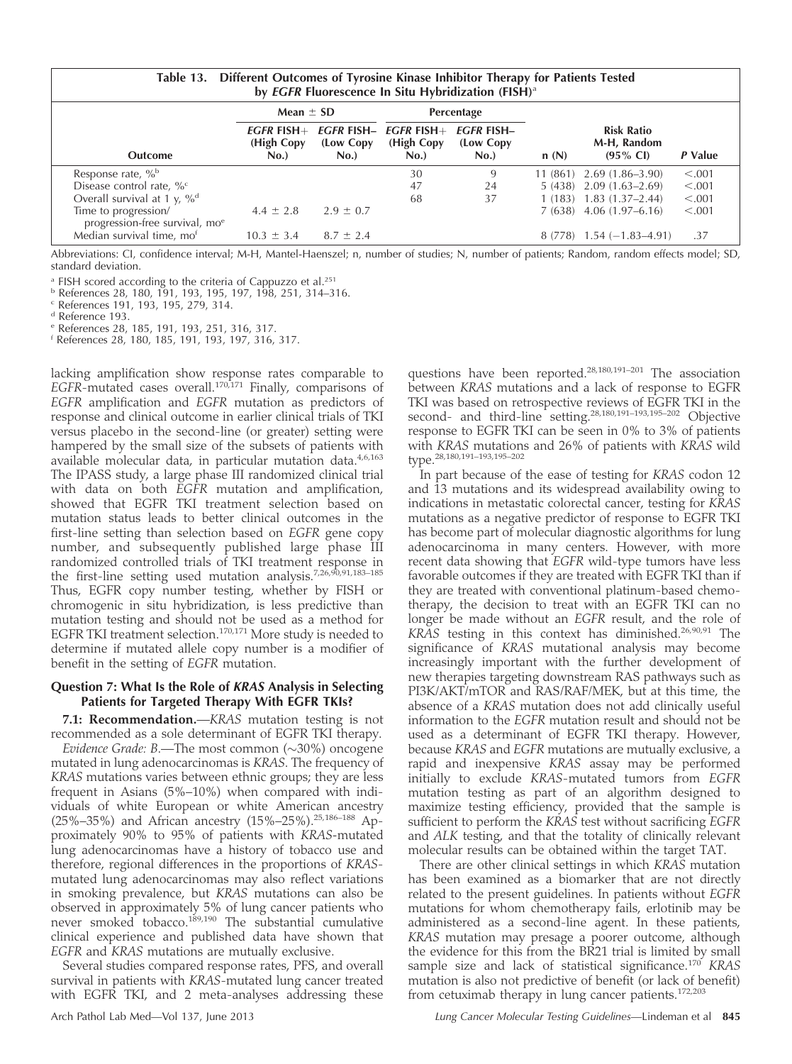**Table 13. Different Outcomes of Tyrosine Kinase Inhibitor Therapy for Patients Tested by *EGFR* Fluorescence In Situ Hybridization (FISH)[a]**

| Outcome | Mean ± SD | | Percentage | | | | |
|---|---|---|---|---|---|---|---|
| | *EGFR* FISH+ (High Copy No.) | *EGFR* FISH– (Low Copy No.) | *EGFR* FISH+ (High Copy No.) | *EGFR* FISH– (Low Copy No.) | n (N) | Risk Ratio M-H, Random (95% CI) | *P* Value |
| Response rate, %[b] | | | 30 | 9 | 11 (861) | 2.69 (1.86–3.90) | <.001 |
| Disease control rate, %[c] | | | 47 | 24 | 5 (438) | 2.09 (1.63–2.69) | <.001 |
| Overall survival at 1 y, %[d] | | | 68 | 37 | 1 (183) | 1.83 (1.37–2.44) | <.001 |
| Time to progression/ progression-free survival, mo[e] | 4.4 ± 2.8 | 2.9 ± 0.7 | | | 7 (638) | 4.06 (1.97–6.16) | <.001 |
| Median survival time, mo[f] | 10.3 ± 3.4 | 8.7 ± 2.4 | | | 8 (778) | 1.54 (−1.83–4.91) | .37 |

Abbreviations: CI, confidence interval; M-H, Mantel-Haenszel; n, number of studies; N, number of patients; Random, random effects model; SD, standard deviation.

[a] FISH scored according to the criteria of Cappuzzo et al.[251]
[b] References 28, 180, 191, 193, 195, 197, 198, 251, 314–316.
[c] References 191, 193, 195, 279, 314.
[d] Reference 193.
[e] References 28, 185, 191, 193, 251, 316, 317.
[f] References 28, 180, 185, 191, 193, 197, 316, 317.

lacking amplification show response rates comparable to *EGFR*-mutated cases overall.[170,171] Finally, comparisons of *EGFR* amplification and *EGFR* mutation as predictors of response and clinical outcome in earlier clinical trials of TKI versus placebo in the second-line (or greater) setting were hampered by the small size of the subsets of patients with available molecular data, in particular mutation data.[4,6,163] The IPASS study, a large phase III randomized clinical trial with data on both *EGFR* mutation and amplification, showed that EGFR TKI treatment selection based on mutation status leads to better clinical outcomes in the first-line setting than selection based on *EGFR* gene copy number, and subsequently published large phase III randomized controlled trials of TKI treatment response in the first-line setting used mutation analysis.[7,26,90,91,183–185] Thus, EGFR copy number testing, whether by FISH or chromogenic in situ hybridization, is less predictive than mutation testing and should not be used as a method for EGFR TKI treatment selection.[170,171] More study is needed to determine if mutated allele copy number is a modifier of benefit in the setting of *EGFR* mutation.

### Question 7: What Is the Role of *KRAS* Analysis in Selecting Patients for Targeted Therapy With EGFR TKIs?

**7.1: Recommendation.**—*KRAS* mutation testing is not recommended as a sole determinant of EGFR TKI therapy.

*Evidence Grade: B*.—The most common (~30%) oncogene mutated in lung adenocarcinomas is *KRAS*. The frequency of *KRAS* mutations varies between ethnic groups; they are less frequent in Asians (5%–10%) when compared with individuals of white European or white American ancestry (25%–35%) and African ancestry (15%–25%).[25,186–188] Approximately 90% to 95% of patients with *KRAS*-mutated lung adenocarcinomas have a history of tobacco use and therefore, regional differences in the proportions of *KRAS*-mutated lung adenocarcinomas may also reflect variations in smoking prevalence, but *KRAS* mutations can also be observed in approximately 5% of lung cancer patients who never smoked tobacco.[189,190] The substantial cumulative clinical experience and published data have shown that *EGFR* and *KRAS* mutations are mutually exclusive.

Several studies compared response rates, PFS, and overall survival in patients with *KRAS*-mutated lung cancer treated with EGFR TKI, and 2 meta-analyses addressing these questions have been reported.[28,180,191–201] The association between *KRAS* mutations and a lack of response to EGFR TKI was based on retrospective reviews of EGFR TKI in the second- and third-line setting.[28,180,191–193,195–202] Objective response to EGFR TKI can be seen in 0% to 3% of patients with *KRAS* mutations and 26% of patients with *KRAS* wild type.[28,180,191–193,195–202]

In part because of the ease of testing for *KRAS* codon 12 and 13 mutations and its widespread availability owing to indications in metastatic colorectal cancer, testing for *KRAS* mutations as a negative predictor of response to EGFR TKI has become part of molecular diagnostic algorithms for lung adenocarcinoma in many centers. However, with more recent data showing that *EGFR* wild-type tumors have less favorable outcomes if they are treated with EGFR TKI than if they are treated with conventional platinum-based chemotherapy, the decision to treat with an EGFR TKI can no longer be made without an *EGFR* result, and the role of *KRAS* testing in this context has diminished.[26,90,91] The significance of *KRAS* mutational analysis may become increasingly important with the further development of new therapies targeting downstream RAS pathways such as PI3K/AKT/mTOR and RAS/RAF/MEK, but at this time, the absence of a *KRAS* mutation does not add clinically useful information to the *EGFR* mutation result and should not be used as a determinant of EGFR TKI therapy. However, because *KRAS* and *EGFR* mutations are mutually exclusive, a rapid and inexpensive *KRAS* assay may be performed initially to exclude *KRAS*-mutated tumors from *EGFR* mutation testing as part of an algorithm designed to maximize testing efficiency, provided that the sample is sufficient to perform the *KRAS* test without sacrificing *EGFR* and *ALK* testing, and that the totality of clinically relevant molecular results can be obtained within the target TAT.

There are other clinical settings in which *KRAS* mutation has been examined as a biomarker that are not directly related to the present guidelines. In patients without *EGFR* mutations for whom chemotherapy fails, erlotinib may be administered as a second-line agent. In these patients, *KRAS* mutation may presage a poorer outcome, although the evidence for this from the BR21 trial is limited by small sample size and lack of statistical significance.[170] *KRAS* mutation is also not predictive of benefit (or lack of benefit) from cetuximab therapy in lung cancer patients.[172,203]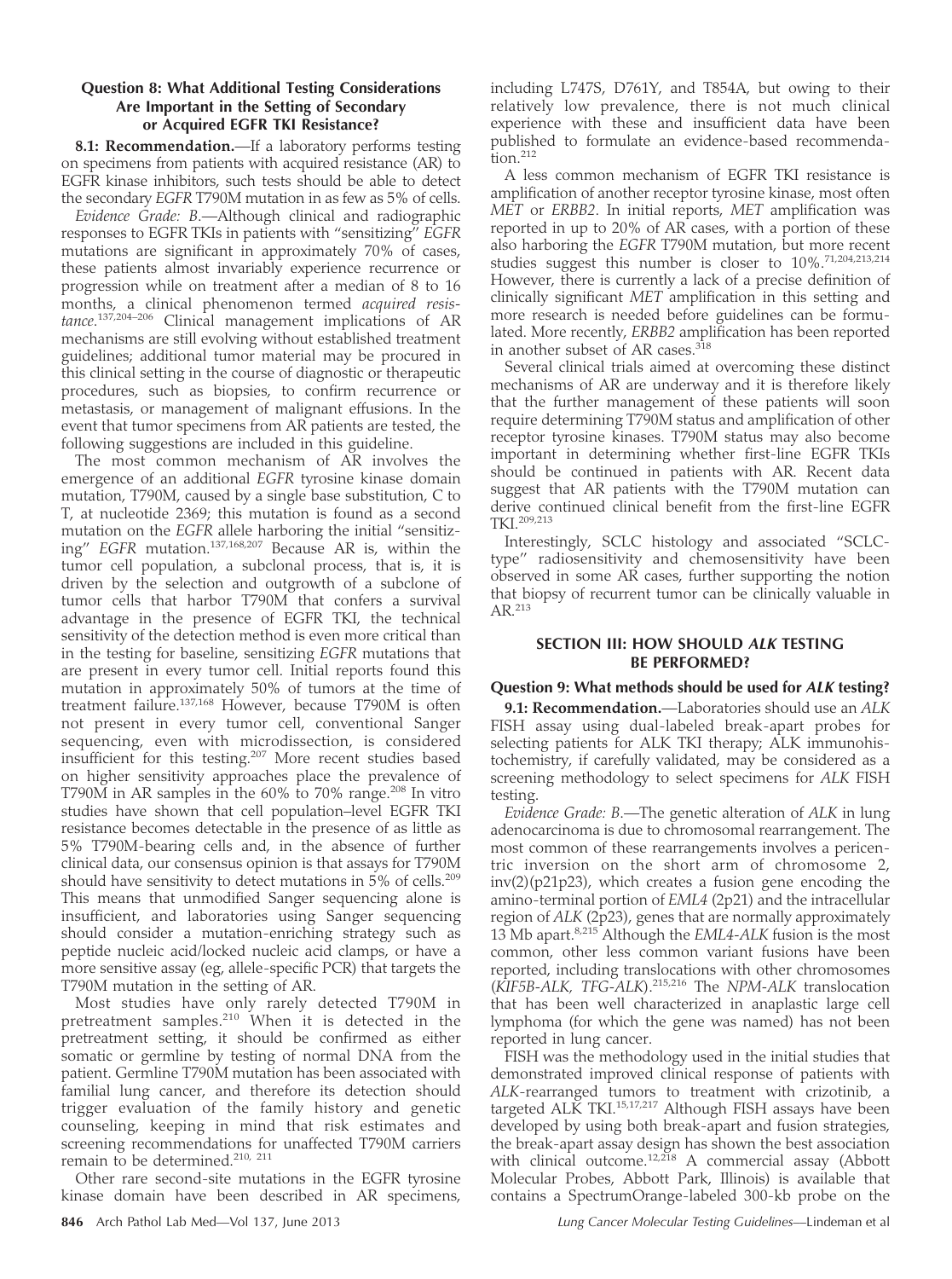### Question 8: What Additional Testing Considerations Are Important in the Setting of Secondary or Acquired EGFR TKI Resistance?

**8.1: Recommendation.**—If a laboratory performs testing on specimens from patients with acquired resistance (AR) to EGFR kinase inhibitors, such tests should be able to detect the secondary *EGFR* T790M mutation in as few as 5% of cells.

*Evidence Grade: B.*—Although clinical and radiographic responses to EGFR TKIs in patients with "sensitizing" *EGFR* mutations are significant in approximately 70% of cases, these patients almost invariably experience recurrence or progression while on treatment after a median of 8 to 16 months, a clinical phenomenon termed *acquired resistance*.[137,204–206] Clinical management implications of AR mechanisms are still evolving without established treatment guidelines; additional tumor material may be procured in this clinical setting in the course of diagnostic or therapeutic procedures, such as biopsies, to confirm recurrence or metastasis, or management of malignant effusions. In the event that tumor specimens from AR patients are tested, the following suggestions are included in this guideline.

The most common mechanism of AR involves the emergence of an additional *EGFR* tyrosine kinase domain mutation, T790M, caused by a single base substitution, C to T, at nucleotide 2369; this mutation is found as a second mutation on the *EGFR* allele harboring the initial "sensitizing" *EGFR* mutation.[137,168,207] Because AR is, within the tumor cell population, a subclonal process, that is, it is driven by the selection and outgrowth of a subclone of tumor cells that harbor T790M that confers a survival advantage in the presence of EGFR TKI, the technical sensitivity of the detection method is even more critical than in the testing for baseline, sensitizing *EGFR* mutations that are present in every tumor cell. Initial reports found this mutation in approximately 50% of tumors at the time of treatment failure.[137,168] However, because T790M is often not present in every tumor cell, conventional Sanger sequencing, even with microdissection, is considered insufficient for this testing.[207] More recent studies based on higher sensitivity approaches place the prevalence of T790M in AR samples in the 60% to 70% range.[208] In vitro studies have shown that cell population–level EGFR TKI resistance becomes detectable in the presence of as little as 5% T790M-bearing cells and, in the absence of further clinical data, our consensus opinion is that assays for T790M should have sensitivity to detect mutations in 5% of cells.[209] This means that unmodified Sanger sequencing alone is insufficient, and laboratories using Sanger sequencing should consider a mutation-enriching strategy such as peptide nucleic acid/locked nucleic acid clamps, or have a more sensitive assay (eg, allele-specific PCR) that targets the T790M mutation in the setting of AR.

Most studies have only rarely detected T790M in pretreatment samples.[210] When it is detected in the pretreatment setting, it should be confirmed as either somatic or germline by testing of normal DNA from the patient. Germline T790M mutation has been associated with familial lung cancer, and therefore its detection should trigger evaluation of the family history and genetic counseling, keeping in mind that risk estimates and screening recommendations for unaffected T790M carriers remain to be determined.[210, 211]

Other rare second-site mutations in the EGFR tyrosine kinase domain have been described in AR specimens, including L747S, D761Y, and T854A, but owing to their relatively low prevalence, there is not much clinical experience with these and insufficient data have been published to formulate an evidence-based recommendation.[212]

A less common mechanism of EGFR TKI resistance is amplification of another receptor tyrosine kinase, most often *MET* or *ERBB2*. In initial reports, *MET* amplification was reported in up to 20% of AR cases, with a portion of these also harboring the *EGFR* T790M mutation, but more recent studies suggest this number is closer to 10%.[71,204,213,214] However, there is currently a lack of a precise definition of clinically significant *MET* amplification in this setting and more research is needed before guidelines can be formulated. More recently, *ERBB2* amplification has been reported in another subset of AR cases.[318]

Several clinical trials aimed at overcoming these distinct mechanisms of AR are underway and it is therefore likely that the further management of these patients will soon require determining T790M status and amplification of other receptor tyrosine kinases. T790M status may also become important in determining whether first-line EGFR TKIs should be continued in patients with AR. Recent data suggest that AR patients with the T790M mutation can derive continued clinical benefit from the first-line EGFR TKI.[209,213]

Interestingly, SCLC histology and associated "SCLC-type" radiosensitivity and chemosensitivity have been observed in some AR cases, further supporting the notion that biopsy of recurrent tumor can be clinically valuable in AR.[213]

## SECTION III: HOW SHOULD *ALK* TESTING BE PERFORMED?

### Question 9: What methods should be used for *ALK* testing?

**9.1: Recommendation.**—Laboratories should use an *ALK* FISH assay using dual-labeled break-apart probes for selecting patients for ALK TKI therapy; ALK immunohistochemistry, if carefully validated, may be considered as a screening methodology to select specimens for *ALK* FISH testing.

*Evidence Grade: B.*—The genetic alteration of *ALK* in lung adenocarcinoma is due to chromosomal rearrangement. The most common of these rearrangements involves a pericentric inversion on the short arm of chromosome 2, inv(2)(p21p23), which creates a fusion gene encoding the amino-terminal portion of *EML4* (2p21) and the intracellular region of *ALK* (2p23), genes that are normally approximately 13 Mb apart.[8,215] Although the *EML4-ALK* fusion is the most common, other less common variant fusions have been reported, including translocations with other chromosomes (*KIF5B-ALK, TFG-ALK*).[215,216] The *NPM-ALK* translocation that has been well characterized in anaplastic large cell lymphoma (for which the gene was named) has not been reported in lung cancer.

FISH was the methodology used in the initial studies that demonstrated improved clinical response of patients with *ALK*-rearranged tumors to treatment with crizotinib, a targeted ALK TKI.[15,17,217] Although FISH assays have been developed by using both break-apart and fusion strategies, the break-apart assay design has shown the best association with clinical outcome.[12,218] A commercial assay (Abbott Molecular Probes, Abbott Park, Illinois) is available that contains a SpectrumOrange-labeled 300-kb probe on the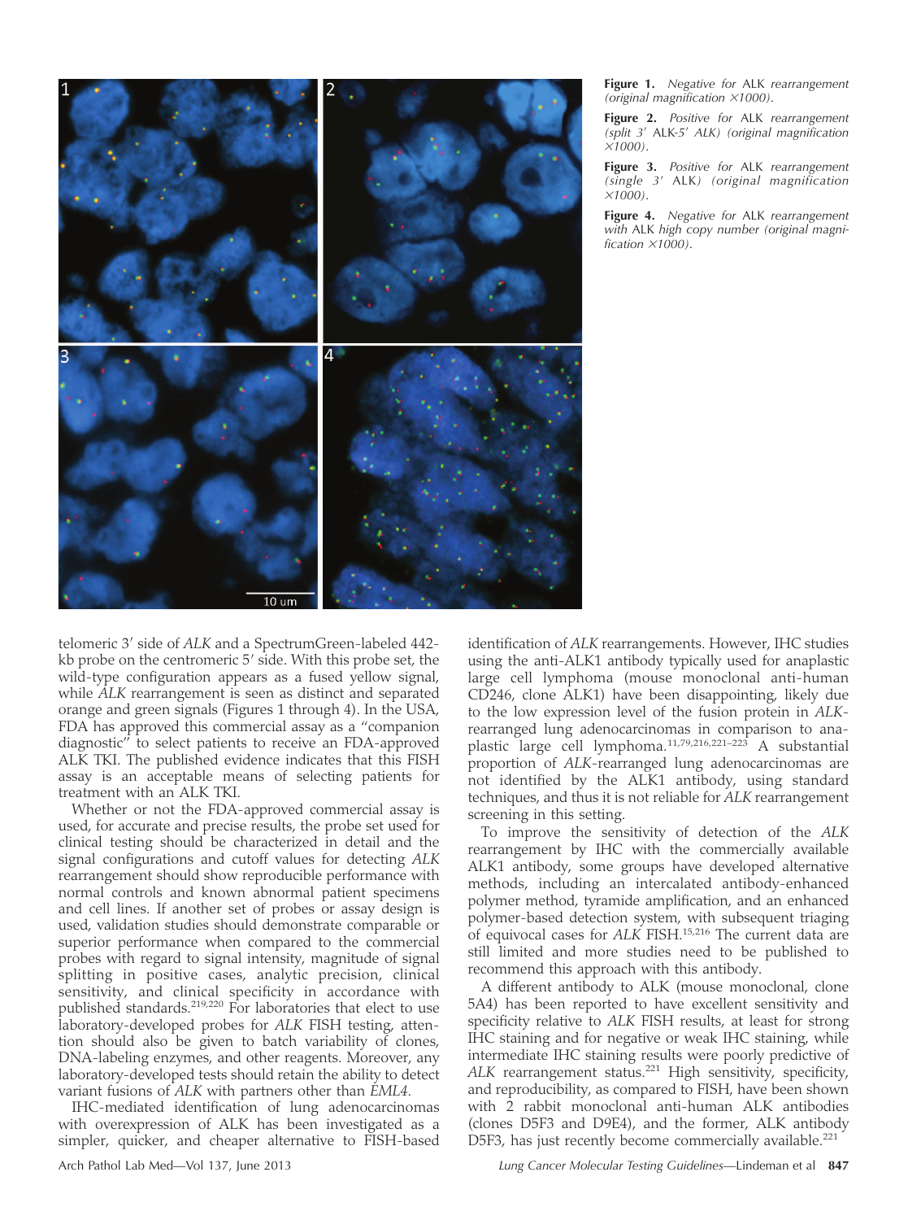**Figure 1.** *Negative for* ALK *rearrangement (original magnification ×1000).*

**Figure 2.** *Positive for* ALK *rearrangement (split 3′* ALK*-5′ ALK) (original magnification ×1000).*

**Figure 3.** *Positive for* ALK *rearrangement (single 3′* ALK*) (original magnification ×1000).*

**Figure 4.** *Negative for* ALK *rearrangement with* ALK *high copy number (original magnification ×1000).*

telomeric 3′ side of *ALK* and a SpectrumGreen-labeled 442-kb probe on the centromeric 5′ side. With this probe set, the wild-type configuration appears as a fused yellow signal, while *ALK* rearrangement is seen as distinct and separated orange and green signals (Figures 1 through 4). In the USA, FDA has approved this commercial assay as a "companion diagnostic" to select patients to receive an FDA-approved ALK TKI. The published evidence indicates that this FISH assay is an acceptable means of selecting patients for treatment with an ALK TKI.

Whether or not the FDA-approved commercial assay is used, for accurate and precise results, the probe set used for clinical testing should be characterized in detail and the signal configurations and cutoff values for detecting *ALK* rearrangement should show reproducible performance with normal controls and known abnormal patient specimens and cell lines. If another set of probes or assay design is used, validation studies should demonstrate comparable or superior performance when compared to the commercial probes with regard to signal intensity, magnitude of signal splitting in positive cases, analytic precision, clinical sensitivity, and clinical specificity in accordance with published standards.[219,220] For laboratories that elect to use laboratory-developed probes for *ALK* FISH testing, attention should also be given to batch variability of clones, DNA-labeling enzymes, and other reagents. Moreover, any laboratory-developed tests should retain the ability to detect variant fusions of *ALK* with partners other than *EML4*.

IHC-mediated identification of lung adenocarcinomas with overexpression of ALK has been investigated as a simpler, quicker, and cheaper alternative to FISH-based identification of *ALK* rearrangements. However, IHC studies using the anti-ALK1 antibody typically used for anaplastic large cell lymphoma (mouse monoclonal anti-human CD246, clone ALK1) have been disappointing, likely due to the low expression level of the fusion protein in *ALK*-rearranged lung adenocarcinomas in comparison to anaplastic large cell lymphoma.[11,79,216,221–223] A substantial proportion of *ALK*-rearranged lung adenocarcinomas are not identified by the ALK1 antibody, using standard techniques, and thus it is not reliable for *ALK* rearrangement screening in this setting.

To improve the sensitivity of detection of the *ALK* rearrangement by IHC with the commercially available ALK1 antibody, some groups have developed alternative methods, including an intercalated antibody-enhanced polymer method, tyramide amplification, and an enhanced polymer-based detection system, with subsequent triaging of equivocal cases for *ALK* FISH.[15,216] The current data are still limited and more studies need to be published to recommend this approach with this antibody.

A different antibody to ALK (mouse monoclonal, clone 5A4) has been reported to have excellent sensitivity and specificity relative to *ALK* FISH results, at least for strong IHC staining and for negative or weak IHC staining, while intermediate IHC staining results were poorly predictive of *ALK* rearrangement status.[221] High sensitivity, specificity, and reproducibility, as compared to FISH, have been shown with 2 rabbit monoclonal anti-human ALK antibodies (clones D5F3 and D9E4), and the former, ALK antibody D5F3, has just recently become commercially available.[221]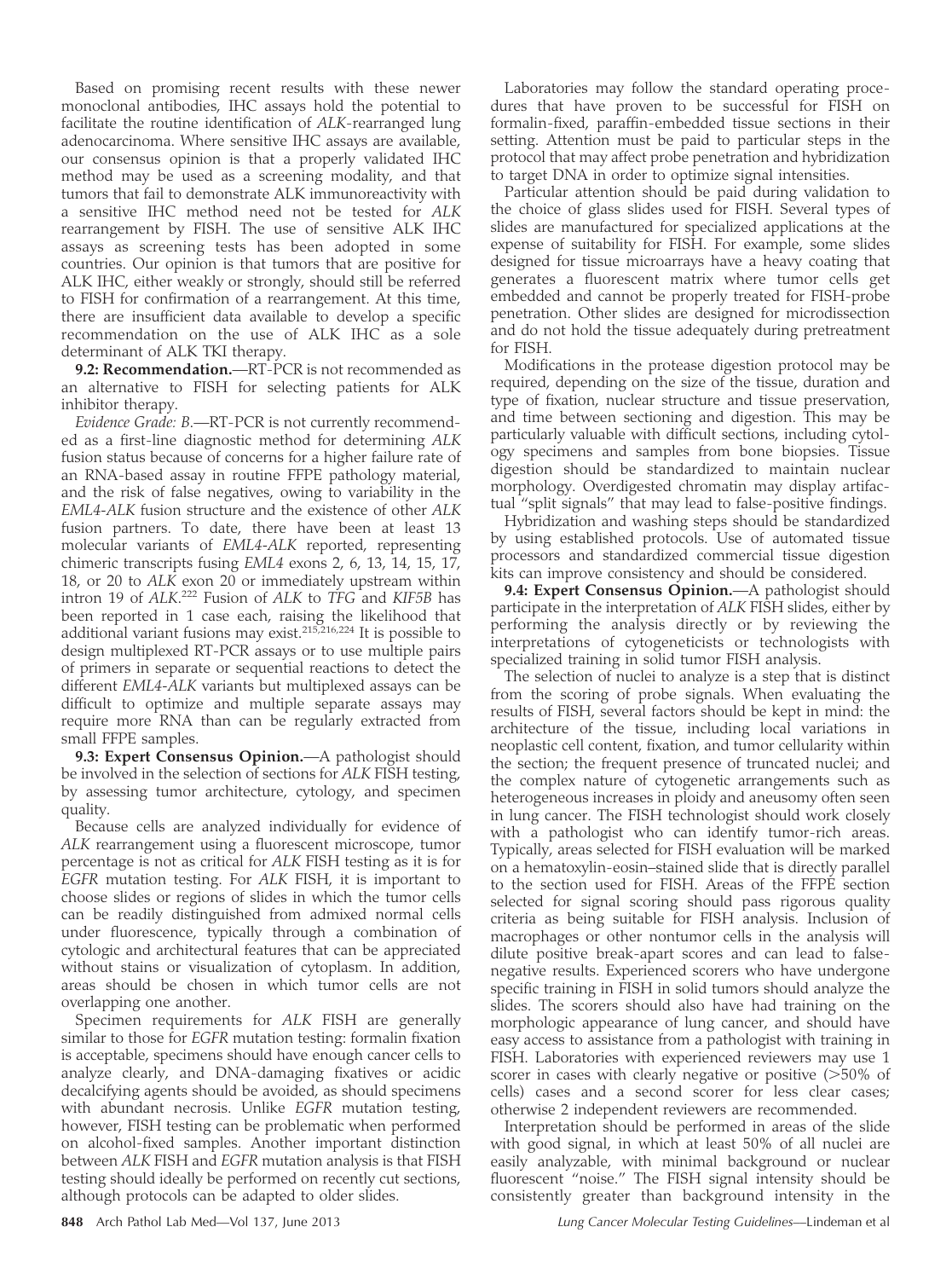Based on promising recent results with these newer monoclonal antibodies, IHC assays hold the potential to facilitate the routine identification of *ALK*-rearranged lung adenocarcinoma. Where sensitive IHC assays are available, our consensus opinion is that a properly validated IHC method may be used as a screening modality, and that tumors that fail to demonstrate ALK immunoreactivity with a sensitive IHC method need not be tested for *ALK* rearrangement by FISH. The use of sensitive ALK IHC assays as screening tests has been adopted in some countries. Our opinion is that tumors that are positive for ALK IHC, either weakly or strongly, should still be referred to FISH for confirmation of a rearrangement. At this time, there are insufficient data available to develop a specific recommendation on the use of ALK IHC as a sole determinant of ALK TKI therapy.

**9.2: Recommendation.**—RT-PCR is not recommended as an alternative to FISH for selecting patients for ALK inhibitor therapy.

*Evidence Grade: B.*—RT-PCR is not currently recommended as a first-line diagnostic method for determining *ALK* fusion status because of concerns for a higher failure rate of an RNA-based assay in routine FFPE pathology material, and the risk of false negatives, owing to variability in the *EML4-ALK* fusion structure and the existence of other *ALK* fusion partners. To date, there have been at least 13 molecular variants of *EML4-ALK* reported, representing chimeric transcripts fusing *EML4* exons 2, 6, 13, 14, 15, 17, 18, or 20 to *ALK* exon 20 or immediately upstream within intron 19 of *ALK*.[222] Fusion of *ALK* to *TFG* and *KIF5B* has been reported in 1 case each, raising the likelihood that additional variant fusions may exist.[215,216,224] It is possible to design multiplexed RT-PCR assays or to use multiple pairs of primers in separate or sequential reactions to detect the different *EML4-ALK* variants but multiplexed assays can be difficult to optimize and multiple separate assays may require more RNA than can be regularly extracted from small FFPE samples.

**9.3: Expert Consensus Opinion.**—A pathologist should be involved in the selection of sections for *ALK* FISH testing, by assessing tumor architecture, cytology, and specimen quality.

Because cells are analyzed individually for evidence of *ALK* rearrangement using a fluorescent microscope, tumor percentage is not as critical for *ALK* FISH testing as it is for *EGFR* mutation testing. For *ALK* FISH, it is important to choose slides or regions of slides in which the tumor cells can be readily distinguished from admixed normal cells under fluorescence, typically through a combination of cytologic and architectural features that can be appreciated without stains or visualization of cytoplasm. In addition, areas should be chosen in which tumor cells are not overlapping one another.

Specimen requirements for *ALK* FISH are generally similar to those for *EGFR* mutation testing: formalin fixation is acceptable, specimens should have enough cancer cells to analyze clearly, and DNA-damaging fixatives or acidic decalcifying agents should be avoided, as should specimens with abundant necrosis. Unlike *EGFR* mutation testing, however, FISH testing can be problematic when performed on alcohol-fixed samples. Another important distinction between *ALK* FISH and *EGFR* mutation analysis is that FISH testing should ideally be performed on recently cut sections, although protocols can be adapted to older slides.

Laboratories may follow the standard operating procedures that have proven to be successful for FISH on formalin-fixed, paraffin-embedded tissue sections in their setting. Attention must be paid to particular steps in the protocol that may affect probe penetration and hybridization to target DNA in order to optimize signal intensities.

Particular attention should be paid during validation to the choice of glass slides used for FISH. Several types of slides are manufactured for specialized applications at the expense of suitability for FISH. For example, some slides designed for tissue microarrays have a heavy coating that generates a fluorescent matrix where tumor cells get embedded and cannot be properly treated for FISH-probe penetration. Other slides are designed for microdissection and do not hold the tissue adequately during pretreatment for FISH.

Modifications in the protease digestion protocol may be required, depending on the size of the tissue, duration and type of fixation, nuclear structure and tissue preservation, and time between sectioning and digestion. This may be particularly valuable with difficult sections, including cytology specimens and samples from bone biopsies. Tissue digestion should be standardized to maintain nuclear morphology. Overdigested chromatin may display artifactual "split signals" that may lead to false-positive findings.

Hybridization and washing steps should be standardized by using established protocols. Use of automated tissue processors and standardized commercial tissue digestion kits can improve consistency and should be considered.

**9.4: Expert Consensus Opinion.**—A pathologist should participate in the interpretation of *ALK* FISH slides, either by performing the analysis directly or by reviewing the interpretations of cytogeneticists or technologists with specialized training in solid tumor FISH analysis.

The selection of nuclei to analyze is a step that is distinct from the scoring of probe signals. When evaluating the results of FISH, several factors should be kept in mind: the architecture of the tissue, including local variations in neoplastic cell content, fixation, and tumor cellularity within the section; the frequent presence of truncated nuclei; and the complex nature of cytogenetic arrangements such as heterogeneous increases in ploidy and aneusomy often seen in lung cancer. The FISH technologist should work closely with a pathologist who can identify tumor-rich areas. Typically, areas selected for FISH evaluation will be marked on a hematoxylin-eosin–stained slide that is directly parallel to the section used for FISH. Areas of the FFPE section selected for signal scoring should pass rigorous quality criteria as being suitable for FISH analysis. Inclusion of macrophages or other nontumor cells in the analysis will dilute positive break-apart scores and can lead to false-negative results. Experienced scorers who have undergone specific training in FISH in solid tumors should analyze the slides. The scorers should also have had training on the morphologic appearance of lung cancer, and should have easy access to assistance from a pathologist with training in FISH. Laboratories with experienced reviewers may use 1 scorer in cases with clearly negative or positive (>50% of cells) cases and a second scorer for less clear cases; otherwise 2 independent reviewers are recommended.

Interpretation should be performed in areas of the slide with good signal, in which at least 50% of all nuclei are easily analyzable, with minimal background or nuclear fluorescent "noise." The FISH signal intensity should be consistently greater than background intensity in the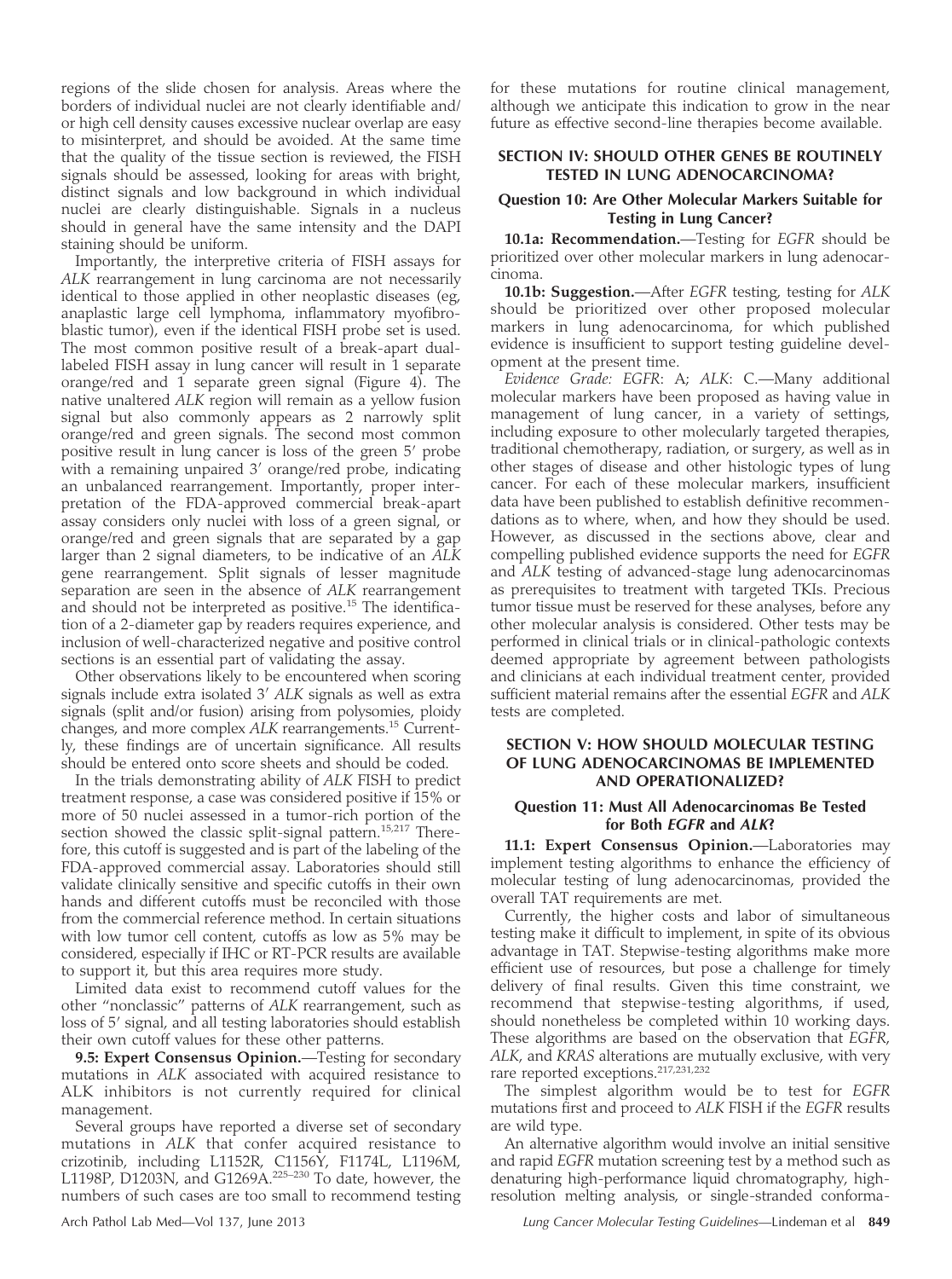regions of the slide chosen for analysis. Areas where the borders of individual nuclei are not clearly identifiable and/or high cell density causes excessive nuclear overlap are easy to misinterpret, and should be avoided. At the same time that the quality of the tissue section is reviewed, the FISH signals should be assessed, looking for areas with bright, distinct signals and low background in which individual nuclei are clearly distinguishable. Signals in a nucleus should in general have the same intensity and the DAPI staining should be uniform.

Importantly, the interpretive criteria of FISH assays for *ALK* rearrangement in lung carcinoma are not necessarily identical to those applied in other neoplastic diseases (eg, anaplastic large cell lymphoma, inflammatory myofibroblastic tumor), even if the identical FISH probe set is used. The most common positive result of a break-apart dual-labeled FISH assay in lung cancer will result in 1 separate orange/red and 1 separate green signal (Figure 4). The native unaltered *ALK* region will remain as a yellow fusion signal but also commonly appears as 2 narrowly split orange/red and green signals. The second most common positive result in lung cancer is loss of the green 5′ probe with a remaining unpaired 3′ orange/red probe, indicating an unbalanced rearrangement. Importantly, proper interpretation of the FDA-approved commercial break-apart assay considers only nuclei with loss of a green signal, or orange/red and green signals that are separated by a gap larger than 2 signal diameters, to be indicative of an *ALK* gene rearrangement. Split signals of lesser magnitude separation are seen in the absence of *ALK* rearrangement and should not be interpreted as positive.[15] The identification of a 2-diameter gap by readers requires experience, and inclusion of well-characterized negative and positive control sections is an essential part of validating the assay.

Other observations likely to be encountered when scoring signals include extra isolated 3′ *ALK* signals as well as extra signals (split and/or fusion) arising from polysomies, ploidy changes, and more complex *ALK* rearrangements.[15] Currently, these findings are of uncertain significance. All results should be entered onto score sheets and should be coded.

In the trials demonstrating ability of *ALK* FISH to predict treatment response, a case was considered positive if 15% or more of 50 nuclei assessed in a tumor-rich portion of the section showed the classic split-signal pattern.[15,217] Therefore, this cutoff is suggested and is part of the labeling of the FDA-approved commercial assay. Laboratories should still validate clinically sensitive and specific cutoffs in their own hands and different cutoffs must be reconciled with those from the commercial reference method. In certain situations with low tumor cell content, cutoffs as low as 5% may be considered, especially if IHC or RT-PCR results are available to support it, but this area requires more study.

Limited data exist to recommend cutoff values for the other "nonclassic" patterns of *ALK* rearrangement, such as loss of 5′ signal, and all testing laboratories should establish their own cutoff values for these other patterns.

**9.5: Expert Consensus Opinion.**—Testing for secondary mutations in *ALK* associated with acquired resistance to ALK inhibitors is not currently required for clinical management.

Several groups have reported a diverse set of secondary mutations in *ALK* that confer acquired resistance to crizotinib, including L1152R, C1156Y, F1174L, L1196M, L1198P, D1203N, and G1269A.[225–230] To date, however, the numbers of such cases are too small to recommend testing for these mutations for routine clinical management, although we anticipate this indication to grow in the near future as effective second-line therapies become available.

## SECTION IV: SHOULD OTHER GENES BE ROUTINELY TESTED IN LUNG ADENOCARCINOMA?

### Question 10: Are Other Molecular Markers Suitable for Testing in Lung Cancer?

**10.1a: Recommendation.**—Testing for *EGFR* should be prioritized over other molecular markers in lung adenocarcinoma.

**10.1b: Suggestion.**—After *EGFR* testing, testing for *ALK* should be prioritized over other proposed molecular markers in lung adenocarcinoma, for which published evidence is insufficient to support testing guideline development at the present time.

*Evidence Grade: EGFR*: A; *ALK*: C.—Many additional molecular markers have been proposed as having value in management of lung cancer, in a variety of settings, including exposure to other molecularly targeted therapies, traditional chemotherapy, radiation, or surgery, as well as in other stages of disease and other histologic types of lung cancer. For each of these molecular markers, insufficient data have been published to establish definitive recommendations as to where, when, and how they should be used. However, as discussed in the sections above, clear and compelling published evidence supports the need for *EGFR* and *ALK* testing of advanced-stage lung adenocarcinomas as prerequisites to treatment with targeted TKIs. Precious tumor tissue must be reserved for these analyses, before any other molecular analysis is considered. Other tests may be performed in clinical trials or in clinical-pathologic contexts deemed appropriate by agreement between pathologists and clinicians at each individual treatment center, provided sufficient material remains after the essential *EGFR* and *ALK* tests are completed.

## SECTION V: HOW SHOULD MOLECULAR TESTING OF LUNG ADENOCARCINOMAS BE IMPLEMENTED AND OPERATIONALIZED?

### Question 11: Must All Adenocarcinomas Be Tested for Both *EGFR* and *ALK*?

**11.1: Expert Consensus Opinion.**—Laboratories may implement testing algorithms to enhance the efficiency of molecular testing of lung adenocarcinomas, provided the overall TAT requirements are met.

Currently, the higher costs and labor of simultaneous testing make it difficult to implement, in spite of its obvious advantage in TAT. Stepwise-testing algorithms make more efficient use of resources, but pose a challenge for timely delivery of final results. Given this time constraint, we recommend that stepwise-testing algorithms, if used, should nonetheless be completed within 10 working days. These algorithms are based on the observation that *EGFR*, *ALK*, and *KRAS* alterations are mutually exclusive, with very rare reported exceptions.[217,231,232]

The simplest algorithm would be to test for *EGFR* mutations first and proceed to *ALK* FISH if the *EGFR* results are wild type.

An alternative algorithm would involve an initial sensitive and rapid *EGFR* mutation screening test by a method such as denaturing high-performance liquid chromatography, high-resolution melting analysis, or single-stranded conforma-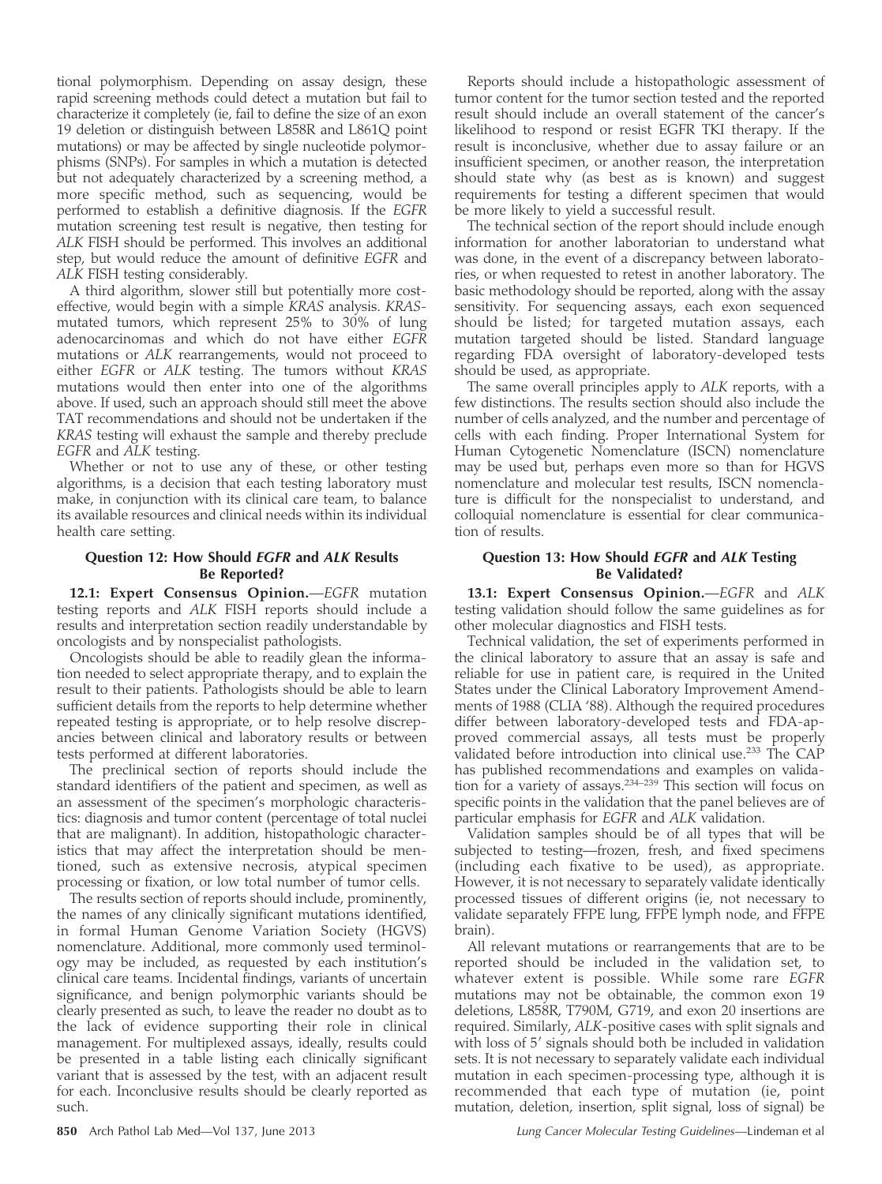tional polymorphism. Depending on assay design, these rapid screening methods could detect a mutation but fail to characterize it completely (ie, fail to define the size of an exon 19 deletion or distinguish between L858R and L861Q point mutations) or may be affected by single nucleotide polymorphisms (SNPs). For samples in which a mutation is detected but not adequately characterized by a screening method, a more specific method, such as sequencing, would be performed to establish a definitive diagnosis. If the *EGFR* mutation screening test result is negative, then testing for *ALK* FISH should be performed. This involves an additional step, but would reduce the amount of definitive *EGFR* and *ALK* FISH testing considerably.

A third algorithm, slower still but potentially more cost-effective, would begin with a simple *KRAS* analysis. *KRAS*-mutated tumors, which represent 25% to 30% of lung adenocarcinomas and which do not have either *EGFR* mutations or *ALK* rearrangements, would not proceed to either *EGFR* or *ALK* testing. The tumors without *KRAS* mutations would then enter into one of the algorithms above. If used, such an approach should still meet the above TAT recommendations and should not be undertaken if the *KRAS* testing will exhaust the sample and thereby preclude *EGFR* and *ALK* testing.

Whether or not to use any of these, or other testing algorithms, is a decision that each testing laboratory must make, in conjunction with its clinical care team, to balance its available resources and clinical needs within its individual health care setting.

### Question 12: How Should *EGFR* and *ALK* Results Be Reported?

**12.1: Expert Consensus Opinion.**—*EGFR* mutation testing reports and *ALK* FISH reports should include a results and interpretation section readily understandable by oncologists and by nonspecialist pathologists.

Oncologists should be able to readily glean the information needed to select appropriate therapy, and to explain the result to their patients. Pathologists should be able to learn sufficient details from the reports to help determine whether repeated testing is appropriate, or to help resolve discrepancies between clinical and laboratory results or between tests performed at different laboratories.

The preclinical section of reports should include the standard identifiers of the patient and specimen, as well as an assessment of the specimen's morphologic characteristics: diagnosis and tumor content (percentage of total nuclei that are malignant). In addition, histopathologic characteristics that may affect the interpretation should be mentioned, such as extensive necrosis, atypical specimen processing or fixation, or low total number of tumor cells.

The results section of reports should include, prominently, the names of any clinically significant mutations identified, in formal Human Genome Variation Society (HGVS) nomenclature. Additional, more commonly used terminology may be included, as requested by each institution's clinical care teams. Incidental findings, variants of uncertain significance, and benign polymorphic variants should be clearly presented as such, to leave the reader no doubt as to the lack of evidence supporting their role in clinical management. For multiplexed assays, ideally, results could be presented in a table listing each clinically significant variant that is assessed by the test, with an adjacent result for each. Inconclusive results should be clearly reported as such.

Reports should include a histopathologic assessment of tumor content for the tumor section tested and the reported result should include an overall statement of the cancer's likelihood to respond or resist EGFR TKI therapy. If the result is inconclusive, whether due to assay failure or an insufficient specimen, or another reason, the interpretation should state why (as best as is known) and suggest requirements for testing a different specimen that would be more likely to yield a successful result.

The technical section of the report should include enough information for another laboratorian to understand what was done, in the event of a discrepancy between laboratories, or when requested to retest in another laboratory. The basic methodology should be reported, along with the assay sensitivity. For sequencing assays, each exon sequenced should be listed; for targeted mutation assays, each mutation targeted should be listed. Standard language regarding FDA oversight of laboratory-developed tests should be used, as appropriate.

The same overall principles apply to *ALK* reports, with a few distinctions. The results section should also include the number of cells analyzed, and the number and percentage of cells with each finding. Proper International System for Human Cytogenetic Nomenclature (ISCN) nomenclature may be used but, perhaps even more so than for HGVS nomenclature and molecular test results, ISCN nomenclature is difficult for the nonspecialist to understand, and colloquial nomenclature is essential for clear communication of results.

### Question 13: How Should *EGFR* and *ALK* Testing Be Validated?

**13.1: Expert Consensus Opinion.**—*EGFR* and *ALK* testing validation should follow the same guidelines as for other molecular diagnostics and FISH tests.

Technical validation, the set of experiments performed in the clinical laboratory to assure that an assay is safe and reliable for use in patient care, is required in the United States under the Clinical Laboratory Improvement Amendments of 1988 (CLIA '88). Although the required procedures differ between laboratory-developed tests and FDA-approved commercial assays, all tests must be properly validated before introduction into clinical use.[233] The CAP has published recommendations and examples on validation for a variety of assays.[234–239] This section will focus on specific points in the validation that the panel believes are of particular emphasis for *EGFR* and *ALK* validation.

Validation samples should be of all types that will be subjected to testing—frozen, fresh, and fixed specimens (including each fixative to be used), as appropriate. However, it is not necessary to separately validate identically processed tissues of different origins (ie, not necessary to validate separately FFPE lung, FFPE lymph node, and FFPE brain).

All relevant mutations or rearrangements that are to be reported should be included in the validation set, to whatever extent is possible. While some rare *EGFR* mutations may not be obtainable, the common exon 19 deletions, L858R, T790M, G719, and exon 20 insertions are required. Similarly, *ALK*-positive cases with split signals and with loss of 5′ signals should both be included in validation sets. It is not necessary to separately validate each individual mutation in each specimen-processing type, although it is recommended that each type of mutation (ie, point mutation, deletion, insertion, split signal, loss of signal) be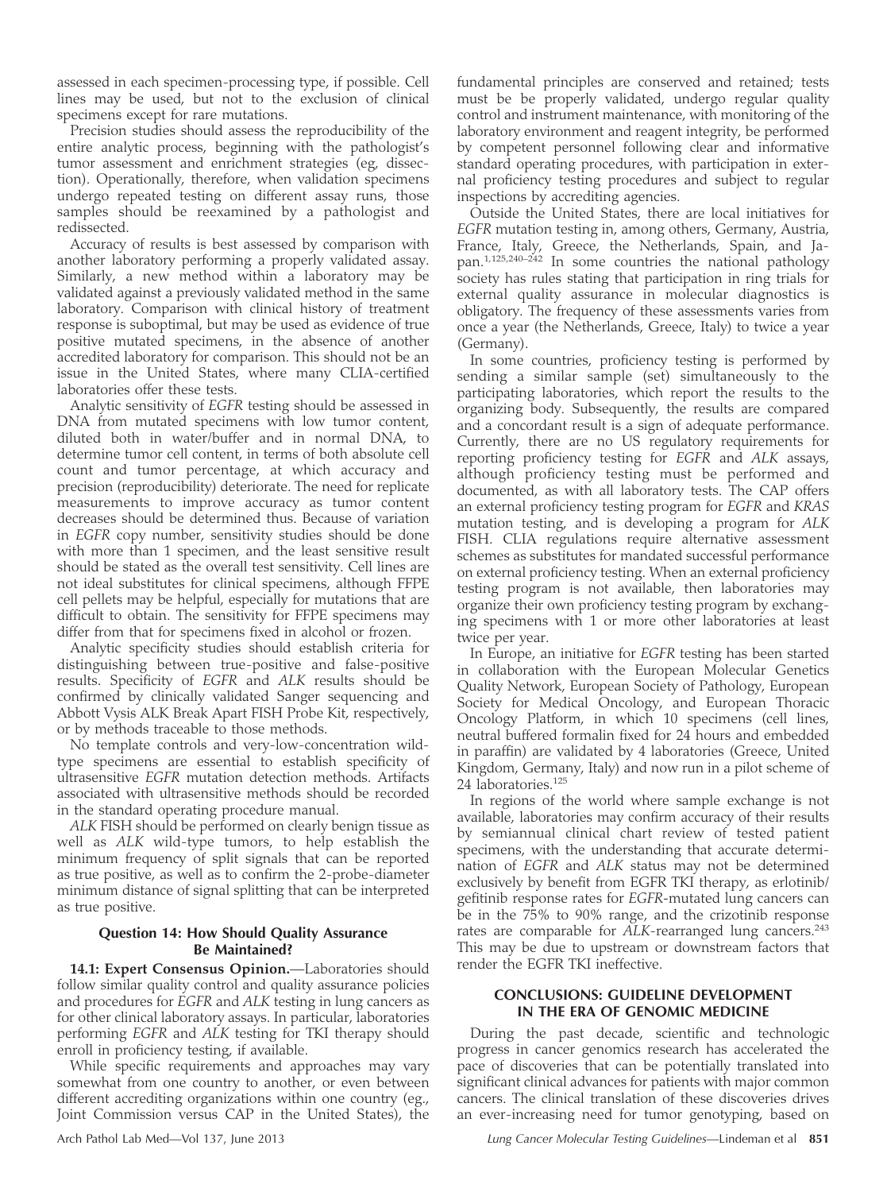assessed in each specimen-processing type, if possible. Cell lines may be used, but not to the exclusion of clinical specimens except for rare mutations.

Precision studies should assess the reproducibility of the entire analytic process, beginning with the pathologist's tumor assessment and enrichment strategies (eg, dissection). Operationally, therefore, when validation specimens undergo repeated testing on different assay runs, those samples should be reexamined by a pathologist and redissected.

Accuracy of results is best assessed by comparison with another laboratory performing a properly validated assay. Similarly, a new method within a laboratory may be validated against a previously validated method in the same laboratory. Comparison with clinical history of treatment response is suboptimal, but may be used as evidence of true positive mutated specimens, in the absence of another accredited laboratory for comparison. This should not be an issue in the United States, where many CLIA-certified laboratories offer these tests.

Analytic sensitivity of *EGFR* testing should be assessed in DNA from mutated specimens with low tumor content, diluted both in water/buffer and in normal DNA, to determine tumor cell content, in terms of both absolute cell count and tumor percentage, at which accuracy and precision (reproducibility) deteriorate. The need for replicate measurements to improve accuracy as tumor content decreases should be determined thus. Because of variation in *EGFR* copy number, sensitivity studies should be done with more than 1 specimen, and the least sensitive result should be stated as the overall test sensitivity. Cell lines are not ideal substitutes for clinical specimens, although FFPE cell pellets may be helpful, especially for mutations that are difficult to obtain. The sensitivity for FFPE specimens may differ from that for specimens fixed in alcohol or frozen.

Analytic specificity studies should establish criteria for distinguishing between true-positive and false-positive results. Specificity of *EGFR* and *ALK* results should be confirmed by clinically validated Sanger sequencing and Abbott Vysis ALK Break Apart FISH Probe Kit, respectively, or by methods traceable to those methods.

No template controls and very-low-concentration wild-type specimens are essential to establish specificity of ultrasensitive *EGFR* mutation detection methods. Artifacts associated with ultrasensitive methods should be recorded in the standard operating procedure manual.

*ALK* FISH should be performed on clearly benign tissue as well as *ALK* wild-type tumors, to help establish the minimum frequency of split signals that can be reported as true positive, as well as to confirm the 2-probe-diameter minimum distance of signal splitting that can be interpreted as true positive.

### Question 14: How Should Quality Assurance Be Maintained?

**14.1: Expert Consensus Opinion.**—Laboratories should follow similar quality control and quality assurance policies and procedures for *EGFR* and *ALK* testing in lung cancers as for other clinical laboratory assays. In particular, laboratories performing *EGFR* and *ALK* testing for TKI therapy should enroll in proficiency testing, if available.

While specific requirements and approaches may vary somewhat from one country to another, or even between different accrediting organizations within one country (eg., Joint Commission versus CAP in the United States), the fundamental principles are conserved and retained; tests must be be properly validated, undergo regular quality control and instrument maintenance, with monitoring of the laboratory environment and reagent integrity, be performed by competent personnel following clear and informative standard operating procedures, with participation in external proficiency testing procedures and subject to regular inspections by accrediting agencies.

Outside the United States, there are local initiatives for *EGFR* mutation testing in, among others, Germany, Austria, France, Italy, Greece, the Netherlands, Spain, and Japan.[1,125,240–242] In some countries the national pathology society has rules stating that participation in ring trials for external quality assurance in molecular diagnostics is obligatory. The frequency of these assessments varies from once a year (the Netherlands, Greece, Italy) to twice a year (Germany).

In some countries, proficiency testing is performed by sending a similar sample (set) simultaneously to the participating laboratories, which report the results to the organizing body. Subsequently, the results are compared and a concordant result is a sign of adequate performance. Currently, there are no US regulatory requirements for reporting proficiency testing for *EGFR* and *ALK* assays, although proficiency testing must be performed and documented, as with all laboratory tests. The CAP offers an external proficiency testing program for *EGFR* and *KRAS* mutation testing, and is developing a program for *ALK* FISH. CLIA regulations require alternative assessment schemes as substitutes for mandated successful performance on external proficiency testing. When an external proficiency testing program is not available, then laboratories may organize their own proficiency testing program by exchanging specimens with 1 or more other laboratories at least twice per year.

In Europe, an initiative for *EGFR* testing has been started in collaboration with the European Molecular Genetics Quality Network, European Society of Pathology, European Society for Medical Oncology, and European Thoracic Oncology Platform, in which 10 specimens (cell lines, neutral buffered formalin fixed for 24 hours and embedded in paraffin) are validated by 4 laboratories (Greece, United Kingdom, Germany, Italy) and now run in a pilot scheme of 24 laboratories.[125]

In regions of the world where sample exchange is not available, laboratories may confirm accuracy of their results by semiannual clinical chart review of tested patient specimens, with the understanding that accurate determination of *EGFR* and *ALK* status may not be determined exclusively by benefit from EGFR TKI therapy, as erlotinib/gefitinib response rates for *EGFR*-mutated lung cancers can be in the 75% to 90% range, and the crizotinib response rates are comparable for *ALK*-rearranged lung cancers.[243] This may be due to upstream or downstream factors that render the EGFR TKI ineffective.

## CONCLUSIONS: GUIDELINE DEVELOPMENT IN THE ERA OF GENOMIC MEDICINE

During the past decade, scientific and technologic progress in cancer genomics research has accelerated the pace of discoveries that can be potentially translated into significant clinical advances for patients with major common cancers. The clinical translation of these discoveries drives an ever-increasing need for tumor genotyping, based on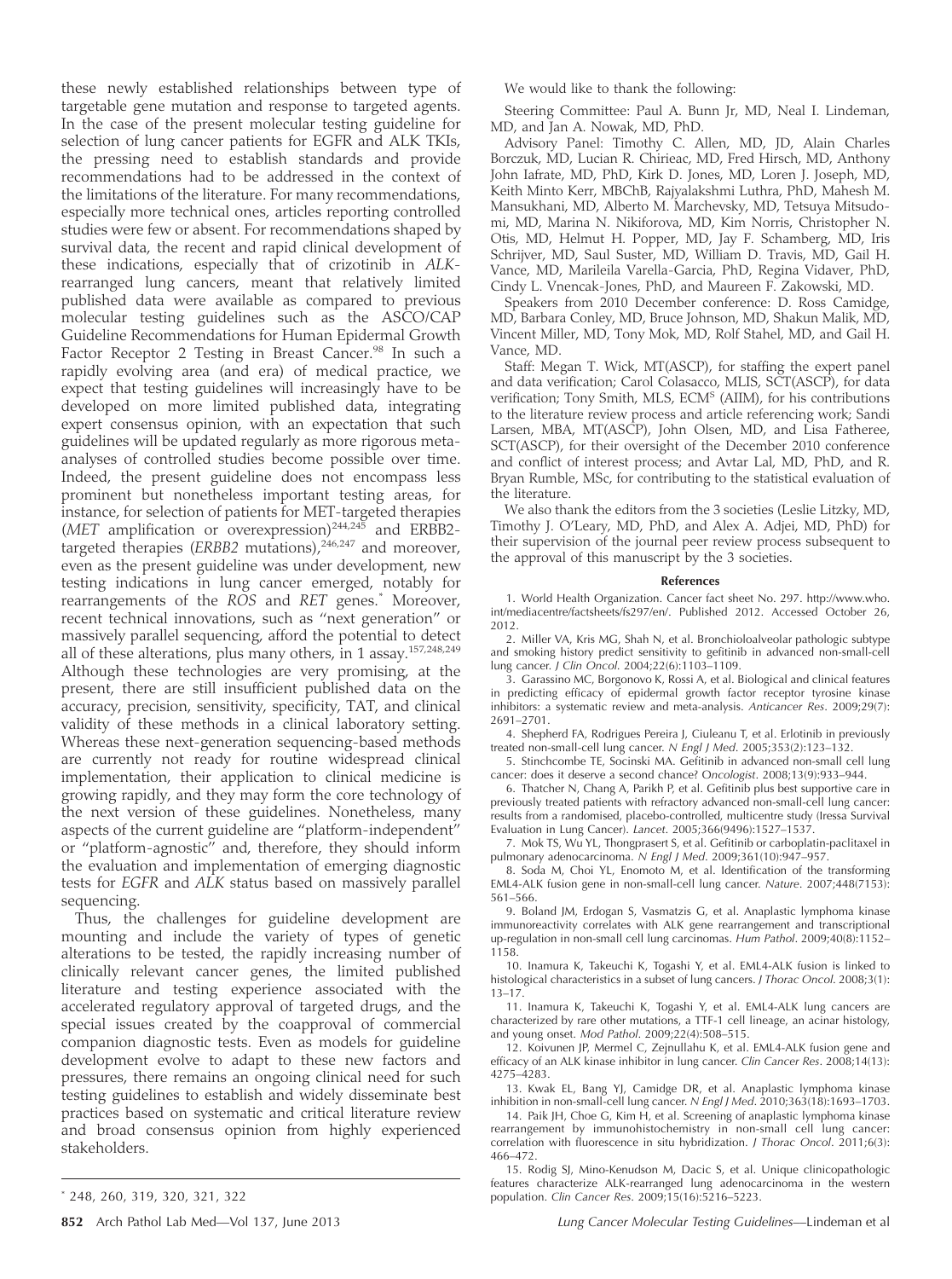these newly established relationships between type of targetable gene mutation and response to targeted agents. In the case of the present molecular testing guideline for selection of lung cancer patients for EGFR and ALK TKIs, the pressing need to establish standards and provide recommendations had to be addressed in the context of the limitations of the literature. For many recommendations, especially more technical ones, articles reporting controlled studies were few or absent. For recommendations shaped by survival data, the recent and rapid clinical development of these indications, especially that of crizotinib in *ALK*-rearranged lung cancers, meant that relatively limited published data were available as compared to previous molecular testing guidelines such as the ASCO/CAP Guideline Recommendations for Human Epidermal Growth Factor Receptor 2 Testing in Breast Cancer.[98] In such a rapidly evolving area (and era) of medical practice, we expect that testing guidelines will increasingly have to be developed on more limited published data, integrating expert consensus opinion, with an expectation that such guidelines will be updated regularly as more rigorous meta-analyses of controlled studies become possible over time. Indeed, the present guideline does not encompass less prominent but nonetheless important testing areas, for instance, for selection of patients for MET-targeted therapies (*MET* amplification or overexpression)[244,245] and ERBB2-targeted therapies (*ERBB2* mutations),[246,247] and moreover, even as the present guideline was under development, new testing indications in lung cancer emerged, notably for rearrangements of the *ROS* and *RET* genes.* Moreover, recent technical innovations, such as "next generation" or massively parallel sequencing, afford the potential to detect all of these alterations, plus many others, in 1 assay.[157,248,249] Although these technologies are very promising, at the present, there are still insufficient published data on the accuracy, precision, sensitivity, specificity, TAT, and clinical validity of these methods in a clinical laboratory setting. Whereas these next-generation sequencing-based methods are currently not ready for routine widespread clinical implementation, their application to clinical medicine is growing rapidly, and they may form the core technology of the next version of these guidelines. Nonetheless, many aspects of the current guideline are "platform-independent" or "platform-agnostic" and, therefore, they should inform the evaluation and implementation of emerging diagnostic tests for *EGFR* and *ALK* status based on massively parallel sequencing.

Thus, the challenges for guideline development are mounting and include the variety of types of genetic alterations to be tested, the rapidly increasing number of clinically relevant cancer genes, the limited published literature and testing experience associated with the accelerated regulatory approval of targeted drugs, and the special issues created by the coapproval of commercial companion diagnostic tests. Even as models for guideline development evolve to adapt to these new factors and pressures, there remains an ongoing clinical need for such testing guidelines to establish and widely disseminate best practices based on systematic and critical literature review and broad consensus opinion from highly experienced stakeholders.

\* 248, 260, 319, 320, 321, 322

We would like to thank the following:

Steering Committee: Paul A. Bunn Jr, MD, Neal I. Lindeman, MD, and Jan A. Nowak, MD, PhD.

Advisory Panel: Timothy C. Allen, MD, JD, Alain Charles Borczuk, MD, Lucian R. Chirieac, MD, Fred Hirsch, MD, Anthony John Iafrate, MD, PhD, Kirk D. Jones, MD, Loren J. Joseph, MD, Keith Minto Kerr, MBChB, Rajyalakshmi Luthra, PhD, Mahesh M. Mansukhani, MD, Alberto M. Marchevsky, MD, Tetsuya Mitsudomi, MD, Marina N. Nikiforova, MD, Kim Norris, Christopher N. Otis, MD, Helmut H. Popper, MD, Jay F. Schamberg, MD, Iris Schrijver, MD, Saul Suster, MD, William D. Travis, MD, Gail H. Vance, MD, Marileila Varella-Garcia, PhD, Regina Vidaver, PhD, Cindy L. Vnencak-Jones, PhD, and Maureen F. Zakowski, MD.

Speakers from 2010 December conference: D. Ross Camidge, MD, Barbara Conley, MD, Bruce Johnson, MD, Shakun Malik, MD, Vincent Miller, MD, Tony Mok, MD, Rolf Stahel, MD, and Gail H. Vance, MD.

Staff: Megan T. Wick, MT(ASCP), for staffing the expert panel and data verification; Carol Colasacco, MLIS, SCT(ASCP), for data verification; Tony Smith, MLS, ECM[S] (AIIM), for his contributions to the literature review process and article referencing work; Sandi Larsen, MBA, MT(ASCP), John Olsen, MD, and Lisa Fatheree, SCT(ASCP), for their oversight of the December 2010 conference and conflict of interest process; and Avtar Lal, MD, PhD, and R. Bryan Rumble, MSc, for contributing to the statistical evaluation of the literature.

We also thank the editors from the 3 societies (Leslie Litzky, MD, Timothy J. O'Leary, MD, PhD, and Alex A. Adjei, MD, PhD) for their supervision of the journal peer review process subsequent to the approval of this manuscript by the 3 societies.

## References

1. World Health Organization. Cancer fact sheet No. 297. http://www.who.int/mediacentre/factsheets/fs297/en/. Published 2012. Accessed October 26, 2012.
2. Miller VA, Kris MG, Shah N, et al. Bronchioloalveolar pathologic subtype and smoking history predict sensitivity to gefitinib in advanced non-small-cell lung cancer. *J Clin Oncol*. 2004;22(6):1103–1109.
3. Garassino MC, Borgonovo K, Rossi A, et al. Biological and clinical features in predicting efficacy of epidermal growth factor receptor tyrosine kinase inhibitors: a systematic review and meta-analysis. *Anticancer Res*. 2009;29(7):2691–2701.
4. Shepherd FA, Rodrigues Pereira J, Ciuleanu T, et al. Erlotinib in previously treated non-small-cell lung cancer. *N Engl J Med*. 2005;353(2):123–132.
5. Stinchcombe TE, Socinski MA. Gefitinib in advanced non-small cell lung cancer: does it deserve a second chance? *Oncologist*. 2008;13(9):933–944.
6. Thatcher N, Chang A, Parikh P, et al. Gefitinib plus best supportive care in previously treated patients with refractory advanced non-small-cell lung cancer: results from a randomised, placebo-controlled, multicentre study (Iressa Survival Evaluation in Lung Cancer). *Lancet*. 2005;366(9496):1527–1537.
7. Mok TS, Wu YL, Thongprasert S, et al. Gefitinib or carboplatin-paclitaxel in pulmonary adenocarcinoma. *N Engl J Med*. 2009;361(10):947–957.
8. Soda M, Choi YL, Enomoto M, et al. Identification of the transforming EML4-ALK fusion gene in non-small-cell lung cancer. *Nature*. 2007;448(7153):561–566.
9. Boland JM, Erdogan S, Vasmatzis G, et al. Anaplastic lymphoma kinase immunoreactivity correlates with ALK gene rearrangement and transcriptional up-regulation in non-small cell lung carcinomas. *Hum Pathol*. 2009;40(8):1152–1158.
10. Inamura K, Takeuchi K, Togashi Y, et al. EML4-ALK fusion is linked to histological characteristics in a subset of lung cancers. *J Thorac Oncol*. 2008;3(1):13–17.
11. Inamura K, Takeuchi K, Togashi Y, et al. EML4-ALK lung cancers are characterized by rare other mutations, a TTF-1 cell lineage, an acinar histology, and young onset. *Mod Pathol*. 2009;22(4):508–515.
12. Koivunen JP, Mermel C, Zejnullahu K, et al. EML4-ALK fusion gene and efficacy of an ALK kinase inhibitor in lung cancer. *Clin Cancer Res*. 2008;14(13):4275–4283.
13. Kwak EL, Bang YJ, Camidge DR, et al. Anaplastic lymphoma kinase inhibition in non-small-cell lung cancer. *N Engl J Med*. 2010;363(18):1693–1703.
14. Paik JH, Choe G, Kim H, et al. Screening of anaplastic lymphoma kinase rearrangement by immunohistochemistry in non-small cell lung cancer: correlation with fluorescence in situ hybridization. *J Thorac Oncol*. 2011;6(3):466–472.
15. Rodig SJ, Mino-Kenudson M, Dacic S, et al. Unique clinicopathologic features characterize ALK-rearranged lung adenocarcinoma in the western population. *Clin Cancer Res*. 2009;15(16):5216–5223.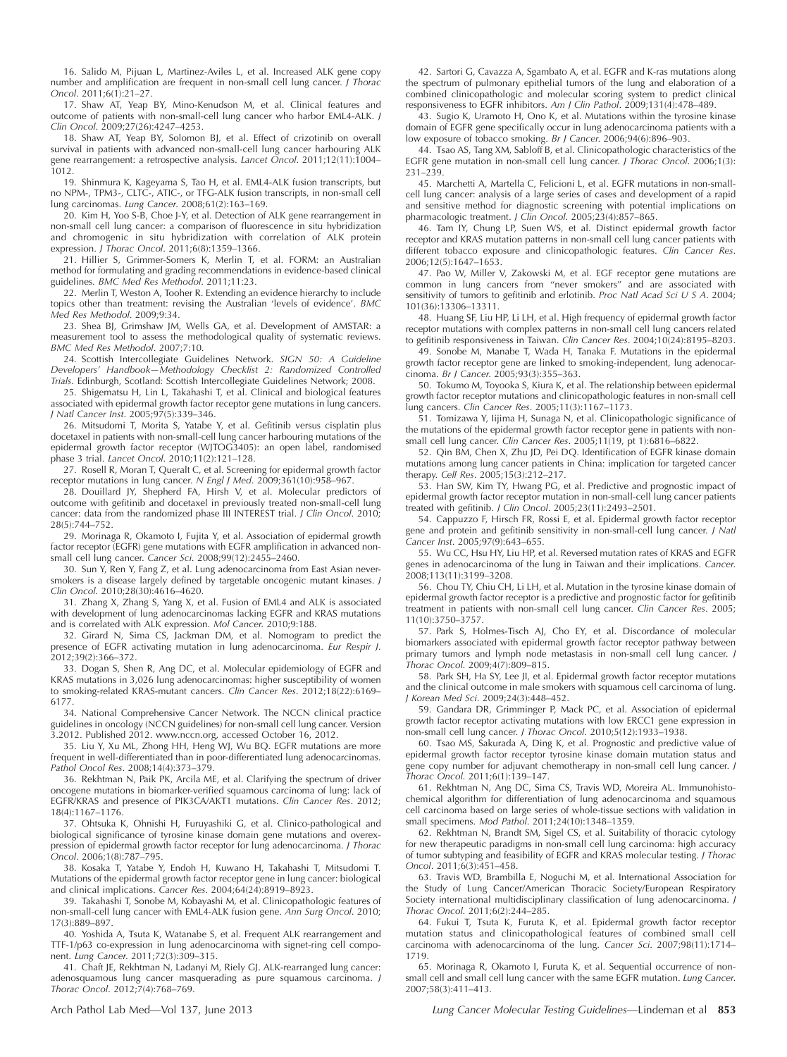16. Salido M, Pijuan L, Martinez-Aviles L, et al. Increased ALK gene copy number and amplification are frequent in non-small cell lung cancer. *J Thorac Oncol*. 2011;6(1):21–27.

17. Shaw AT, Yeap BY, Mino-Kenudson M, et al. Clinical features and outcome of patients with non-small-cell lung cancer who harbor EML4-ALK. *J Clin Oncol*. 2009;27(26):4247–4253.

18. Shaw AT, Yeap BY, Solomon BJ, et al. Effect of crizotinib on overall survival in patients with advanced non-small-cell lung cancer harbouring ALK gene rearrangement: a retrospective analysis. *Lancet Oncol*. 2011;12(11):1004–1012.

19. Shinmura K, Kageyama S, Tao H, et al. EML4-ALK fusion transcripts, but no NPM-, TPM3-, CLTC-, ATIC-, or TFG-ALK fusion transcripts, in non-small cell lung carcinomas. *Lung Cancer*. 2008;61(2):163–169.

20. Kim H, Yoo S-B, Choe J-Y, et al. Detection of ALK gene rearrangement in non-small cell lung cancer: a comparison of fluorescence in situ hybridization and chromogenic in situ hybridization with correlation of ALK protein expression. *J Thorac Oncol*. 2011;6(8):1359–1366.

21. Hillier S, Grimmer-Somers K, Merlin T, et al. FORM: an Australian method for formulating and grading recommendations in evidence-based clinical guidelines. *BMC Med Res Methodol*. 2011;11:23.

22. Merlin T, Weston A, Tooher R. Extending an evidence hierarchy to include topics other than treatment: revising the Australian 'levels of evidence'. *BMC Med Res Methodol*. 2009;9:34.

23. Shea BJ, Grimshaw JM, Wells GA, et al. Development of AMSTAR: a measurement tool to assess the methodological quality of systematic reviews. *BMC Med Res Methodol*. 2007;7:10.

24. Scottish Intercollegiate Guidelines Network. *SIGN 50: A Guideline Developers' Handbook—Methodology Checklist 2: Randomized Controlled Trials*. Edinburgh, Scotland: Scottish Intercollegiate Guidelines Network; 2008.

25. Shigematsu H, Lin L, Takahashi T, et al. Clinical and biological features associated with epidermal growth factor receptor gene mutations in lung cancers. *J Natl Cancer Inst*. 2005;97(5):339–346.

26. Mitsudomi T, Morita S, Yatabe Y, et al. Gefitinib versus cisplatin plus docetaxel in patients with non-small-cell lung cancer harbouring mutations of the epidermal growth factor receptor (WJTOG3405): an open label, randomised phase 3 trial. *Lancet Oncol*. 2010;11(2):121–128.

27. Rosell R, Moran T, Queralt C, et al. Screening for epidermal growth factor receptor mutations in lung cancer. *N Engl J Med*. 2009;361(10):958–967.

28. Douillard JY, Shepherd FA, Hirsh V, et al. Molecular predictors of outcome with gefitinib and docetaxel in previously treated non-small-cell lung cancer: data from the randomized phase III INTEREST trial. *J Clin Oncol*. 2010;28(5):744–752.

29. Morinaga R, Okamoto I, Fujita Y, et al. Association of epidermal growth factor receptor (EGFR) gene mutations with EGFR amplification in advanced non-small cell lung cancer. *Cancer Sci*. 2008;99(12):2455–2460.

30. Sun Y, Ren Y, Fang Z, et al. Lung adenocarcinoma from East Asian never-smokers is a disease largely defined by targetable oncogenic mutant kinases. *J Clin Oncol*. 2010;28(30):4616–4620.

31. Zhang X, Zhang S, Yang X, et al. Fusion of EML4 and ALK is associated with development of lung adenocarcinomas lacking EGFR and KRAS mutations and is correlated with ALK expression. *Mol Cancer*. 2010;9:188.

32. Girard N, Sima CS, Jackman DM, et al. Nomogram to predict the presence of EGFR activating mutation in lung adenocarcinoma. *Eur Respir J*. 2012;39(2):366–372.

33. Dogan S, Shen R, Ang DC, et al. Molecular epidemiology of EGFR and KRAS mutations in 3,026 lung adenocarcinomas: higher susceptibility of women to smoking-related KRAS-mutant cancers. *Clin Cancer Res*. 2012;18(22):6169–6177.

34. National Comprehensive Cancer Network. The NCCN clinical practice guidelines in oncology (NCCN guidelines) for non-small cell lung cancer. Version 3.2012. Published 2012. www.nccn.org, accessed October 16, 2012.

35. Liu Y, Xu ML, Zhong HH, Heng WJ, Wu BQ. EGFR mutations are more frequent in well-differentiated than in poor-differentiated lung adenocarcinomas. *Pathol Oncol Res*. 2008;14(4):373–379.

36. Rekhtman N, Paik PK, Arcila ME, et al. Clarifying the spectrum of driver oncogene mutations in biomarker-verified squamous carcinoma of lung: lack of EGFR/KRAS and presence of PIK3CA/AKT1 mutations. *Clin Cancer Res*. 2012;18(4):1167–1176.

37. Ohtsuka K, Ohnishi H, Furuyashiki G, et al. Clinico-pathological and biological significance of tyrosine kinase domain gene mutations and overexpression of epidermal growth factor receptor for lung adenocarcinoma. *J Thorac Oncol*. 2006;1(8):787–795.

38. Kosaka T, Yatabe Y, Endoh H, Kuwano H, Takahashi T, Mitsudomi T. Mutations of the epidermal growth factor receptor gene in lung cancer: biological and clinical implications. *Cancer Res*. 2004;64(24):8919–8923.

39. Takahashi T, Sonobe M, Kobayashi M, et al. Clinicopathologic features of non-small-cell lung cancer with EML4-ALK fusion gene. *Ann Surg Oncol*. 2010;17(3):889–897.

40. Yoshida A, Tsuta K, Watanabe S, et al. Frequent ALK rearrangement and TTF-1/p63 co-expression in lung adenocarcinoma with signet-ring cell component. *Lung Cancer*. 2011;72(3):309–315.

41. Chaft JE, Rekhtman N, Ladanyi M, Riely GJ. ALK-rearranged lung cancer: adenosquamous lung cancer masquerading as pure squamous carcinoma. *J Thorac Oncol*. 2012;7(4):768–769.

42. Sartori G, Cavazza A, Sgambato A, et al. EGFR and K-ras mutations along the spectrum of pulmonary epithelial tumors of the lung and elaboration of a combined clinicopathologic and molecular scoring system to predict clinical responsiveness to EGFR inhibitors. *Am J Clin Pathol*. 2009;131(4):478–489.

43. Sugio K, Uramoto H, Ono K, et al. Mutations within the tyrosine kinase domain of EGFR gene specifically occur in lung adenocarcinoma patients with a low exposure of tobacco smoking. *Br J Cancer*. 2006;94(6):896–903.

44. Tsao AS, Tang XM, Sabloff B, et al. Clinicopathologic characteristics of the EGFR gene mutation in non-small cell lung cancer. *J Thorac Oncol*. 2006;1(3):231–239.

45. Marchetti A, Martella C, Felicioni L, et al. EGFR mutations in non-small-cell lung cancer: analysis of a large series of cases and development of a rapid and sensitive method for diagnostic screening with potential implications on pharmacologic treatment. *J Clin Oncol*. 2005;23(4):857–865.

46. Tam IY, Chung LP, Suen WS, et al. Distinct epidermal growth factor receptor and KRAS mutation patterns in non-small cell lung cancer patients with different tobacco exposure and clinicopathologic features. *Clin Cancer Res*. 2006;12(5):1647–1653.

47. Pao W, Miller V, Zakowski M, et al. EGF receptor gene mutations are common in lung cancers from "never smokers" and are associated with sensitivity of tumors to gefitinib and erlotinib. *Proc Natl Acad Sci U S A*. 2004;101(36):13306–13311.

48. Huang SF, Liu HP, Li LH, et al. High frequency of epidermal growth factor receptor mutations with complex patterns in non-small cell lung cancers related to gefitinib responsiveness in Taiwan. *Clin Cancer Res*. 2004;10(24):8195–8203.

49. Sonobe M, Manabe T, Wada H, Tanaka F. Mutations in the epidermal growth factor receptor gene are linked to smoking-independent, lung adenocarcinoma. *Br J Cancer*. 2005;93(3):355–363.

50. Tokumo M, Toyooka S, Kiura K, et al. The relationship between epidermal growth factor receptor mutations and clinicopathologic features in non-small cell lung cancers. *Clin Cancer Res*. 2005;11(3):1167–1173.

51. Tomizawa Y, Iijima H, Sunaga N, et al. Clinicopathologic significance of the mutations of the epidermal growth factor receptor gene in patients with non-small cell lung cancer. *Clin Cancer Res*. 2005;11(19, pt 1):6816–6822.

52. Qin BM, Chen X, Zhu JD, Pei DQ. Identification of EGFR kinase domain mutations among lung cancer patients in China: implication for targeted cancer therapy. *Cell Res*. 2005;15(3):212–217.

53. Han SW, Kim TY, Hwang PG, et al. Predictive and prognostic impact of epidermal growth factor receptor mutation in non-small-cell lung cancer patients treated with gefitinib. *J Clin Oncol*. 2005;23(11):2493–2501.

54. Cappuzzo F, Hirsch FR, Rossi E, et al. Epidermal growth factor receptor gene and protein and gefitinib sensitivity in non-small-cell lung cancer. *J Natl Cancer Inst*. 2005;97(9):643–655.

55. Wu CC, Hsu HY, Liu HP, et al. Reversed mutation rates of KRAS and EGFR genes in adenocarcinoma of the lung in Taiwan and their implications. *Cancer*. 2008;113(11):3199–3208.

56. Chou TY, Chiu CH, Li LH, et al. Mutation in the tyrosine kinase domain of epidermal growth factor receptor is a predictive and prognostic factor for gefitinib treatment in patients with non-small cell lung cancer. *Clin Cancer Res*. 2005;11(10):3750–3757.

57. Park S, Holmes-Tisch AJ, Cho EY, et al. Discordance of molecular biomarkers associated with epidermal growth factor receptor pathway between primary tumors and lymph node metastasis in non-small cell lung cancer. *J Thorac Oncol*. 2009;4(7):809–815.

58. Park SH, Ha SY, Lee JI, et al. Epidermal growth factor receptor mutations and the clinical outcome in male smokers with squamous cell carcinoma of lung. *J Korean Med Sci*. 2009;24(3):448–452.

59. Gandara DR, Grimminger P, Mack PC, et al. Association of epidermal growth factor receptor activating mutations with low ERCC1 gene expression in non-small cell lung cancer. *J Thorac Oncol*. 2010;5(12):1933–1938.

60. Tsao MS, Sakurada A, Ding K, et al. Prognostic and predictive value of epidermal growth factor receptor tyrosine kinase domain mutation status and gene copy number for adjuvant chemotherapy in non-small cell lung cancer. *J Thorac Oncol*. 2011;6(1):139–147.

61. Rekhtman N, Ang DC, Sima CS, Travis WD, Moreira AL. Immunohistochemical algorithm for differentiation of lung adenocarcinoma and squamous cell carcinoma based on large series of whole-tissue sections with validation in small specimens. *Mod Pathol*. 2011;24(10):1348–1359.

62. Rekhtman N, Brandt SM, Sigel CS, et al. Suitability of thoracic cytology for new therapeutic paradigms in non-small cell lung carcinoma: high accuracy of tumor subtyping and feasibility of EGFR and KRAS molecular testing. *J Thorac Oncol*. 2011;6(3):451–458.

63. Travis WD, Brambilla E, Noguchi M, et al. International Association for the Study of Lung Cancer/American Thoracic Society/European Respiratory Society international multidisciplinary classification of lung adenocarcinoma. *J Thorac Oncol*. 2011;6(2):244–285.

64. Fukui T, Tsuta K, Furuta K, et al. Epidermal growth factor receptor mutation status and clinicopathological features of combined small cell carcinoma with adenocarcinoma of the lung. *Cancer Sci*. 2007;98(11):1714–1719.

65. Morinaga R, Okamoto I, Furuta K, et al. Sequential occurrence of non-small cell and small cell lung cancer with the same EGFR mutation. *Lung Cancer*. 2007;58(3):411–413.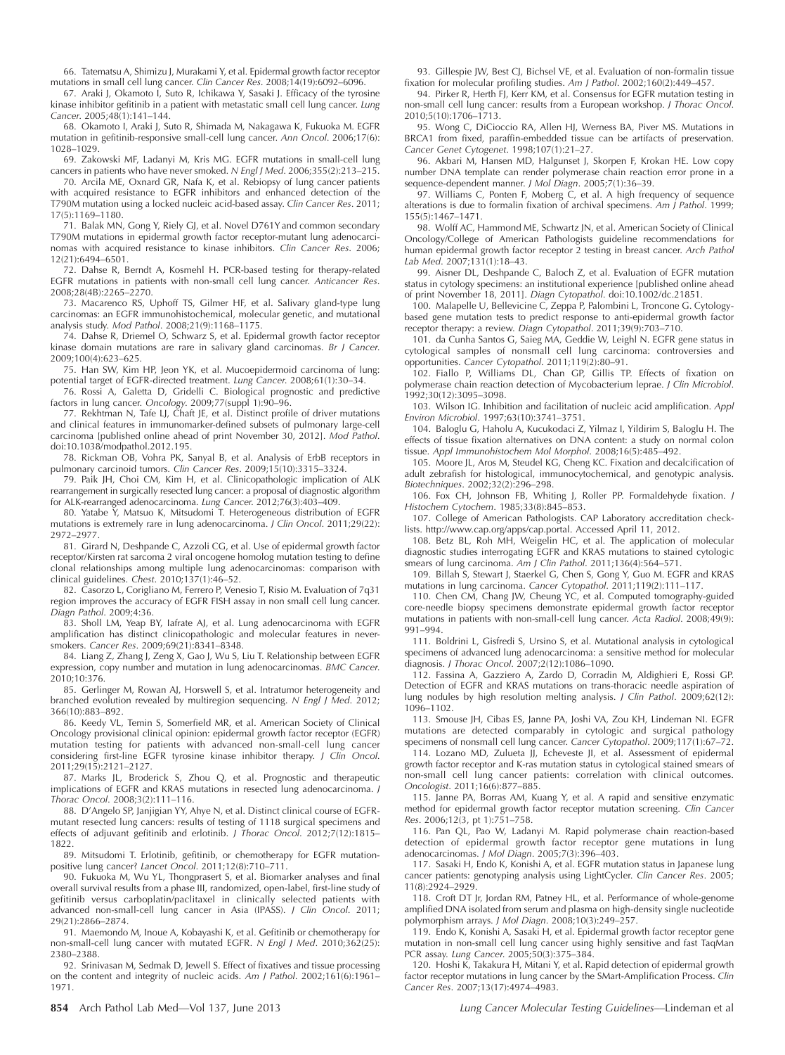66. Tatematsu A, Shimizu J, Murakami Y, et al. Epidermal growth factor receptor mutations in small cell lung cancer. *Clin Cancer Res*. 2008;14(19):6092–6096.

67. Araki J, Okamoto I, Suto R, Ichikawa Y, Sasaki J. Efficacy of the tyrosine kinase inhibitor gefitinib in a patient with metastatic small cell lung cancer. *Lung Cancer*. 2005;48(1):141–144.

68. Okamoto I, Araki J, Suto R, Shimada M, Nakagawa K, Fukuoka M. EGFR mutation in gefitinib-responsive small-cell lung cancer. *Ann Oncol*. 2006;17(6):1028–1029.

69. Zakowski MF, Ladanyi M, Kris MG. EGFR mutations in small-cell lung cancers in patients who have never smoked. *N Engl J Med*. 2006;355(2):213–215.

70. Arcila ME, Oxnard GR, Nafa K, et al. Rebiopsy of lung cancer patients with acquired resistance to EGFR inhibitors and enhanced detection of the T790M mutation using a locked nucleic acid-based assay. *Clin Cancer Res*. 2011;17(5):1169–1180.

71. Balak MN, Gong Y, Riely GJ, et al. Novel D761Y and common secondary T790M mutations in epidermal growth factor receptor-mutant lung adenocarcinomas with acquired resistance to kinase inhibitors. *Clin Cancer Res*. 2006;12(21):6494–6501.

72. Dahse R, Berndt A, Kosmehl H. PCR-based testing for therapy-related EGFR mutations in patients with non-small cell lung cancer. *Anticancer Res*. 2008;28(4B):2265–2270.

73. Macarenco RS, Uphoff TS, Gilmer HF, et al. Salivary gland-type lung carcinomas: an EGFR immunohistochemical, molecular genetic, and mutational analysis study. *Mod Pathol*. 2008;21(9):1168–1175.

74. Dahse R, Driemel O, Schwarz S, et al. Epidermal growth factor receptor kinase domain mutations are rare in salivary gland carcinomas. *Br J Cancer*. 2009;100(4):623–625.

75. Han SW, Kim HP, Jeon YK, et al. Mucoepidermoid carcinoma of lung: potential target of EGFR-directed treatment. *Lung Cancer*. 2008;61(1):30–34.

76. Rossi A, Galetta D, Gridelli C. Biological prognostic and predictive factors in lung cancer. *Oncology*. 2009;77(suppl 1):90–96.

77. Rekhtman N, Tafe LJ, Chaft JE, et al. Distinct profile of driver mutations and clinical features in immunomarker-defined subsets of pulmonary large-cell carcinoma [published online ahead of print November 30, 2012]. *Mod Pathol*. doi:10.1038/modpathol.2012.195.

78. Rickman OB, Vohra PK, Sanyal B, et al. Analysis of ErbB receptors in pulmonary carcinoid tumors. *Clin Cancer Res*. 2009;15(10):3315–3324.

79. Paik JH, Choi CM, Kim H, et al. Clinicopathologic implication of ALK rearrangement in surgically resected lung cancer: a proposal of diagnostic algorithm for ALK-rearranged adenocarcinoma. *Lung Cancer*. 2012;76(3):403–409.

80. Yatabe Y, Matsuo K, Mitsudomi T. Heterogeneous distribution of EGFR mutations is extremely rare in lung adenocarcinoma. *J Clin Oncol*. 2011;29(22):2972–2977.

81. Girard N, Deshpande C, Azzoli CG, et al. Use of epidermal growth factor receptor/Kirsten rat sarcoma 2 viral oncogene homolog mutation testing to define clonal relationships among multiple lung adenocarcinomas: comparison with clinical guidelines. *Chest*. 2010;137(1):46–52.

82. Casorzo L, Corigliano M, Ferrero P, Venesio T, Risio M. Evaluation of 7q31 region improves the accuracy of EGFR FISH assay in non small cell lung cancer. *Diagn Pathol*. 2009;4:36.

83. Sholl LM, Yeap BY, Iafrate AJ, et al. Lung adenocarcinoma with EGFR amplification has distinct clinicopathologic and molecular features in never-smokers. *Cancer Res*. 2009;69(21):8341–8348.

84. Liang Z, Zhang J, Zeng X, Gao J, Wu S, Liu T. Relationship between EGFR expression, copy number and mutation in lung adenocarcinomas. *BMC Cancer*. 2010;10:376.

85. Gerlinger M, Rowan AJ, Horswell S, et al. Intratumor heterogeneity and branched evolution revealed by multiregion sequencing. *N Engl J Med*. 2012;366(10):883–892.

86. Keedy VL, Temin S, Somerfield MR, et al. American Society of Clinical Oncology provisional clinical opinion: epidermal growth factor receptor (EGFR) mutation testing for patients with advanced non-small-cell lung cancer considering first-line EGFR tyrosine kinase inhibitor therapy. *J Clin Oncol*. 2011;29(15):2121–2127.

87. Marks JL, Broderick S, Zhou Q, et al. Prognostic and therapeutic implications of EGFR and KRAS mutations in resected lung adenocarcinoma. *J Thorac Oncol*. 2008;3(2):111–116.

88. D'Angelo SP, Janjigian YY, Ahye N, et al. Distinct clinical course of EGFR-mutant resected lung cancers: results of testing of 1118 surgical specimens and effects of adjuvant gefitinib and erlotinib. *J Thorac Oncol*. 2012;7(12):1815–1822.

89. Mitsudomi T. Erlotinib, gefitinib, or chemotherapy for EGFR mutation-positive lung cancer? *Lancet Oncol*. 2011;12(8):710–711.

90. Fukuoka M, Wu YL, Thongprasert S, et al. Biomarker analyses and final overall survival results from a phase III, randomized, open-label, first-line study of gefitinib versus carboplatin/paclitaxel in clinically selected patients with advanced non-small-cell lung cancer in Asia (IPASS). *J Clin Oncol*. 2011;29(21):2866–2874.

91. Maemondo M, Inoue A, Kobayashi K, et al. Gefitinib or chemotherapy for non-small-cell lung cancer with mutated EGFR. *N Engl J Med*. 2010;362(25):2380–2388.

92. Srinivasan M, Sedmak D, Jewell S. Effect of fixatives and tissue processing on the content and integrity of nucleic acids. *Am J Pathol*. 2002;161(6):1961–1971.

93. Gillespie JW, Best CJ, Bichsel VE, et al. Evaluation of non-formalin tissue fixation for molecular profiling studies. *Am J Pathol*. 2002;160(2):449–457.

94. Pirker R, Herth FJ, Kerr KM, et al. Consensus for EGFR mutation testing in non-small cell lung cancer: results from a European workshop. *J Thorac Oncol*. 2010;5(10):1706–1713.

95. Wong C, DiCioccio RA, Allen HJ, Werness BA, Piver MS. Mutations in BRCA1 from fixed, paraffin-embedded tissue can be artifacts of preservation. *Cancer Genet Cytogenet*. 1998;107(1):21–27.

96. Akbari M, Hansen MD, Halgunset J, Skorpen F, Krokan HE. Low copy number DNA template can render polymerase chain reaction error prone in a sequence-dependent manner. *J Mol Diagn*. 2005;7(1):36–39.

97. Williams C, Ponten F, Moberg C, et al. A high frequency of sequence alterations is due to formalin fixation of archival specimens. *Am J Pathol*. 1999;155(5):1467–1471.

98. Wolff AC, Hammond ME, Schwartz JN, et al. American Society of Clinical Oncology/College of American Pathologists guideline recommendations for human epidermal growth factor receptor 2 testing in breast cancer. *Arch Pathol Lab Med*. 2007;131(1):18–43.

99. Aisner DL, Deshpande C, Baloch Z, et al. Evaluation of EGFR mutation status in cytology specimens: an institutional experience [published online ahead of print November 18, 2011]. *Diagn Cytopathol*. doi:10.1002/dc.21851.

100. Malapelle U, Bellevicine C, Zeppa P, Palombini L, Troncone G. Cytology-based gene mutation tests to predict response to anti-epidermal growth factor receptor therapy: a review. *Diagn Cytopathol*. 2011;39(9):703–710.

101. da Cunha Santos G, Saieg MA, Geddie W, Leighl N. EGFR gene status in cytological samples of nonsmall cell lung carcinoma: controversies and opportunities. *Cancer Cytopathol*. 2011;119(2):80–91.

102. Fiallo P, Williams DL, Chan GP, Gillis TP. Effects of fixation on polymerase chain reaction detection of Mycobacterium leprae. *J Clin Microbiol*. 1992;30(12):3095–3098.

103. Wilson IG. Inhibition and facilitation of nucleic acid amplification. *Appl Environ Microbiol*. 1997;63(10):3741–3751.

104. Baloglu G, Haholu A, Kucukodaci Z, Yilmaz I, Yildirim S, Baloglu H. The effects of tissue fixation alternatives on DNA content: a study on normal colon tissue. *Appl Immunohistochem Mol Morphol*. 2008;16(5):485–492.

105. Moore JL, Aros M, Steudel KG, Cheng KC. Fixation and decalcification of adult zebrafish for histological, immunocytochemical, and genotypic analysis. *Biotechniques*. 2002;32(2):296–298.

106. Fox CH, Johnson FB, Whiting J, Roller PP. Formaldehyde fixation. *J Histochem Cytochem*. 1985;33(8):845–853.

107. College of American Pathologists. CAP Laboratory accreditation checklists. http://www.cap.org/apps/cap.portal. Accessed April 11, 2012.

108. Betz BL, Roh MH, Weigelin HC, et al. The application of molecular diagnostic studies interrogating EGFR and KRAS mutations to stained cytologic smears of lung carcinoma. *Am J Clin Pathol*. 2011;136(4):564–571.

109. Billah S, Stewart J, Staerkel G, Chen S, Gong Y, Guo M. EGFR and KRAS mutations in lung carcinoma. *Cancer Cytopathol*. 2011;119(2):111–117.

110. Chen CM, Chang JW, Cheung YC, et al. Computed tomography-guided core-needle biopsy specimens demonstrate epidermal growth factor receptor mutations in patients with non-small-cell lung cancer. *Acta Radiol*. 2008;49(9):991–994.

111. Boldrini L, Gisfredi S, Ursino S, et al. Mutational analysis in cytological specimens of advanced lung adenocarcinoma: a sensitive method for molecular diagnosis. *J Thorac Oncol*. 2007;2(12):1086–1090.

112. Fassina A, Gazziero A, Zardo D, Corradin M, Aldighieri E, Rossi GP. Detection of EGFR and KRAS mutations on trans-thoracic needle aspiration of lung nodules by high resolution melting analysis. *J Clin Pathol*. 2009;62(12):1096–1102.

113. Smouse JH, Cibas ES, Janne PA, Joshi VA, Zou KH, Lindeman NI. EGFR mutations are detected comparably in cytologic and surgical pathology specimens of nonsmall cell lung cancer. *Cancer Cytopathol*. 2009;117(1):67–72.

114. Lozano MD, Zulueta JJ, Echeveste JI, et al. Assessment of epidermal growth factor receptor and K-ras mutation status in cytological stained smears of non-small cell lung cancer patients: correlation with clinical outcomes. *Oncologist*. 2011;16(6):877–885.

115. Janne PA, Borras AM, Kuang Y, et al. A rapid and sensitive enzymatic method for epidermal growth factor receptor mutation screening. *Clin Cancer Res*. 2006;12(3, pt 1):751–758.

116. Pan QL, Pao W, Ladanyi M. Rapid polymerase chain reaction-based detection of epidermal growth factor receptor gene mutations in lung adenocarcinomas. *J Mol Diagn*. 2005;7(3):396–403.

117. Sasaki H, Endo K, Konishi A, et al. EGFR mutation status in Japanese lung cancer patients: genotyping analysis using LightCycler. *Clin Cancer Res*. 2005;11(8):2924–2929.

118. Croft DT Jr, Jordan RM, Patney HL, et al. Performance of whole-genome amplified DNA isolated from serum and plasma on high-density single nucleotide polymorphism arrays. *J Mol Diagn*. 2008;10(3):249–257.

119. Endo K, Konishi A, Sasaki H, et al. Epidermal growth factor receptor gene mutation in non-small cell lung cancer using highly sensitive and fast TaqMan PCR assay. *Lung Cancer*. 2005;50(3):375–384.

120. Hoshi K, Takakura H, Mitani Y, et al. Rapid detection of epidermal growth factor receptor mutations in lung cancer by the SMart-Amplification Process. *Clin Cancer Res*. 2007;13(17):4974–4983.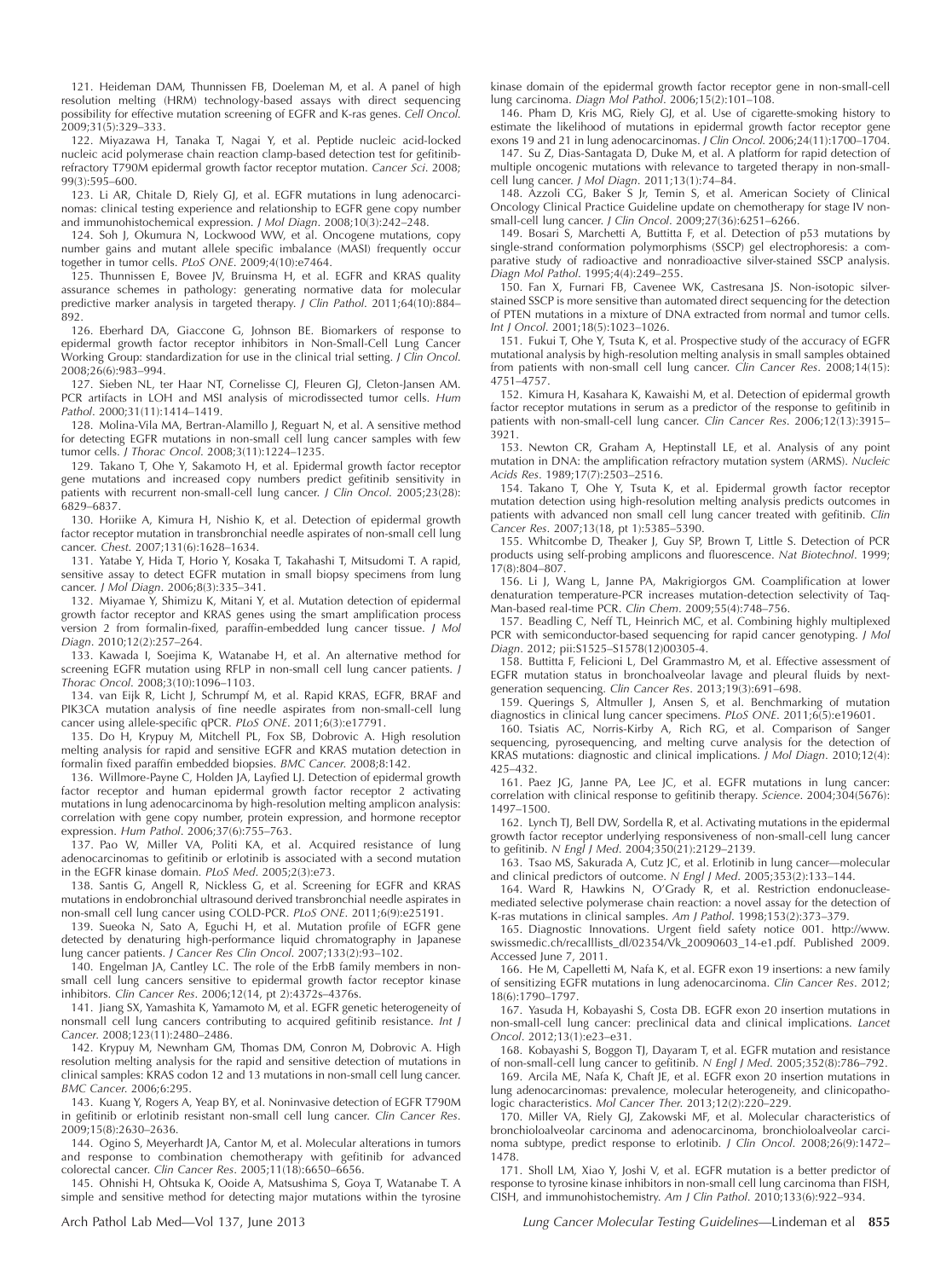121. Heideman DAM, Thunnissen FB, Doeleman M, et al. A panel of high resolution melting (HRM) technology-based assays with direct sequencing possibility for effective mutation screening of EGFR and K-ras genes. *Cell Oncol*. 2009;31(5):329–333.

122. Miyazawa H, Tanaka T, Nagai Y, et al. Peptide nucleic acid-locked nucleic acid polymerase chain reaction clamp-based detection test for gefitinib-refractory T790M epidermal growth factor receptor mutation. *Cancer Sci*. 2008;99(3):595–600.

123. Li AR, Chitale D, Riely GJ, et al. EGFR mutations in lung adenocarcinomas: clinical testing experience and relationship to EGFR gene copy number and immunohistochemical expression. *J Mol Diagn*. 2008;10(3):242–248.

124. Soh J, Okumura N, Lockwood WW, et al. Oncogene mutations, copy number gains and mutant allele specific imbalance (MASI) frequently occur together in tumor cells. *PLoS ONE*. 2009;4(10):e7464.

125. Thunnissen E, Bovee JV, Bruinsma H, et al. EGFR and KRAS quality assurance schemes in pathology: generating normative data for molecular predictive marker analysis in targeted therapy. *J Clin Pathol*. 2011;64(10):884–892.

126. Eberhard DA, Giaccone G, Johnson BE. Biomarkers of response to epidermal growth factor receptor inhibitors in Non-Small-Cell Lung Cancer Working Group: standardization for use in the clinical trial setting. *J Clin Oncol*. 2008;26(6):983–994.

127. Sieben NL, ter Haar NT, Cornelisse CJ, Fleuren GJ, Cleton-Jansen AM. PCR artifacts in LOH and MSI analysis of microdissected tumor cells. *Hum Pathol*. 2000;31(11):1414–1419.

128. Molina-Vila MA, Bertran-Alamillo J, Reguart N, et al. A sensitive method for detecting EGFR mutations in non-small cell lung cancer samples with few tumor cells. *J Thorac Oncol*. 2008;3(11):1224–1235.

129. Takano T, Ohe Y, Sakamoto H, et al. Epidermal growth factor receptor gene mutations and increased copy numbers predict gefitinib sensitivity in patients with recurrent non-small-cell lung cancer. *J Clin Oncol*. 2005;23(28):6829–6837.

130. Horiike A, Kimura H, Nishio K, et al. Detection of epidermal growth factor receptor mutation in transbronchial needle aspirates of non-small cell lung cancer. *Chest*. 2007;131(6):1628–1634.

131. Yatabe Y, Hida T, Horio Y, Kosaka T, Takahashi T, Mitsudomi T. A rapid, sensitive assay to detect EGFR mutation in small biopsy specimens from lung cancer. *J Mol Diagn*. 2006;8(3):335–341.

132. Miyamae Y, Shimizu K, Mitani Y, et al. Mutation detection of epidermal growth factor receptor and KRAS genes using the smart amplification process version 2 from formalin-fixed, paraffin-embedded lung cancer tissue. *J Mol Diagn*. 2010;12(2):257–264.

133. Kawada I, Soejima K, Watanabe H, et al. An alternative method for screening EGFR mutation using RFLP in non-small cell lung cancer patients. *J Thorac Oncol*. 2008;3(10):1096–1103.

134. van Eijk R, Licht J, Schrumpf M, et al. Rapid KRAS, EGFR, BRAF and PIK3CA mutation analysis of fine needle aspirates from non-small-cell lung cancer using allele-specific qPCR. *PLoS ONE*. 2011;6(3):e17791.

135. Do H, Krypuy M, Mitchell PL, Fox SB, Dobrovic A. High resolution melting analysis for rapid and sensitive EGFR and KRAS mutation detection in formalin fixed paraffin embedded biopsies. *BMC Cancer*. 2008;8:142.

136. Willmore-Payne C, Holden JA, Layfield LJ. Detection of epidermal growth factor receptor and human epidermal growth factor receptor 2 activating mutations in lung adenocarcinoma by high-resolution melting amplicon analysis: correlation with gene copy number, protein expression, and hormone receptor expression. *Hum Pathol*. 2006;37(6):755–763.

137. Pao W, Miller VA, Politi KA, et al. Acquired resistance of lung adenocarcinomas to gefitinib or erlotinib is associated with a second mutation in the EGFR kinase domain. *PLoS Med*. 2005;2(3):e73.

138. Santis G, Angell R, Nickless G, et al. Screening for EGFR and KRAS mutations in endobronchial ultrasound derived transbronchial needle aspirates in non-small cell lung cancer using COLD-PCR. *PLoS ONE*. 2011;6(9):e25191.

139. Sueoka N, Sato A, Eguchi H, et al. Mutation profile of EGFR gene detected by denaturing high-performance liquid chromatography in Japanese lung cancer patients. *J Cancer Res Clin Oncol*. 2007;133(2):93–102.

140. Engelman JA, Cantley LC. The role of the ErbB family members in non-small cell lung cancers sensitive to epidermal growth factor receptor kinase inhibitors. *Clin Cancer Res*. 2006;12(14, pt 2):4372s–4376s.

141. Jiang SX, Yamashita K, Yamamoto M, et al. EGFR genetic heterogeneity of nonsmall cell lung cancers contributing to acquired gefitinib resistance. *Int J Cancer*. 2008;123(11):2480–2486.

142. Krypuy M, Newnham GM, Thomas DM, Conron M, Dobrovic A. High resolution melting analysis for the rapid and sensitive detection of mutations in clinical samples: KRAS codon 12 and 13 mutations in non-small cell lung cancer. *BMC Cancer*. 2006;6:295.

143. Kuang Y, Rogers A, Yeap BY, et al. Noninvasive detection of EGFR T790M in gefitinib or erlotinib resistant non-small cell lung cancer. *Clin Cancer Res*. 2009;15(8):2630–2636.

144. Ogino S, Meyerhardt JA, Cantor M, et al. Molecular alterations in tumors and response to combination chemotherapy with gefitinib for advanced colorectal cancer. *Clin Cancer Res*. 2005;11(18):6650–6656.

145. Ohnishi H, Ohtsuka K, Ooide A, Matsushima S, Goya T, Watanabe T. A simple and sensitive method for detecting major mutations within the tyrosine kinase domain of the epidermal growth factor receptor gene in non-small-cell lung carcinoma. *Diagn Mol Pathol*. 2006;15(2):101–108.

146. Pham D, Kris MG, Riely GJ, et al. Use of cigarette-smoking history to estimate the likelihood of mutations in epidermal growth factor receptor gene exons 19 and 21 in lung adenocarcinomas. *J Clin Oncol*. 2006;24(11):1700–1704.

147. Su Z, Dias-Santagata D, Duke M, et al. A platform for rapid detection of multiple oncogenic mutations with relevance to targeted therapy in non-small-cell lung cancer. *J Mol Diagn*. 2011;13(1):74–84.

148. Azzoli CG, Baker S Jr, Temin S, et al. American Society of Clinical Oncology Clinical Practice Guideline update on chemotherapy for stage IV non-small-cell lung cancer. *J Clin Oncol*. 2009;27(36):6251–6266.

149. Bosari S, Marchetti A, Buttitta F, et al. Detection of p53 mutations by single-strand conformation polymorphisms (SSCP) gel electrophoresis: a comparative study of radioactive and nonradioactive silver-stained SSCP analysis. *Diagn Mol Pathol*. 1995;4(4):249–255.

150. Fan X, Furnari FB, Cavenee WK, Castresana JS. Non-isotopic silver-stained SSCP is more sensitive than automated direct sequencing for the detection of PTEN mutations in a mixture of DNA extracted from normal and tumor cells. *Int J Oncol*. 2001;18(5):1023–1026.

151. Fukui T, Ohe Y, Tsuta K, et al. Prospective study of the accuracy of EGFR mutational analysis by high-resolution melting analysis in small samples obtained from patients with non-small cell lung cancer. *Clin Cancer Res*. 2008;14(15):4751–4757.

152. Kimura H, Kasahara K, Kawaishi M, et al. Detection of epidermal growth factor receptor mutations in serum as a predictor of the response to gefitinib in patients with non-small-cell lung cancer. *Clin Cancer Res*. 2006;12(13):3915–3921.

153. Newton CR, Graham A, Heptinstall LE, et al. Analysis of any point mutation in DNA: the amplification refractory mutation system (ARMS). *Nucleic Acids Res*. 1989;17(7):2503–2516.

154. Takano T, Ohe Y, Tsuta K, et al. Epidermal growth factor receptor mutation detection using high-resolution melting analysis predicts outcomes in patients with advanced non small cell lung cancer treated with gefitinib. *Clin Cancer Res*. 2007;13(18, pt 1):5385–5390.

155. Whitcombe D, Theaker J, Guy SP, Brown T, Little S. Detection of PCR products using self-probing amplicons and fluorescence. *Nat Biotechnol*. 1999;17(8):804–807.

156. Li J, Wang L, Janne PA, Makrigiorgos GM. Coamplification at lower denaturation temperature-PCR increases mutation-detection selectivity of TaqMan-based real-time PCR. *Clin Chem*. 2009;55(4):748–756.

157. Beadling C, Neff TL, Heinrich MC, et al. Combining highly multiplexed PCR with semiconductor-based sequencing for rapid cancer genotyping. *J Mol Diagn*. 2012; pii:S1525–S1578(12)00305-4.

158. Buttitta F, Felicioni L, Del Grammastro M, et al. Effective assessment of EGFR mutation status in bronchoalveolar lavage and pleural fluids by next-generation sequencing. *Clin Cancer Res*. 2013;19(3):691–698.

159. Querings S, Altmuller J, Ansen S, et al. Benchmarking of mutation diagnostics in clinical lung cancer specimens. *PLoS ONE*. 2011;6(5):e19601.

160. Tsiatis AC, Norris-Kirby A, Rich RG, et al. Comparison of Sanger sequencing, pyrosequencing, and melting curve analysis for the detection of KRAS mutations: diagnostic and clinical implications. *J Mol Diagn*. 2010;12(4):425–432.

161. Paez JG, Janne PA, Lee JC, et al. EGFR mutations in lung cancer: correlation with clinical response to gefitinib therapy. *Science*. 2004;304(5676):1497–1500.

162. Lynch TJ, Bell DW, Sordella R, et al. Activating mutations in the epidermal growth factor receptor underlying responsiveness of non-small-cell lung cancer to gefitinib. *N Engl J Med*. 2004;350(21):2129–2139.

163. Tsao MS, Sakurada A, Cutz JC, et al. Erlotinib in lung cancer—molecular and clinical predictors of outcome. *N Engl J Med*. 2005;353(2):133–144.

164. Ward R, Hawkins N, O'Grady R, et al. Restriction endonuclease-mediated selective polymerase chain reaction: a novel assay for the detection of K-ras mutations in clinical samples. *Am J Pathol*. 1998;153(2):373–379.

165. Diagnostic Innovations. Urgent field safety notice 001. http://www.swissmedic.ch/recalllists_dl/02354/Vk_20090603_14-e1.pdf. Published 2009. Accessed June 7, 2011.

166. He M, Capelletti M, Nafa K, et al. EGFR exon 19 insertions: a new family of sensitizing EGFR mutations in lung adenocarcinoma. *Clin Cancer Res*. 2012;18(6):1790–1797.

167. Yasuda H, Kobayashi S, Costa DB. EGFR exon 20 insertion mutations in non-small-cell lung cancer: preclinical data and clinical implications. *Lancet Oncol*. 2012;13(1):e23–e31.

168. Kobayashi S, Boggon TJ, Dayaram T, et al. EGFR mutation and resistance of non-small-cell lung cancer to gefitinib. *N Engl J Med*. 2005;352(8):786–792.

169. Arcila ME, Nafa K, Chaft JE, et al. EGFR exon 20 insertion mutations in lung adenocarcinomas: prevalence, molecular heterogeneity, and clinicopathologic characteristics. *Mol Cancer Ther*. 2013;12(2):220–229.

170. Miller VA, Riely GJ, Zakowski MF, et al. Molecular characteristics of bronchioloalveolar carcinoma and adenocarcinoma, bronchioloalveolar carcinoma subtype, predict response to erlotinib. *J Clin Oncol*. 2008;26(9):1472–1478.

171. Sholl LM, Xiao Y, Joshi V, et al. EGFR mutation is a better predictor of response to tyrosine kinase inhibitors in non-small cell lung carcinoma than FISH, CISH, and immunohistochemistry. *Am J Clin Pathol*. 2010;133(6):922–934.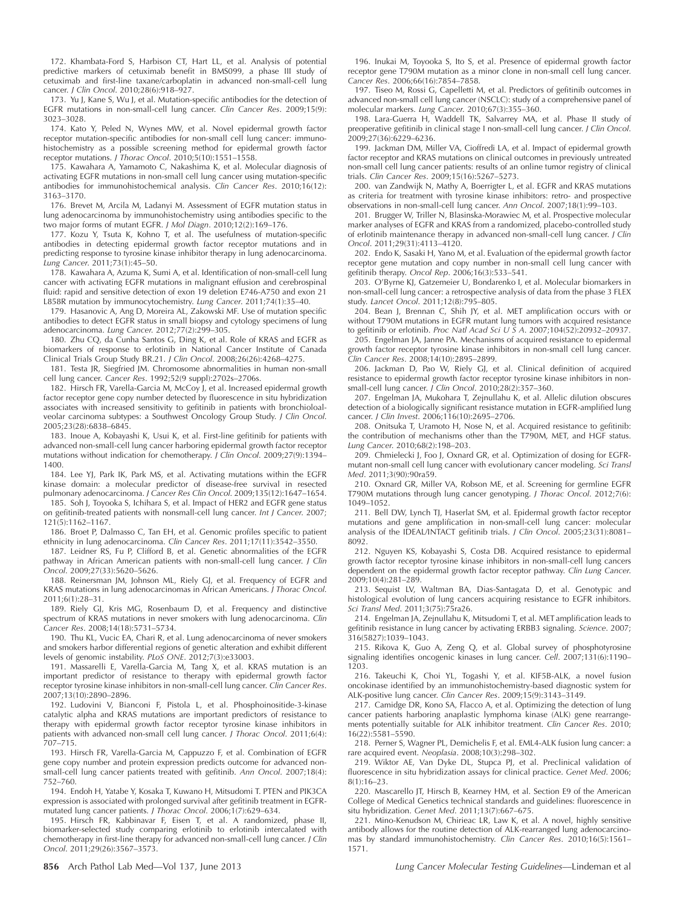172. Khambata-Ford S, Harbison CT, Hart LL, et al. Analysis of potential predictive markers of cetuximab benefit in BMS099, a phase III study of cetuximab and first-line taxane/carboplatin in advanced non-small-cell lung cancer. *J Clin Oncol*. 2010;28(6):918–927.

173. Yu J, Kane S, Wu J, et al. Mutation-specific antibodies for the detection of EGFR mutations in non-small-cell lung cancer. *Clin Cancer Res*. 2009;15(9): 3023–3028.

174. Kato Y, Peled N, Wynes MW, et al. Novel epidermal growth factor receptor mutation-specific antibodies for non-small cell lung cancer: immunohistochemistry as a possible screening method for epidermal growth factor receptor mutations. *J Thorac Oncol*. 2010;5(10):1551–1558.

175. Kawahara A, Yamamoto C, Nakashima K, et al. Molecular diagnosis of activating EGFR mutations in non-small cell lung cancer using mutation-specific antibodies for immunohistochemical analysis. *Clin Cancer Res*. 2010;16(12): 3163–3170.

176. Brevet M, Arcila M, Ladanyi M. Assessment of EGFR mutation status in lung adenocarcinoma by immunohistochemistry using antibodies specific to the two major forms of mutant EGFR. *J Mol Diagn*. 2010;12(2):169–176.

177. Kozu Y, Tsuta K, Kohno T, et al. The usefulness of mutation-specific antibodies in detecting epidermal growth factor receptor mutations and in predicting response to tyrosine kinase inhibitor therapy in lung adenocarcinoma. *Lung Cancer*. 2011;73(1):45–50.

178. Kawahara A, Azuma K, Sumi A, et al. Identification of non-small-cell lung cancer with activating EGFR mutations in malignant effusion and cerebrospinal fluid: rapid and sensitive detection of exon 19 deletion E746-A750 and exon 21 L858R mutation by immunocytochemistry. *Lung Cancer*. 2011;74(1):35–40.

179. Hasanovic A, Ang D, Moreira AL, Zakowski MF. Use of mutation specific antibodies to detect EGFR status in small biopsy and cytology specimens of lung adenocarcinoma. *Lung Cancer*. 2012;77(2):299–305.

180. Zhu CQ, da Cunha Santos G, Ding K, et al. Role of KRAS and EGFR as biomarkers of response to erlotinib in National Cancer Institute of Canada Clinical Trials Group Study BR.21. *J Clin Oncol*. 2008;26(26):4268–4275.

181. Testa JR, Siegfried JM. Chromosome abnormalities in human non-small cell lung cancer. *Cancer Res*. 1992;52(9 suppl):2702s–2706s.

182. Hirsch FR, Varella-Garcia M, McCoy J, et al. Increased epidermal growth factor receptor gene copy number detected by fluorescence in situ hybridization associates with increased sensitivity to gefitinib in patients with bronchioloalveolar carcinoma subtypes: a Southwest Oncology Group Study. *J Clin Oncol*. 2005;23(28):6838–6845.

183. Inoue A, Kobayashi K, Usui K, et al. First-line gefitinib for patients with advanced non-small-cell lung cancer harboring epidermal growth factor receptor mutations without indication for chemotherapy. *J Clin Oncol*. 2009;27(9):1394–1400.

184. Lee YJ, Park IK, Park MS, et al. Activating mutations within the EGFR kinase domain: a molecular predictor of disease-free survival in resected pulmonary adenocarcinoma. *J Cancer Res Clin Oncol*. 2009;135(12):1647–1654.

185. Soh J, Toyooka S, Ichihara S, et al. Impact of HER2 and EGFR gene status on gefitinib-treated patients with nonsmall-cell lung cancer. *Int J Cancer*. 2007; 121(5):1162–1167.

186. Broet P, Dalmasso C, Tan EH, et al. Genomic profiles specific to patient ethnicity in lung adenocarcinoma. *Clin Cancer Res*. 2011;17(11):3542–3550.

187. Leidner RS, Fu P, Clifford B, et al. Genetic abnormalities of the EGFR pathway in African American patients with non-small-cell lung cancer. *J Clin Oncol*. 2009;27(33):5620–5626.

188. Reinersman JM, Johnson ML, Riely GJ, et al. Frequency of EGFR and KRAS mutations in lung adenocarcinomas in African Americans. *J Thorac Oncol*. 2011;6(1):28–31.

189. Riely GJ, Kris MG, Rosenbaum D, et al. Frequency and distinctive spectrum of KRAS mutations in never smokers with lung adenocarcinoma. *Clin Cancer Res*. 2008;14(18):5731–5734.

190. Thu KL, Vucic EA, Chari R, et al. Lung adenocarcinoma of never smokers and smokers harbor differential regions of genetic alteration and exhibit different levels of genomic instability. *PLoS ONE*. 2012;7(3):e33003.

191. Massarelli E, Varella-Garcia M, Tang X, et al. KRAS mutation is an important predictor of resistance to therapy with epidermal growth factor receptor tyrosine kinase inhibitors in non-small-cell lung cancer. *Clin Cancer Res*. 2007;13(10):2890–2896.

192. Ludovini V, Bianconi F, Pistola L, et al. Phosphoinositide-3-kinase catalytic alpha and KRAS mutations are important predictors of resistance to therapy with epidermal growth factor receptor tyrosine kinase inhibitors in patients with advanced non-small cell lung cancer. *J Thorac Oncol*. 2011;6(4): 707–715.

193. Hirsch FR, Varella-Garcia M, Cappuzzo F, et al. Combination of EGFR gene copy number and protein expression predicts outcome for advanced non-small-cell lung cancer patients treated with gefitinib. *Ann Oncol*. 2007;18(4): 752–760.

194. Endoh H, Yatabe Y, Kosaka T, Kuwano H, Mitsudomi T. PTEN and PIK3CA expression is associated with prolonged survival after gefitinib treatment in EGFR-mutated lung cancer patients. *J Thorac Oncol*. 2006;1(7):629–634.

195. Hirsch FR, Kabbinavar F, Eisen T, et al. A randomized, phase II, biomarker-selected study comparing erlotinib to erlotinib intercalated with chemotherapy in first-line therapy for advanced non-small-cell lung cancer. *J Clin Oncol*. 2011;29(26):3567–3573.

196. Inukai M, Toyooka S, Ito S, et al. Presence of epidermal growth factor receptor gene T790M mutation as a minor clone in non-small cell lung cancer. *Cancer Res*. 2006;66(16):7854–7858.

197. Tiseo M, Rossi G, Capelletti M, et al. Predictors of gefitinib outcomes in advanced non-small cell lung cancer (NSCLC): study of a comprehensive panel of molecular markers. *Lung Cancer*. 2010;67(3):355–360.

198. Lara-Guerra H, Waddell TK, Salvarrey MA, et al. Phase II study of preoperative gefitinib in clinical stage I non-small-cell lung cancer. *J Clin Oncol*. 2009;27(36):6229–6236.

199. Jackman DM, Miller VA, Cioffredi LA, et al. Impact of epidermal growth factor receptor and KRAS mutations on clinical outcomes in previously untreated non-small cell lung cancer patients: results of an online tumor registry of clinical trials. *Clin Cancer Res*. 2009;15(16):5267–5273.

200. van Zandwijk N, Mathy A, Boerrigter L, et al. EGFR and KRAS mutations as criteria for treatment with tyrosine kinase inhibitors: retro- and prospective observations in non-small-cell lung cancer. *Ann Oncol*. 2007;18(1):99–103.

201. Brugger W, Triller N, Blasinska-Morawiec M, et al. Prospective molecular marker analyses of EGFR and KRAS from a randomized, placebo-controlled study of erlotinib maintenance therapy in advanced non-small-cell lung cancer. *J Clin Oncol*. 2011;29(31):4113–4120.

202. Endo K, Sasaki H, Yano M, et al. Evaluation of the epidermal growth factor receptor gene mutation and copy number in non-small cell lung cancer with gefitinib therapy. *Oncol Rep*. 2006;16(3):533–541.

203. O'Byrne KJ, Gatzemeier U, Bondarenko I, et al. Molecular biomarkers in non-small-cell lung cancer: a retrospective analysis of data from the phase 3 FLEX study. *Lancet Oncol*. 2011;12(8):795–805.

204. Bean J, Brennan C, Shih JY, et al. MET amplification occurs with or without T790M mutations in EGFR mutant lung tumors with acquired resistance to gefitinib or erlotinib. *Proc Natl Acad Sci U S A*. 2007;104(52):20932–20937.

205. Engelman JA, Janne PA. Mechanisms of acquired resistance to epidermal growth factor receptor tyrosine kinase inhibitors in non-small cell lung cancer. *Clin Cancer Res*. 2008;14(10):2895–2899.

206. Jackman D, Pao W, Riely GJ, et al. Clinical definition of acquired resistance to epidermal growth factor receptor tyrosine kinase inhibitors in non-small-cell lung cancer. *J Clin Oncol*. 2010;28(2):357–360.

207. Engelman JA, Mukohara T, Zejnullahu K, et al. Allelic dilution obscures detection of a biologically significant resistance mutation in EGFR-amplified lung cancer. *J Clin Invest*. 2006;116(10):2695–2706.

208. Onitsuka T, Uramoto H, Nose N, et al. Acquired resistance to gefitinib: the contribution of mechanisms other than the T790M, MET, and HGF status. *Lung Cancer*. 2010;68(2):198–203.

209. Chmielecki J, Foo J, Oxnard GR, et al. Optimization of dosing for EGFR-mutant non-small cell lung cancer with evolutionary cancer modeling. *Sci Transl Med*. 2011;3(90):90ra59.

210. Oxnard GR, Miller VA, Robson ME, et al. Screening for germline EGFR T790M mutations through lung cancer genotyping. *J Thorac Oncol*. 2012;7(6): 1049–1052.

211. Bell DW, Lynch TJ, Haserlat SM, et al. Epidermal growth factor receptor mutations and gene amplification in non-small-cell lung cancer: molecular analysis of the IDEAL/INTACT gefitinib trials. *J Clin Oncol*. 2005;23(31):8081–8092.

212. Nguyen KS, Kobayashi S, Costa DB. Acquired resistance to epidermal growth factor receptor tyrosine kinase inhibitors in non-small-cell lung cancers dependent on the epidermal growth factor receptor pathway. *Clin Lung Cancer*. 2009;10(4):281–289.

213. Sequist LV, Waltman BA, Dias-Santagata D, et al. Genotypic and histological evolution of lung cancers acquiring resistance to EGFR inhibitors. *Sci Transl Med*. 2011;3(75):75ra26.

214. Engelman JA, Zejnullahu K, Mitsudomi T, et al. MET amplification leads to gefitinib resistance in lung cancer by activating ERBB3 signaling. *Science*. 2007; 316(5827):1039–1043.

215. Rikova K, Guo A, Zeng Q, et al. Global survey of phosphotyrosine signaling identifies oncogenic kinases in lung cancer. *Cell*. 2007;131(6):1190–1203.

216. Takeuchi K, Choi YL, Togashi Y, et al. KIF5B-ALK, a novel fusion oncokinase identified by an immunohistochemistry-based diagnostic system for ALK-positive lung cancer. *Clin Cancer Res*. 2009;15(9):3143–3149.

217. Camidge DR, Kono SA, Flacco A, et al. Optimizing the detection of lung cancer patients harboring anaplastic lymphoma kinase (ALK) gene rearrangements potentially suitable for ALK inhibitor treatment. *Clin Cancer Res*. 2010; 16(22):5581–5590.

218. Perner S, Wagner PL, Demichelis F, et al. EML4-ALK fusion lung cancer: a rare acquired event. *Neoplasia*. 2008;10(3):298–302.

219. Wiktor AE, Van Dyke DL, Stupca PJ, et al. Preclinical validation of fluorescence in situ hybridization assays for clinical practice. *Genet Med*. 2006; 8(1):16–23.

220. Mascarello JT, Hirsch B, Kearney HM, et al. Section E9 of the American College of Medical Genetics technical standards and guidelines: fluorescence in situ hybridization. *Genet Med*. 2011;13(7):667–675.

221. Mino-Kenudson M, Chirieac LR, Law K, et al. A novel, highly sensitive antibody allows for the routine detection of ALK-rearranged lung adenocarcinomas by standard immunohistochemistry. *Clin Cancer Res*. 2010;16(5):1561–1571.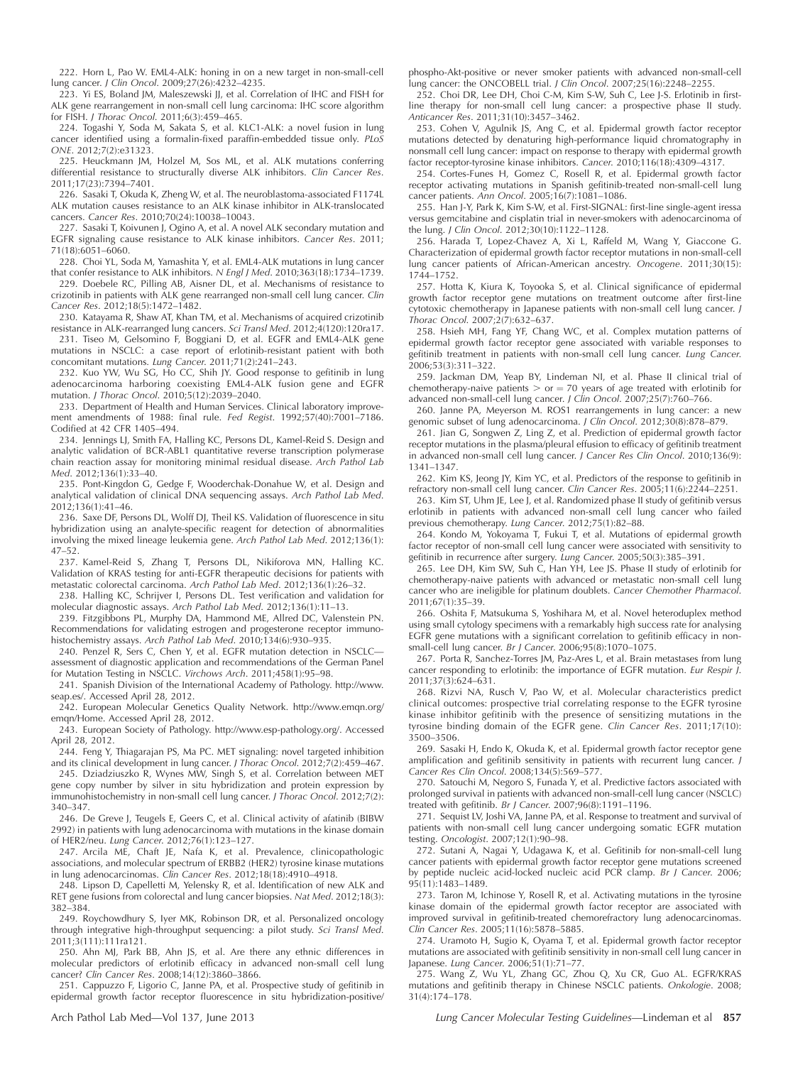222. Horn L, Pao W. EML4-ALK: honing in on a new target in non-small-cell lung cancer. *J Clin Oncol*. 2009;27(26):4232–4235.

223. Yi ES, Boland JM, Maleszewski JJ, et al. Correlation of IHC and FISH for ALK gene rearrangement in non-small cell lung carcinoma: IHC score algorithm for FISH. *J Thorac Oncol*. 2011;6(3):459–465.

224. Togashi Y, Soda M, Sakata S, et al. KLC1-ALK: a novel fusion in lung cancer identified using a formalin-fixed paraffin-embedded tissue only. *PLoS ONE*. 2012;7(2):e31323.

225. Heuckmann JM, Holzel M, Sos ML, et al. ALK mutations conferring differential resistance to structurally diverse ALK inhibitors. *Clin Cancer Res*. 2011;17(23):7394–7401.

226. Sasaki T, Okuda K, Zheng W, et al. The neuroblastoma-associated F1174L ALK mutation causes resistance to an ALK kinase inhibitor in ALK-translocated cancers. *Cancer Res*. 2010;70(24):10038–10043.

227. Sasaki T, Koivunen J, Ogino A, et al. A novel ALK secondary mutation and EGFR signaling cause resistance to ALK kinase inhibitors. *Cancer Res*. 2011; 71(18):6051–6060.

228. Choi YL, Soda M, Yamashita Y, et al. EML4-ALK mutations in lung cancer that confer resistance to ALK inhibitors. *N Engl J Med*. 2010;363(18):1734–1739.

229. Doebele RC, Pilling AB, Aisner DL, et al. Mechanisms of resistance to crizotinib in patients with ALK gene rearranged non-small cell lung cancer. *Clin Cancer Res*. 2012;18(5):1472–1482.

230. Katayama R, Shaw AT, Khan TM, et al. Mechanisms of acquired crizotinib resistance in ALK-rearranged lung cancers. *Sci Transl Med*. 2012;4(120):120ra17.

231. Tiseo M, Gelsomino F, Boggiani D, et al. EGFR and EML4-ALK gene mutations in NSCLC: a case report of erlotinib-resistant patient with both concomitant mutations. *Lung Cancer*. 2011;71(2):241–243.

232. Kuo YW, Wu SG, Ho CC, Shih JY. Good response to gefitinib in lung adenocarcinoma harboring coexisting EML4-ALK fusion gene and EGFR mutation. *J Thorac Oncol*. 2010;5(12):2039–2040.

233. Department of Health and Human Services. Clinical laboratory improvement amendments of 1988: final rule. *Fed Regist*. 1992;57(40):7001–7186. Codified at 42 CFR 1405–494.

234. Jennings LJ, Smith FA, Halling KC, Persons DL, Kamel-Reid S. Design and analytic validation of BCR-ABL1 quantitative reverse transcription polymerase chain reaction assay for monitoring minimal residual disease. *Arch Pathol Lab Med*. 2012;136(1):33–40.

235. Pont-Kingdon G, Gedge F, Wooderchak-Donahue W, et al. Design and analytical validation of clinical DNA sequencing assays. *Arch Pathol Lab Med*. 2012;136(1):41–46.

236. Saxe DF, Persons DL, Wolff DJ, Theil KS. Validation of fluorescence in situ hybridization using an analyte-specific reagent for detection of abnormalities involving the mixed lineage leukemia gene. *Arch Pathol Lab Med*. 2012;136(1): 47–52.

237. Kamel-Reid S, Zhang T, Persons DL, Nikiforova MN, Halling KC. Validation of KRAS testing for anti-EGFR therapeutic decisions for patients with metastatic colorectal carcinoma. *Arch Pathol Lab Med*. 2012;136(1):26–32.

238. Halling KC, Schrijver I, Persons DL. Test verification and validation for molecular diagnostic assays. *Arch Pathol Lab Med*. 2012;136(1):11–13.

239. Fitzgibbons PL, Murphy DA, Hammond ME, Allred DC, Valenstein PN. Recommendations for validating estrogen and progesterone receptor immunohistochemistry assays. *Arch Pathol Lab Med*. 2010;134(6):930–935.

240. Penzel R, Sers C, Chen Y, et al. EGFR mutation detection in NSCLC—assessment of diagnostic application and recommendations of the German Panel for Mutation Testing in NSCLC. *Virchows Arch*. 2011;458(1):95–98.

241. Spanish Division of the International Academy of Pathology. http://www.seap.es/. Accessed April 28, 2012.

242. European Molecular Genetics Quality Network. http://www.emqn.org/emqn/Home. Accessed April 28, 2012.

243. European Society of Pathology. http://www.esp-pathology.org/. Accessed April 28, 2012.

244. Feng Y, Thiagarajan PS, Ma PC. MET signaling: novel targeted inhibition and its clinical development in lung cancer. *J Thorac Oncol*. 2012;7(2):459–467.

245. Dziadziuszko R, Wynes MW, Singh S, et al. Correlation between MET gene copy number by silver in situ hybridization and protein expression by immunohistochemistry in non-small cell lung cancer. *J Thorac Oncol*. 2012;7(2): 340–347.

246. De Greve J, Teugels E, Geers C, et al. Clinical activity of afatinib (BIBW 2992) in patients with lung adenocarcinoma with mutations in the kinase domain of HER2/neu. *Lung Cancer*. 2012;76(1):123–127.

247. Arcila ME, Chaft JE, Nafa K, et al. Prevalence, clinicopathologic associations, and molecular spectrum of ERBB2 (HER2) tyrosine kinase mutations in lung adenocarcinomas. *Clin Cancer Res*. 2012;18(18):4910–4918.

248. Lipson D, Capelletti M, Yelensky R, et al. Identification of new ALK and RET gene fusions from colorectal and lung cancer biopsies. *Nat Med*. 2012;18(3): 382–384.

249. Roychowdhury S, Iyer MK, Robinson DR, et al. Personalized oncology through integrative high-throughput sequencing: a pilot study. *Sci Transl Med*. 2011;3(111):111ra121.

250. Ahn MJ, Park BB, Ahn JS, et al. Are there any ethnic differences in molecular predictors of erlotinib efficacy in advanced non-small cell lung cancer? *Clin Cancer Res*. 2008;14(12):3860–3866.

251. Cappuzzo F, Ligorio C, Janne PA, et al. Prospective study of gefitinib in epidermal growth factor receptor fluorescence in situ hybridization-positive/phospho-Akt-positive or never smoker patients with advanced non-small-cell lung cancer: the ONCOBELL trial. *J Clin Oncol*. 2007;25(16):2248–2255.

252. Choi DR, Lee DH, Choi C-M, Kim S-W, Suh C, Lee J-S. Erlotinib in first-line therapy for non-small cell lung cancer: a prospective phase II study. *Anticancer Res*. 2011;31(10):3457–3462.

253. Cohen V, Agulnik JS, Ang C, et al. Epidermal growth factor receptor mutations detected by denaturing high-performance liquid chromatography in nonsmall cell lung cancer: impact on response to therapy with epidermal growth factor receptor-tyrosine kinase inhibitors. *Cancer*. 2010;116(18):4309–4317.

254. Cortes-Funes H, Gomez C, Rosell R, et al. Epidermal growth factor receptor activating mutations in Spanish gefitinib-treated non-small-cell lung cancer patients. *Ann Oncol*. 2005;16(7):1081–1086.

255. Han J-Y, Park K, Kim S-W, et al. First-SIGNAL: first-line single-agent iressa versus gemcitabine and cisplatin trial in never-smokers with adenocarcinoma of the lung. *J Clin Oncol*. 2012;30(10):1122–1128.

256. Harada T, Lopez-Chavez A, Xi L, Raffeld M, Wang Y, Giaccone G. Characterization of epidermal growth factor receptor mutations in non-small-cell lung cancer patients of African-American ancestry. *Oncogene*. 2011;30(15): 1744–1752.

257. Hotta K, Kiura K, Toyooka S, et al. Clinical significance of epidermal growth factor receptor gene mutations on treatment outcome after first-line cytotoxic chemotherapy in Japanese patients with non-small cell lung cancer. *J Thorac Oncol*. 2007;2(7):632–637.

258. Hsieh MH, Fang YF, Chang WC, et al. Complex mutation patterns of epidermal growth factor receptor gene associated with variable responses to gefitinib treatment in patients with non-small cell lung cancer. *Lung Cancer*. 2006;53(3):311–322.

259. Jackman DM, Yeap BY, Lindeman NI, et al. Phase II clinical trial of chemotherapy-naive patients > or = 70 years of age treated with erlotinib for advanced non-small-cell lung cancer. *J Clin Oncol*. 2007;25(7):760–766.

260. Janne PA, Meyerson M. ROS1 rearrangements in lung cancer: a new genomic subset of lung adenocarcinoma. *J Clin Oncol*. 2012;30(8):878–879.

261. Jian G, Songwen Z, Ling Z, et al. Prediction of epidermal growth factor receptor mutations in the plasma/pleural effusion to efficacy of gefitinib treatment in advanced non-small cell lung cancer. *J Cancer Res Clin Oncol*. 2010;136(9): 1341–1347.

262. Kim KS, Jeong JY, Kim YC, et al. Predictors of the response to gefitinib in refractory non-small cell lung cancer. *Clin Cancer Res*. 2005;11(6):2244–2251.

263. Kim ST, Uhm JE, Lee J, et al. Randomized phase II study of gefitinib versus erlotinib in patients with advanced non-small cell lung cancer who failed previous chemotherapy. *Lung Cancer*. 2012;75(1):82–88.

264. Kondo M, Yokoyama T, Fukui T, et al. Mutations of epidermal growth factor receptor of non-small cell lung cancer were associated with sensitivity to gefitinib in recurrence after surgery. *Lung Cancer*. 2005;50(3):385–391.

265. Lee DH, Kim SW, Suh C, Han YH, Lee JS. Phase II study of erlotinib for chemotherapy-naive patients with advanced or metastatic non-small cell lung cancer who are ineligible for platinum doublets. *Cancer Chemother Pharmacol*. 2011;67(1):35–39.

266. Oshita F, Matsukuma S, Yoshihara M, et al. Novel heteroduplex method using small cytology specimens with a remarkably high success rate for analysing EGFR gene mutations with a significant correlation to gefitinib efficacy in non-small-cell lung cancer. *Br J Cancer*. 2006;95(8):1070–1075.

267. Porta R, Sanchez-Torres JM, Paz-Ares L, et al. Brain metastases from lung cancer responding to erlotinib: the importance of EGFR mutation. *Eur Respir J*. 2011;37(3):624–631.

268. Rizvi NA, Rusch V, Pao W, et al. Molecular characteristics predict clinical outcomes: prospective trial correlating response to the EGFR tyrosine kinase inhibitor gefitinib with the presence of sensitizing mutations in the tyrosine binding domain of the EGFR gene. *Clin Cancer Res*. 2011;17(10): 3500–3506.

269. Sasaki H, Endo K, Okuda K, et al. Epidermal growth factor receptor gene amplification and gefitinib sensitivity in patients with recurrent lung cancer. *J Cancer Res Clin Oncol*. 2008;134(5):569–577.

270. Satouchi M, Negoro S, Funada Y, et al. Predictive factors associated with prolonged survival in patients with advanced non-small-cell lung cancer (NSCLC) treated with gefitinib. *Br J Cancer*. 2007;96(8):1191–1196.

271. Sequist LV, Joshi VA, Janne PA, et al. Response to treatment and survival of patients with non-small cell lung cancer undergoing somatic EGFR mutation testing. *Oncologist*. 2007;12(1):90–98.

272. Sutani A, Nagai Y, Udagawa K, et al. Gefitinib for non-small-cell lung cancer patients with epidermal growth factor receptor gene mutations screened by peptide nucleic acid-locked nucleic acid PCR clamp. *Br J Cancer*. 2006; 95(11):1483–1489.

273. Taron M, Ichinose Y, Rosell R, et al. Activating mutations in the tyrosine kinase domain of the epidermal growth factor receptor are associated with improved survival in gefitinib-treated chemorefractory lung adenocarcinomas. *Clin Cancer Res*. 2005;11(16):5878–5885.

274. Uramoto H, Sugio K, Oyama T, et al. Epidermal growth factor receptor mutations are associated with gefitinib sensitivity in non-small cell lung cancer in Japanese. *Lung Cancer*. 2006;51(1):71–77.

275. Wang Z, Wu YL, Zhang GC, Zhou Q, Xu CR, Guo AL. EGFR/KRAS mutations and gefitinib therapy in Chinese NSCLC patients. *Onkologie*. 2008; 31(4):174–178.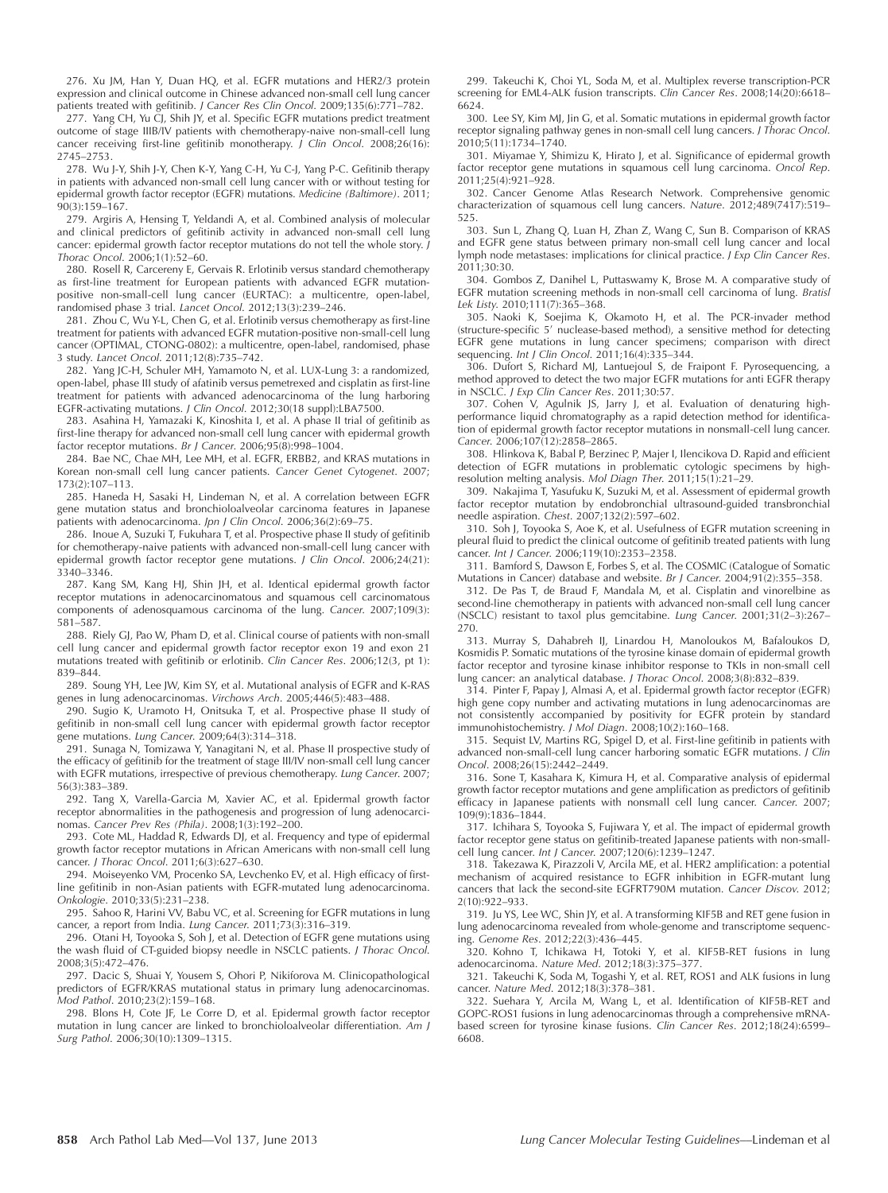276. Xu JM, Han Y, Duan HQ, et al. EGFR mutations and HER2/3 protein expression and clinical outcome in Chinese advanced non-small cell lung cancer patients treated with gefitinib. *J Cancer Res Clin Oncol*. 2009;135(6):771–782.

277. Yang CH, Yu CJ, Shih JY, et al. Specific EGFR mutations predict treatment outcome of stage IIIB/IV patients with chemotherapy-naive non-small-cell lung cancer receiving first-line gefitinib monotherapy. *J Clin Oncol*. 2008;26(16): 2745–2753.

278. Wu J-Y, Shih J-Y, Chen K-Y, Yang C-H, Yu C-J, Yang P-C. Gefitinib therapy in patients with advanced non-small cell lung cancer with or without testing for epidermal growth factor receptor (EGFR) mutations. *Medicine (Baltimore)*. 2011; 90(3):159–167.

279. Argiris A, Hensing T, Yeldandi A, et al. Combined analysis of molecular and clinical predictors of gefitinib activity in advanced non-small cell lung cancer: epidermal growth factor receptor mutations do not tell the whole story. *J Thorac Oncol*. 2006;1(1):52–60.

280. Rosell R, Carcereny E, Gervais R. Erlotinib versus standard chemotherapy as first-line treatment for European patients with advanced EGFR mutation-positive non-small-cell lung cancer (EURTAC): a multicentre, open-label, randomised phase 3 trial. *Lancet Oncol*. 2012;13(3):239–246.

281. Zhou C, Wu Y-L, Chen G, et al. Erlotinib versus chemotherapy as first-line treatment for patients with advanced EGFR mutation-positive non-small-cell lung cancer (OPTIMAL, CTONG-0802): a multicentre, open-label, randomised, phase 3 study. *Lancet Oncol*. 2011;12(8):735–742.

282. Yang JC-H, Schuler MH, Yamamoto N, et al. LUX-Lung 3: a randomized, open-label, phase III study of afatinib versus pemetrexed and cisplatin as first-line treatment for patients with advanced adenocarcinoma of the lung harboring EGFR-activating mutations. *J Clin Oncol*. 2012;30(18 suppl):LBA7500.

283. Asahina H, Yamazaki K, Kinoshita I, et al. A phase II trial of gefitinib as first-line therapy for advanced non-small cell lung cancer with epidermal growth factor receptor mutations. *Br J Cancer*. 2006;95(8):998–1004.

284. Bae NC, Chae MH, Lee MH, et al. EGFR, ERBB2, and KRAS mutations in Korean non-small cell lung cancer patients. *Cancer Genet Cytogenet*. 2007; 173(2):107–113.

285. Haneda H, Sasaki H, Lindeman N, et al. A correlation between EGFR gene mutation status and bronchioloalveolar carcinoma features in Japanese patients with adenocarcinoma. *Jpn J Clin Oncol*. 2006;36(2):69–75.

286. Inoue A, Suzuki T, Fukuhara T, et al. Prospective phase II study of gefitinib for chemotherapy-naive patients with advanced non-small-cell lung cancer with epidermal growth factor receptor gene mutations. *J Clin Oncol*. 2006;24(21): 3340–3346.

287. Kang SM, Kang HJ, Shin JH, et al. Identical epidermal growth factor receptor mutations in adenocarcinomatous and squamous cell carcinomatous components of adenosquamous carcinoma of the lung. *Cancer*. 2007;109(3): 581–587.

288. Riely GJ, Pao W, Pham D, et al. Clinical course of patients with non-small cell lung cancer and epidermal growth factor receptor exon 19 and exon 21 mutations treated with gefitinib or erlotinib. *Clin Cancer Res*. 2006;12(3, pt 1): 839–844.

289. Soung YH, Lee JW, Kim SY, et al. Mutational analysis of EGFR and K-RAS genes in lung adenocarcinomas. *Virchows Arch*. 2005;446(5):483–488.

290. Sugio K, Uramoto H, Onitsuka T, et al. Prospective phase II study of gefitinib in non-small cell lung cancer with epidermal growth factor receptor gene mutations. *Lung Cancer*. 2009;64(3):314–318.

291. Sunaga N, Tomizawa Y, Yanagitani N, et al. Phase II prospective study of the efficacy of gefitinib for the treatment of stage III/IV non-small cell lung cancer with EGFR mutations, irrespective of previous chemotherapy. *Lung Cancer*. 2007; 56(3):383–389.

292. Tang X, Varella-Garcia M, Xavier AC, et al. Epidermal growth factor receptor abnormalities in the pathogenesis and progression of lung adenocarcinomas. *Cancer Prev Res (Phila)*. 2008;1(3):192–200.

293. Cote ML, Haddad R, Edwards DJ, et al. Frequency and type of epidermal growth factor receptor mutations in African Americans with non-small cell lung cancer. *J Thorac Oncol*. 2011;6(3):627–630.

294. Moiseyenko VM, Procenko SA, Levchenko EV, et al. High efficacy of first-line gefitinib in non-Asian patients with EGFR-mutated lung adenocarcinoma. *Onkologie*. 2010;33(5):231–238.

295. Sahoo R, Harini VV, Babu VC, et al. Screening for EGFR mutations in lung cancer, a report from India. *Lung Cancer*. 2011;73(3):316–319.

296. Otani H, Toyooka S, Soh J, et al. Detection of EGFR gene mutations using the wash fluid of CT-guided biopsy needle in NSCLC patients. *J Thorac Oncol*. 2008;3(5):472–476.

297. Dacic S, Shuai Y, Yousem S, Ohori P, Nikiforova M. Clinicopathological predictors of EGFR/KRAS mutational status in primary lung adenocarcinomas. *Mod Pathol*. 2010;23(2):159–168.

298. Blons H, Cote JF, Le Corre D, et al. Epidermal growth factor receptor mutation in lung cancer are linked to bronchioloalveolar differentiation. *Am J Surg Pathol*. 2006;30(10):1309–1315.

299. Takeuchi K, Choi YL, Soda M, et al. Multiplex reverse transcription-PCR screening for EML4-ALK fusion transcripts. *Clin Cancer Res*. 2008;14(20):6618–6624.

300. Lee SY, Kim MJ, Jin G, et al. Somatic mutations in epidermal growth factor receptor signaling pathway genes in non-small cell lung cancers. *J Thorac Oncol*. 2010;5(11):1734–1740.

301. Miyamae Y, Shimizu K, Hirato J, et al. Significance of epidermal growth factor receptor gene mutations in squamous cell lung carcinoma. *Oncol Rep*. 2011;25(4):921–928.

302. Cancer Genome Atlas Research Network. Comprehensive genomic characterization of squamous cell lung cancers. *Nature*. 2012;489(7417):519–525.

303. Sun L, Zhang Q, Luan H, Zhan Z, Wang C, Sun B. Comparison of KRAS and EGFR gene status between primary non-small cell lung cancer and local lymph node metastases: implications for clinical practice. *J Exp Clin Cancer Res*. 2011;30:30.

304. Gombos Z, Danihel L, Puttaswamy K, Brose M. A comparative study of EGFR mutation screening methods in non-small cell carcinoma of lung. *Bratisl Lek Listy*. 2010;111(7):365–368.

305. Naoki K, Soejima K, Okamoto H, et al. The PCR-invader method (structure-specific 5′ nuclease-based method), a sensitive method for detecting EGFR gene mutations in lung cancer specimens; comparison with direct sequencing. *Int J Clin Oncol*. 2011;16(4):335–344.

306. Dufort S, Richard MJ, Lantuejoul S, de Fraipont F. Pyrosequencing, a method approved to detect the two major EGFR mutations for anti EGFR therapy in NSCLC. *J Exp Clin Cancer Res*. 2011;30:57.

307. Cohen V, Agulnik JS, Jarry J, et al. Evaluation of denaturing high-performance liquid chromatography as a rapid detection method for identification of epidermal growth factor receptor mutations in nonsmall-cell lung cancer. *Cancer*. 2006;107(12):2858–2865.

308. Hlinkova K, Babal P, Berzinec P, Majer I, Ilencikova D. Rapid and efficient detection of EGFR mutations in problematic cytologic specimens by high-resolution melting analysis. *Mol Diagn Ther*. 2011;15(1):21–29.

309. Nakajima T, Yasufuku K, Suzuki M, et al. Assessment of epidermal growth factor receptor mutation by endobronchial ultrasound-guided transbronchial needle aspiration. *Chest*. 2007;132(2):597–602.

310. Soh J, Toyooka S, Aoe K, et al. Usefulness of EGFR mutation screening in pleural fluid to predict the clinical outcome of gefitinib treated patients with lung cancer. *Int J Cancer*. 2006;119(10):2353–2358.

311. Bamford S, Dawson E, Forbes S, et al. The COSMIC (Catalogue of Somatic Mutations in Cancer) database and website. *Br J Cancer*. 2004;91(2):355–358.

312. De Pas T, de Braud F, Mandala M, et al. Cisplatin and vinorelbine as second-line chemotherapy in patients with advanced non-small cell lung cancer (NSCLC) resistant to taxol plus gemcitabine. *Lung Cancer*. 2001;31(2–3):267–270.

313. Murray S, Dahabreh IJ, Linardou H, Manoloukos M, Bafaloukos D, Kosmidis P. Somatic mutations of the tyrosine kinase domain of epidermal growth factor receptor and tyrosine kinase inhibitor response to TKIs in non-small cell lung cancer: an analytical database. *J Thorac Oncol*. 2008;3(8):832–839.

314. Pinter F, Papay J, Almasi A, et al. Epidermal growth factor receptor (EGFR) high gene copy number and activating mutations in lung adenocarcinomas are not consistently accompanied by positivity for EGFR protein by standard immunohistochemistry. *J Mol Diagn*. 2008;10(2):160–168.

315. Sequist LV, Martins RG, Spigel D, et al. First-line gefitinib in patients with advanced non-small-cell lung cancer harboring somatic EGFR mutations. *J Clin Oncol*. 2008;26(15):2442–2449.

316. Sone T, Kasahara K, Kimura H, et al. Comparative analysis of epidermal growth factor receptor mutations and gene amplification as predictors of gefitinib efficacy in Japanese patients with nonsmall cell lung cancer. *Cancer*. 2007; 109(9):1836–1844.

317. Ichihara S, Toyooka S, Fujiwara Y, et al. The impact of epidermal growth factor receptor gene status on gefitinib-treated Japanese patients with non-small-cell lung cancer. *Int J Cancer*. 2007;120(6):1239–1247.

318. Takezawa K, Pirazzoli V, Arcila ME, et al. HER2 amplification: a potential mechanism of acquired resistance to EGFR inhibition in EGFR-mutant lung cancers that lack the second-site EGFRT790M mutation. *Cancer Discov*. 2012; 2(10):922–933.

319. Ju YS, Lee WC, Shin JY, et al. A transforming KIF5B and RET gene fusion in lung adenocarcinoma revealed from whole-genome and transcriptome sequencing. *Genome Res*. 2012;22(3):436–445.

320. Kohno T, Ichikawa H, Totoki Y, et al. KIF5B-RET fusions in lung adenocarcinoma. *Nature Med*. 2012;18(3):375–377.

321. Takeuchi K, Soda M, Togashi Y, et al. RET, ROS1 and ALK fusions in lung cancer. *Nature Med*. 2012;18(3):378–381.

322. Suehara Y, Arcila M, Wang L, et al. Identification of KIF5B-RET and GOPC-ROS1 fusions in lung adenocarcinomas through a comprehensive mRNA-based screen for tyrosine kinase fusions. *Clin Cancer Res*. 2012;18(24):6599–6608.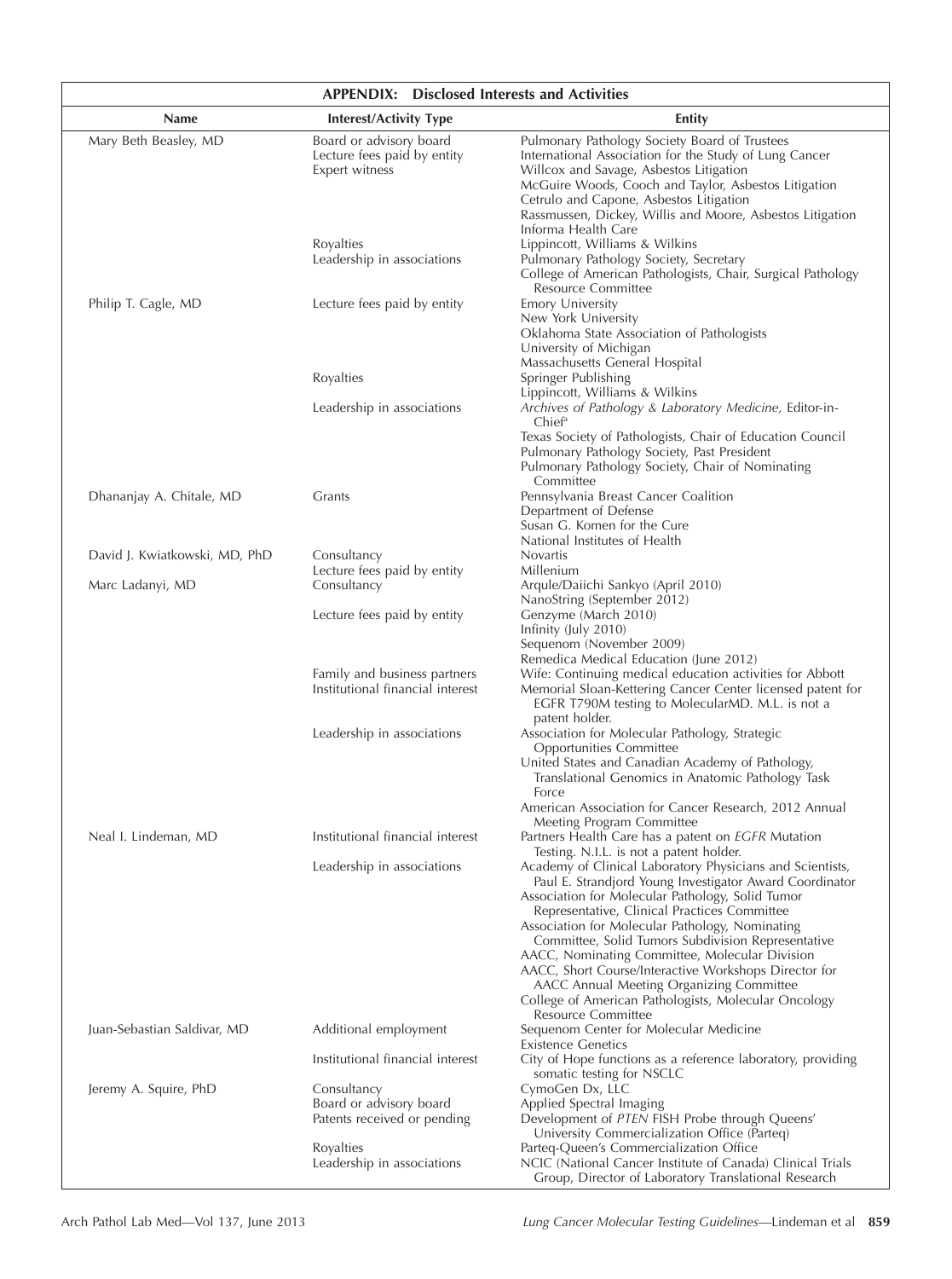| APPENDIX: Disclosed Interests and Activities | | |
|---|---|---|
| **Name** | **Interest/Activity Type** | **Entity** |
| Mary Beth Beasley, MD | Board or advisory board | Pulmonary Pathology Society Board of Trustees |
| | Lecture fees paid by entity | International Association for the Study of Lung Cancer |
| | Expert witness | Willcox and Savage, Asbestos Litigation |
| | | McGuire Woods, Cooch and Taylor, Asbestos Litigation |
| | | Cetrulo and Capone, Asbestos Litigation |
| | | Rassmussen, Dickey, Willis and Moore, Asbestos Litigation |
| | | Informa Health Care |
| | Royalties | Lippincott, Williams & Wilkins |
| | Leadership in associations | Pulmonary Pathology Society, Secretary |
| | | College of American Pathologists, Chair, Surgical Pathology Resource Committee |
| Philip T. Cagle, MD | Lecture fees paid by entity | Emory University |
| | | New York University |
| | | Oklahoma State Association of Pathologists |
| | | University of Michigan |
| | | Massachusetts General Hospital |
| | Royalties | Springer Publishing |
| | | Lippincott, Williams & Wilkins |
| | Leadership in associations | *Archives of Pathology & Laboratory Medicine,* Editor-in-Chief[a] |
| | | Texas Society of Pathologists, Chair of Education Council |
| | | Pulmonary Pathology Society, Past President |
| | | Pulmonary Pathology Society, Chair of Nominating Committee |
| Dhananjay A. Chitale, MD | Grants | Pennsylvania Breast Cancer Coalition |
| | | Department of Defense |
| | | Susan G. Komen for the Cure |
| | | National Institutes of Health |
| David J. Kwiatkowski, MD, PhD | Consultancy | Novartis |
| | Lecture fees paid by entity | Millenium |
| Marc Ladanyi, MD | Consultancy | Arqule/Daiichi Sankyo (April 2010) |
| | | NanoString (September 2012) |
| | Lecture fees paid by entity | Genzyme (March 2010) |
| | | Infinity (July 2010) |
| | | Sequenom (November 2009) |
| | | Remedica Medical Education (June 2012) |
| | Family and business partners | Wife: Continuing medical education activities for Abbott |
| | Institutional financial interest | Memorial Sloan-Kettering Cancer Center licensed patent for EGFR T790M testing to MolecularMD. M.L. is not a patent holder. |
| | Leadership in associations | Association for Molecular Pathology, Strategic Opportunities Committee |
| | | United States and Canadian Academy of Pathology, Translational Genomics in Anatomic Pathology Task Force |
| | | American Association for Cancer Research, 2012 Annual Meeting Program Committee |
| Neal I. Lindeman, MD | Institutional financial interest | Partners Health Care has a patent on *EGFR* Mutation Testing. N.I.L. is not a patent holder. |
| | Leadership in associations | Academy of Clinical Laboratory Physicians and Scientists, Paul E. Strandjord Young Investigator Award Coordinator |
| | | Association for Molecular Pathology, Solid Tumor Representative, Clinical Practices Committee |
| | | Association for Molecular Pathology, Nominating Committee, Solid Tumors Subdivision Representative |
| | | AACC, Nominating Committee, Molecular Division |
| | | AACC, Short Course/Interactive Workshops Director for AACC Annual Meeting Organizing Committee |
| | | College of American Pathologists, Molecular Oncology Resource Committee |
| Juan-Sebastian Saldivar, MD | Additional employment | Sequenom Center for Molecular Medicine |
| | | Existence Genetics |
| | Institutional financial interest | City of Hope functions as a reference laboratory, providing somatic testing for NSCLC |
| Jeremy A. Squire, PhD | Consultancy | CymoGen Dx, LLC |
| | Board or advisory board | Applied Spectral Imaging |
| | Patents received or pending | Development of *PTEN* FISH Probe through Queens' University Commercialization Office (Parteq) |
| | Royalties | Parteq-Queen's Commercialization Office |
| | Leadership in associations | NCIC (National Cancer Institute of Canada) Clinical Trials Group, Director of Laboratory Translational Research |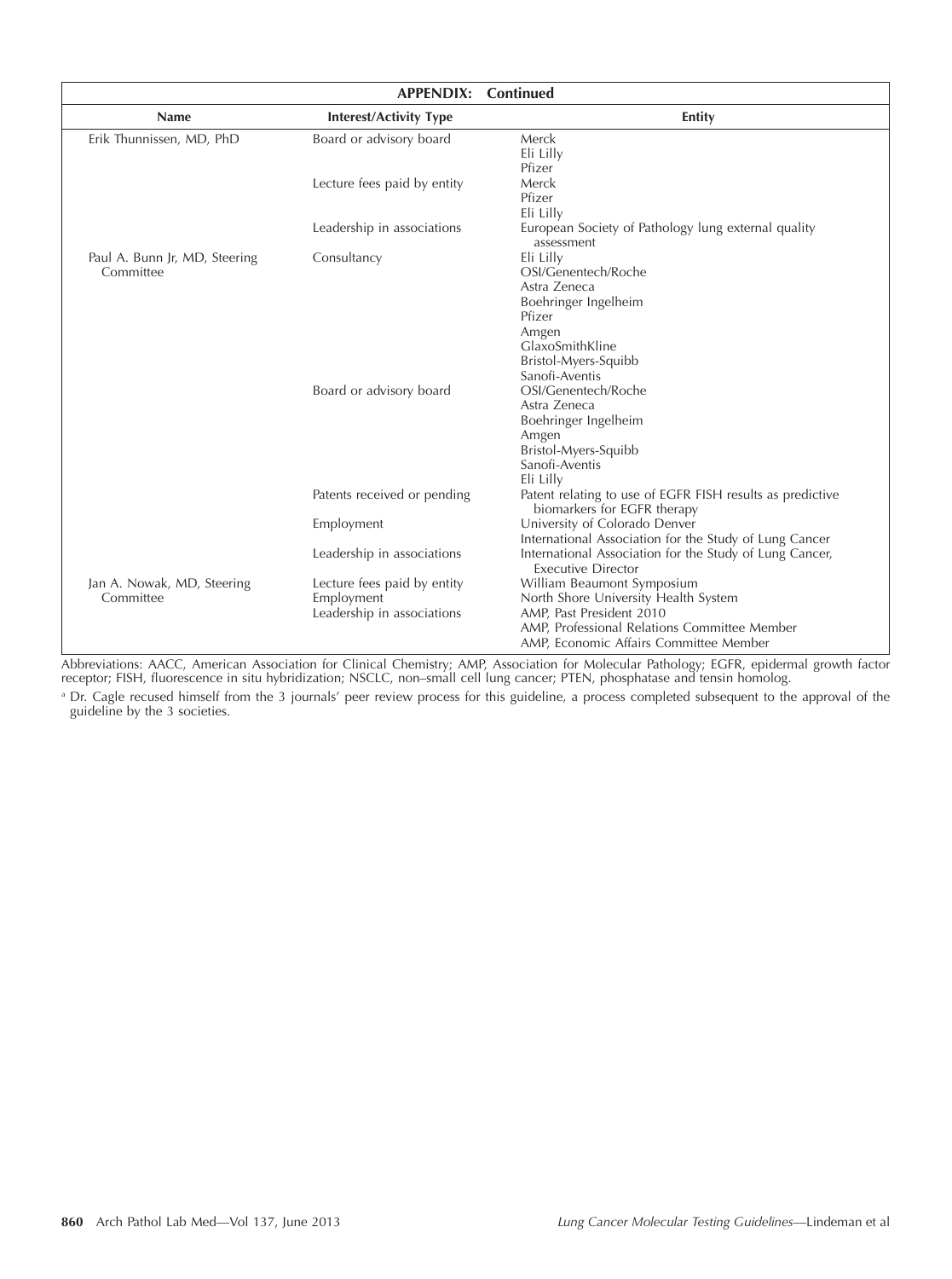| APPENDIX: Continued | | |
|---|---|---|
| **Name** | **Interest/Activity Type** | **Entity** |
| Erik Thunnissen, MD, PhD | Board or advisory board | Merck<br>Eli Lilly<br>Pfizer |
| | Lecture fees paid by entity | Merck<br>Pfizer<br>Eli Lilly |
| | Leadership in associations | European Society of Pathology lung external quality assessment |
| Paul A. Bunn Jr, MD, Steering Committee | Consultancy | Eli Lilly<br>OSI/Genentech/Roche<br>Astra Zeneca<br>Boehringer Ingelheim<br>Pfizer<br>Amgen<br>GlaxoSmithKline<br>Bristol-Myers-Squibb<br>Sanofi-Aventis |
| | Board or advisory board | OSI/Genentech/Roche<br>Astra Zeneca<br>Boehringer Ingelheim<br>Amgen<br>Bristol-Myers-Squibb<br>Sanofi-Aventis<br>Eli Lilly |
| | Patents received or pending | Patent relating to use of EGFR FISH results as predictive biomarkers for EGFR therapy |
| | Employment | University of Colorado Denver<br>International Association for the Study of Lung Cancer |
| | Leadership in associations | International Association for the Study of Lung Cancer, Executive Director |
| Jan A. Nowak, MD, Steering Committee | Lecture fees paid by entity | William Beaumont Symposium |
| | Employment | North Shore University Health System |
| | Leadership in associations | AMP, Past President 2010<br>AMP, Professional Relations Committee Member<br>AMP, Economic Affairs Committee Member |

Abbreviations: AACC, American Association for Clinical Chemistry; AMP, Association for Molecular Pathology; EGFR, epidermal growth factor receptor; FISH, fluorescence in situ hybridization; NSCLC, non–small cell lung cancer; PTEN, phosphatase and tensin homolog.

[a] Dr. Cagle recused himself from the 3 journals' peer review process for this guideline, a process completed subsequent to the approval of the guideline by the 3 societies.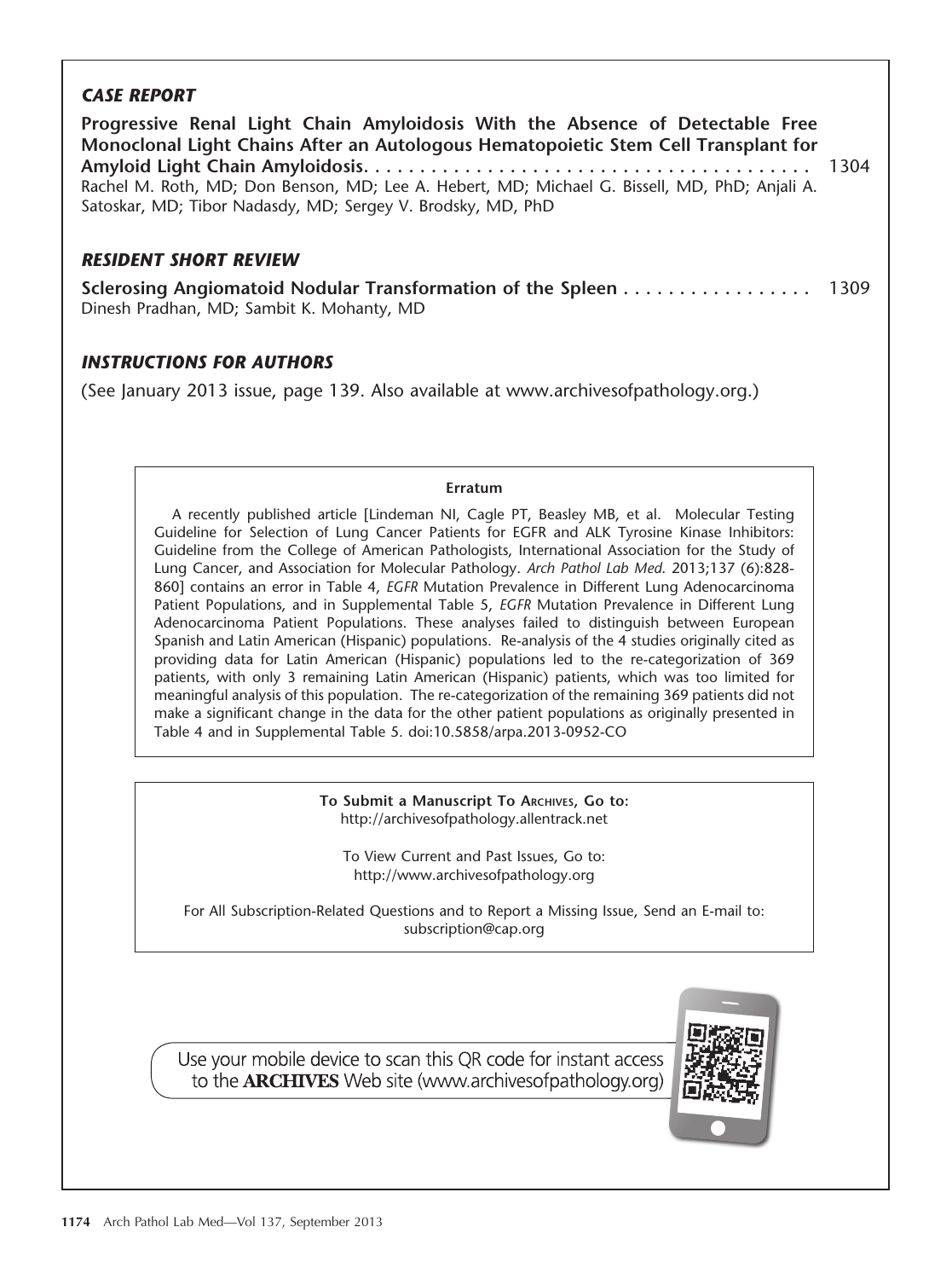### *CASE REPORT*

**Progressive Renal Light Chain Amyloidosis With the Absence of Detectable Free Monoclonal Light Chains After an Autologous Hematopoietic Stem Cell Transplant for Amyloid Light Chain Amyloidosis. . . . . . . . . . . . . . . . . . . . . . . . . . . . . . . . . . . . . . . .** 1304
Rachel M. Roth, MD; Don Benson, MD; Lee A. Hebert, MD; Michael G. Bissell, MD, PhD; Anjali A. Satoskar, MD; Tibor Nadasdy, MD; Sergey V. Brodsky, MD, PhD

### *RESIDENT SHORT REVIEW*

**Sclerosing Angiomatoid Nodular Transformation of the Spleen . . . . . . . . . . . . . . . . .** 1309
Dinesh Pradhan, MD; Sambit K. Mohanty, MD

### *INSTRUCTIONS FOR AUTHORS*

(See January 2013 issue, page 139. Also available at www.archivesofpathology.org.)

**Erratum**

A recently published article [Lindeman NI, Cagle PT, Beasley MB, et al. Molecular Testing Guideline for Selection of Lung Cancer Patients for EGFR and ALK Tyrosine Kinase Inhibitors: Guideline from the College of American Pathologists, International Association for the Study of Lung Cancer, and Association for Molecular Pathology. *Arch Pathol Lab Med.* 2013;137 (6):828-860] contains an error in Table 4, *EGFR* Mutation Prevalence in Different Lung Adenocarcinoma Patient Populations, and in Supplemental Table 5, *EGFR* Mutation Prevalence in Different Lung Adenocarcinoma Patient Populations. These analyses failed to distinguish between European Spanish and Latin American (Hispanic) populations. Re-analysis of the 4 studies originally cited as providing data for Latin American (Hispanic) populations led to the re-categorization of 369 patients, with only 3 remaining Latin American (Hispanic) patients, which was too limited for meaningful analysis of this population. The re-categorization of the remaining 369 patients did not make a significant change in the data for the other patient populations as originally presented in Table 4 and in Supplemental Table 5. doi:10.5858/arpa.2013-0952-CO

**To Submit a Manuscript To ARCHIVES, Go to:**
http://archivesofpathology.allentrack.net

To View Current and Past Issues, Go to:
http://www.archivesofpathology.org

For All Subscription-Related Questions and to Report a Missing Issue, Send an E-mail to:
subscription@cap.org

Use your mobile device to scan this QR code for instant access to the **ARCHIVES** Web site (www.archivesofpathology.org)